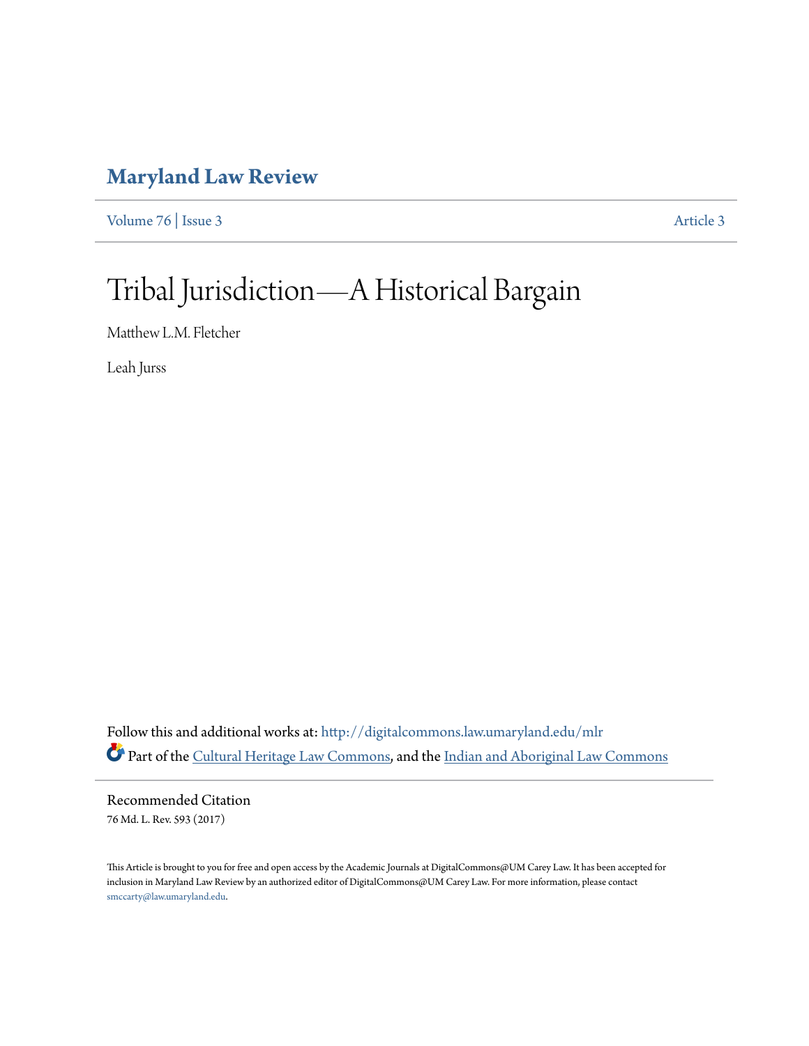# Maryland Law Review

Volume 76 | Issue 3 Article 3

# Tribal Jurisdiction—A Historical Bargain

Matthew L.M. Fletcher

Leah Jurss

Follow this and additional works at: http://digitalcommons.law.umaryland.edu/mlr

Part of the Cultural Heritage Law Commons, and the Indian and Aboriginal Law Commons

## Recommended Citation

76 Md. L. Rev. 593 (2017)

This Article is brought to you for free and open access by the Academic Journals at DigitalCommons@UM Carey Law. It has been accepted for inclusion in Maryland Law Review by an authorized editor of DigitalCommons@UM Carey Law. For more information, please contact smccarty@law.umaryland.edu.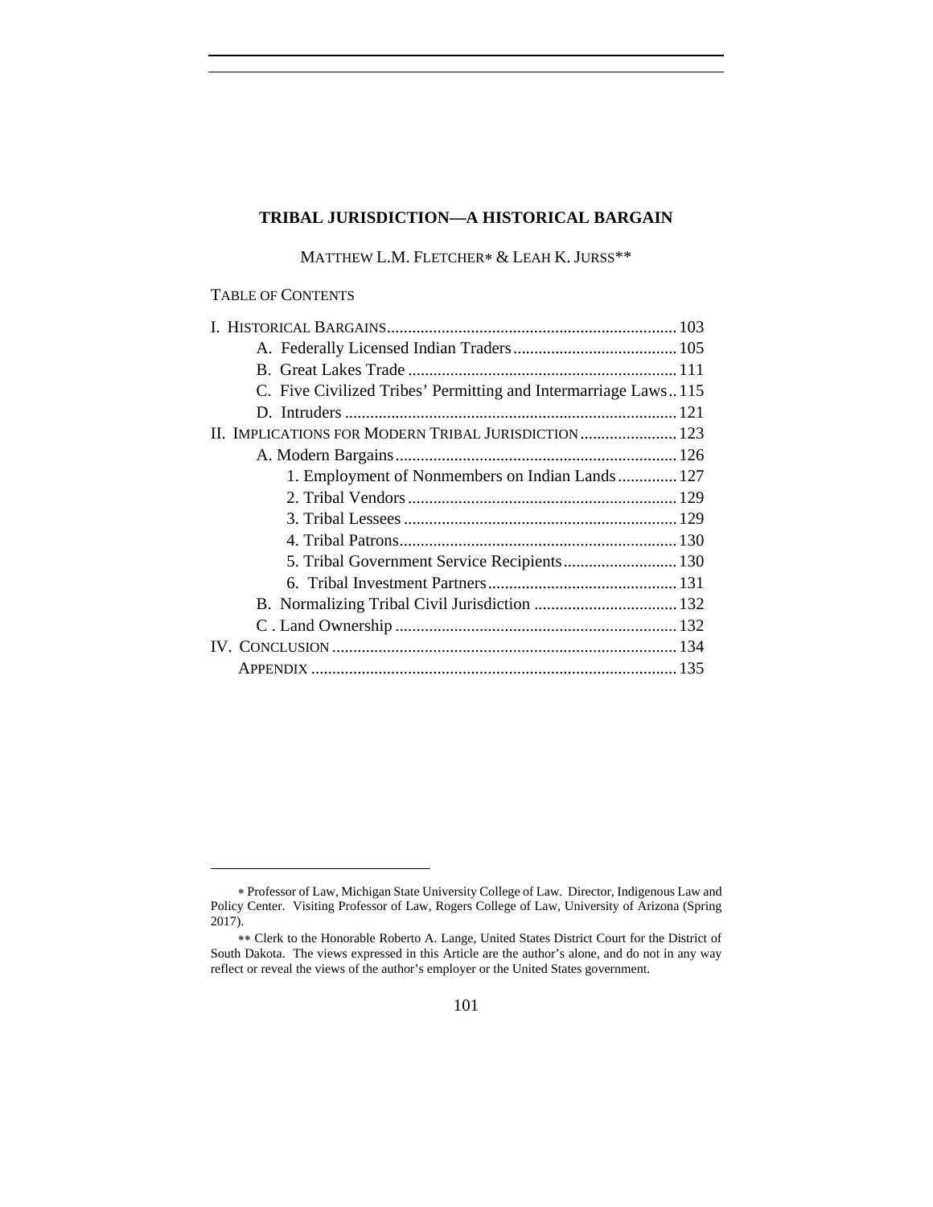# TRIBAL JURISDICTION—A HISTORICAL BARGAIN

MATTHEW L.M. FLETCHER* & LEAH K. JURSS**

TABLE OF CONTENTS

I. HISTORICAL BARGAINS .................................................................... 103
  A. Federally Licensed Indian Traders ...................................... 105
  B. Great Lakes Trade ............................................................... 111
  C. Five Civilized Tribes' Permitting and Intermarriage Laws .. 115
  D. Intruders .............................................................................. 121
II. IMPLICATIONS FOR MODERN TRIBAL JURISDICTION ....................... 123
  A. Modern Bargains ................................................................. 126
    1. Employment of Nonmembers on Indian Lands ............. 127
    2. Tribal Vendors ............................................................... 129
    3. Tribal Lessees ................................................................ 129
    4. Tribal Patrons ................................................................. 130
    5. Tribal Government Service Recipients .......................... 130
    6. Tribal Investment Partners ............................................ 131
  B. Normalizing Tribal Civil Jurisdiction .................................. 132
  C . Land Ownership .................................................................. 132
IV. CONCLUSION ................................................................................. 134
  APPENDIX ...................................................................................... 135

---

* Professor of Law, Michigan State University College of Law. Director, Indigenous Law and Policy Center. Visiting Professor of Law, Rogers College of Law, University of Arizona (Spring 2017).

** Clerk to the Honorable Roberto A. Lange, United States District Court for the District of South Dakota. The views expressed in this Article are the author's alone, and do not in any way reflect or reveal the views of the author's employer or the United States government.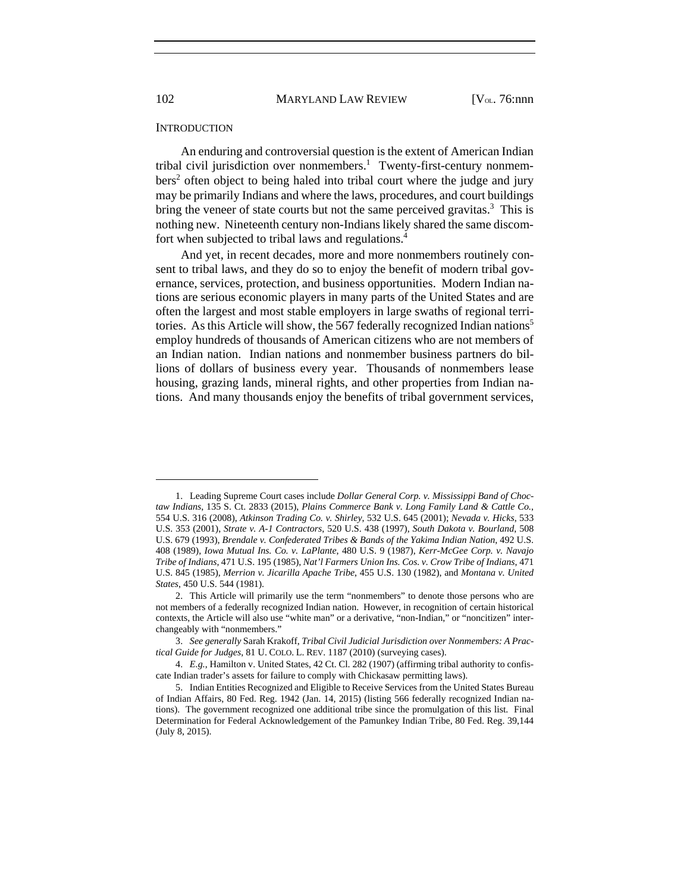## INTRODUCTION

An enduring and controversial question is the extent of American Indian tribal civil jurisdiction over nonmembers.[1] Twenty-first-century nonmembers[2] often object to being haled into tribal court where the judge and jury may be primarily Indians and where the laws, procedures, and court buildings bring the veneer of state courts but not the same perceived gravitas.[3] This is nothing new. Nineteenth century non-Indians likely shared the same discomfort when subjected to tribal laws and regulations.[4]

And yet, in recent decades, more and more nonmembers routinely consent to tribal laws, and they do so to enjoy the benefit of modern tribal governance, services, protection, and business opportunities. Modern Indian nations are serious economic players in many parts of the United States and are often the largest and most stable employers in large swaths of regional territories. As this Article will show, the 567 federally recognized Indian nations[5] employ hundreds of thousands of American citizens who are not members of an Indian nation. Indian nations and nonmember business partners do billions of dollars of business every year. Thousands of nonmembers lease housing, grazing lands, mineral rights, and other properties from Indian nations. And many thousands enjoy the benefits of tribal government services,

---

1. Leading Supreme Court cases include *Dollar General Corp. v. Mississippi Band of Choctaw Indians*, 135 S. Ct. 2833 (2015), *Plains Commerce Bank v. Long Family Land & Cattle Co.*, 554 U.S. 316 (2008), *Atkinson Trading Co. v. Shirley*, 532 U.S. 645 (2001); *Nevada v. Hicks*, 533 U.S. 353 (2001), *Strate v. A-1 Contractors*, 520 U.S. 438 (1997), *South Dakota v. Bourland*, 508 U.S. 679 (1993), *Brendale v. Confederated Tribes & Bands of the Yakima Indian Nation*, 492 U.S. 408 (1989), *Iowa Mutual Ins. Co. v. LaPlante*, 480 U.S. 9 (1987), *Kerr-McGee Corp. v. Navajo Tribe of Indians*, 471 U.S. 195 (1985), *Nat'l Farmers Union Ins. Cos. v. Crow Tribe of Indians*, 471 U.S. 845 (1985), *Merrion v. Jicarilla Apache Tribe*, 455 U.S. 130 (1982), and *Montana v. United States*, 450 U.S. 544 (1981).

2. This Article will primarily use the term "nonmembers" to denote those persons who are not members of a federally recognized Indian nation. However, in recognition of certain historical contexts, the Article will also use "white man" or a derivative, "non-Indian," or "noncitizen" interchangeably with "nonmembers."

3. *See generally* Sarah Krakoff, *Tribal Civil Judicial Jurisdiction over Nonmembers: A Practical Guide for Judges*, 81 U. COLO. L. REV. 1187 (2010) (surveying cases).

4. *E.g.*, Hamilton v. United States, 42 Ct. Cl. 282 (1907) (affirming tribal authority to confiscate Indian trader's assets for failure to comply with Chickasaw permitting laws).

5. Indian Entities Recognized and Eligible to Receive Services from the United States Bureau of Indian Affairs, 80 Fed. Reg. 1942 (Jan. 14, 2015) (listing 566 federally recognized Indian nations). The government recognized one additional tribe since the promulgation of this list. Final Determination for Federal Acknowledgement of the Pamunkey Indian Tribe, 80 Fed. Reg. 39,144 (July 8, 2015).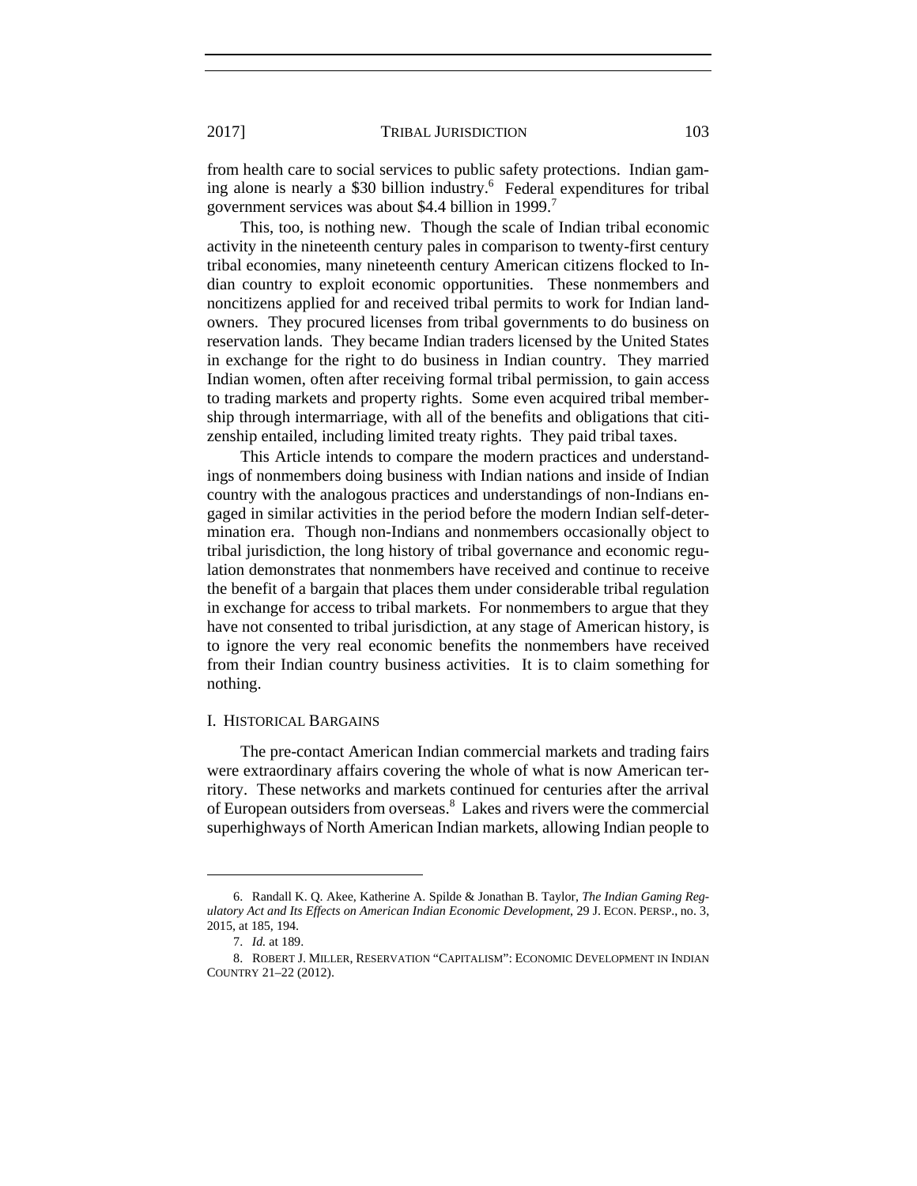from health care to social services to public safety protections. Indian gaming alone is nearly a $30 billion industry.[6] Federal expenditures for tribal government services was about $4.4 billion in 1999.[7]

This, too, is nothing new. Though the scale of Indian tribal economic activity in the nineteenth century pales in comparison to twenty-first century tribal economies, many nineteenth century American citizens flocked to Indian country to exploit economic opportunities. These nonmembers and noncitizens applied for and received tribal permits to work for Indian landowners. They procured licenses from tribal governments to do business on reservation lands. They became Indian traders licensed by the United States in exchange for the right to do business in Indian country. They married Indian women, often after receiving formal tribal permission, to gain access to trading markets and property rights. Some even acquired tribal membership through intermarriage, with all of the benefits and obligations that citizenship entailed, including limited treaty rights. They paid tribal taxes.

This Article intends to compare the modern practices and understandings of nonmembers doing business with Indian nations and inside of Indian country with the analogous practices and understandings of non-Indians engaged in similar activities in the period before the modern Indian self-determination era. Though non-Indians and nonmembers occasionally object to tribal jurisdiction, the long history of tribal governance and economic regulation demonstrates that nonmembers have received and continue to receive the benefit of a bargain that places them under considerable tribal regulation in exchange for access to tribal markets. For nonmembers to argue that they have not consented to tribal jurisdiction, at any stage of American history, is to ignore the very real economic benefits the nonmembers have received from their Indian country business activities. It is to claim something for nothing.

## I. HISTORICAL BARGAINS

The pre-contact American Indian commercial markets and trading fairs were extraordinary affairs covering the whole of what is now American territory. These networks and markets continued for centuries after the arrival of European outsiders from overseas.[8] Lakes and rivers were the commercial superhighways of North American Indian markets, allowing Indian people to

---

6. Randall K. Q. Akee, Katherine A. Spilde & Jonathan B. Taylor, *The Indian Gaming Regulatory Act and Its Effects on American Indian Economic Development*, 29 J. ECON. PERSP., no. 3, 2015, at 185, 194.

7. *Id.* at 189.

8. ROBERT J. MILLER, RESERVATION "CAPITALISM": ECONOMIC DEVELOPMENT IN INDIAN COUNTRY 21–22 (2012).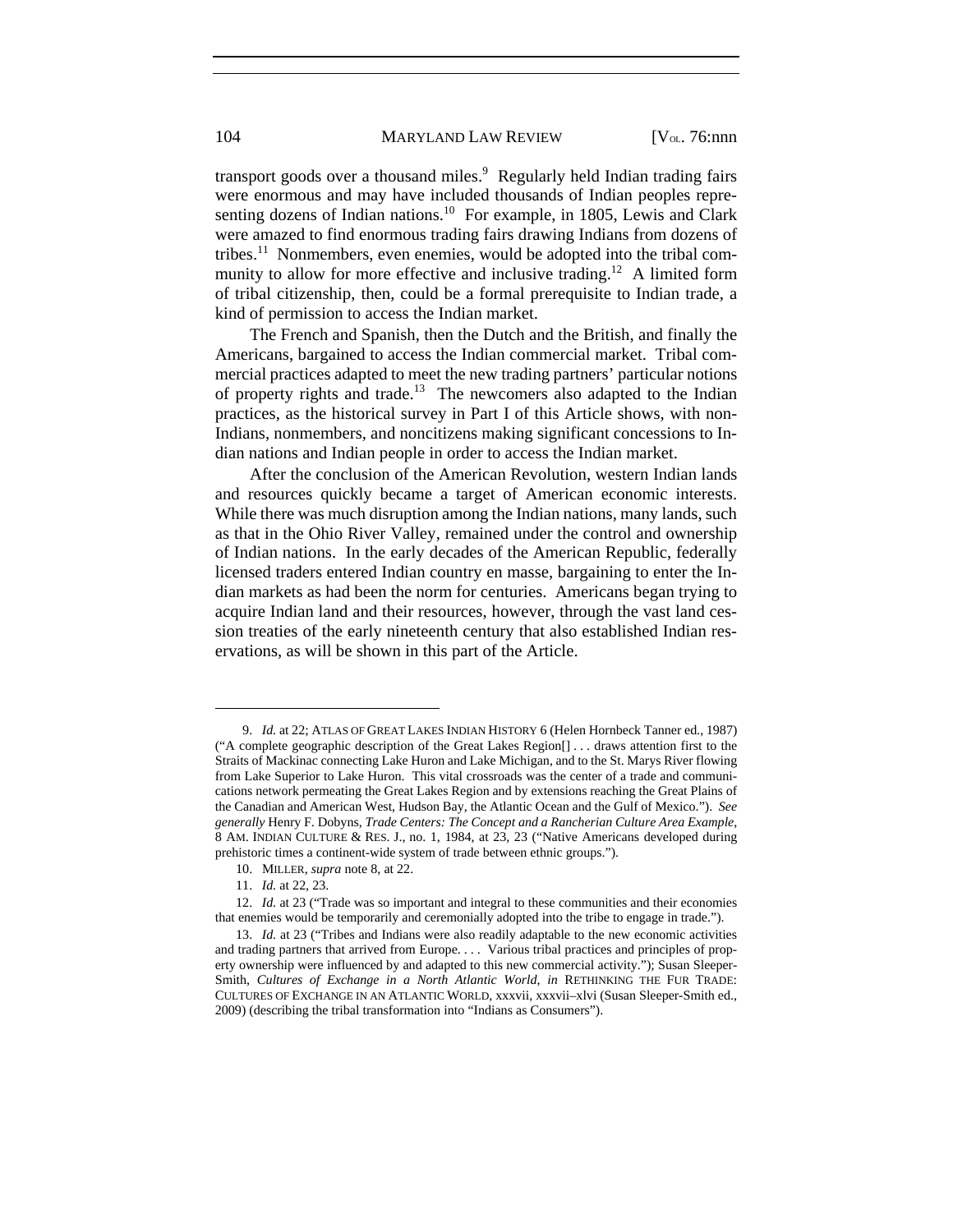transport goods over a thousand miles.[9] Regularly held Indian trading fairs were enormous and may have included thousands of Indian peoples representing dozens of Indian nations.[10] For example, in 1805, Lewis and Clark were amazed to find enormous trading fairs drawing Indians from dozens of tribes.[11] Nonmembers, even enemies, would be adopted into the tribal community to allow for more effective and inclusive trading.[12] A limited form of tribal citizenship, then, could be a formal prerequisite to Indian trade, a kind of permission to access the Indian market.

The French and Spanish, then the Dutch and the British, and finally the Americans, bargained to access the Indian commercial market. Tribal commercial practices adapted to meet the new trading partners' particular notions of property rights and trade.[13] The newcomers also adapted to the Indian practices, as the historical survey in Part I of this Article shows, with non-Indians, nonmembers, and noncitizens making significant concessions to Indian nations and Indian people in order to access the Indian market.

After the conclusion of the American Revolution, western Indian lands and resources quickly became a target of American economic interests. While there was much disruption among the Indian nations, many lands, such as that in the Ohio River Valley, remained under the control and ownership of Indian nations. In the early decades of the American Republic, federally licensed traders entered Indian country en masse, bargaining to enter the Indian markets as had been the norm for centuries. Americans began trying to acquire Indian land and their resources, however, through the vast land cession treaties of the early nineteenth century that also established Indian reservations, as will be shown in this part of the Article.

---

9. *Id.* at 22; ATLAS OF GREAT LAKES INDIAN HISTORY 6 (Helen Hornbeck Tanner ed., 1987) ("A complete geographic description of the Great Lakes Region[] . . . draws attention first to the Straits of Mackinac connecting Lake Huron and Lake Michigan, and to the St. Marys River flowing from Lake Superior to Lake Huron. This vital crossroads was the center of a trade and communications network permeating the Great Lakes Region and by extensions reaching the Great Plains of the Canadian and American West, Hudson Bay, the Atlantic Ocean and the Gulf of Mexico."). *See generally* Henry F. Dobyns, *Trade Centers: The Concept and a Rancherian Culture Area Example*, 8 AM. INDIAN CULTURE & RES. J., no. 1, 1984, at 23, 23 ("Native Americans developed during prehistoric times a continent-wide system of trade between ethnic groups.").

10. MILLER, *supra* note 8, at 22.

11. *Id.* at 22, 23.

12. *Id.* at 23 ("Trade was so important and integral to these communities and their economies that enemies would be temporarily and ceremonially adopted into the tribe to engage in trade.").

13. *Id.* at 23 ("Tribes and Indians were also readily adaptable to the new economic activities and trading partners that arrived from Europe. . . . Various tribal practices and principles of property ownership were influenced by and adapted to this new commercial activity."); Susan Sleeper-Smith, *Cultures of Exchange in a North Atlantic World*, *in* RETHINKING THE FUR TRADE: CULTURES OF EXCHANGE IN AN ATLANTIC WORLD, xxxvii, xxxvii–xlvi (Susan Sleeper-Smith ed., 2009) (describing the tribal transformation into "Indians as Consumers").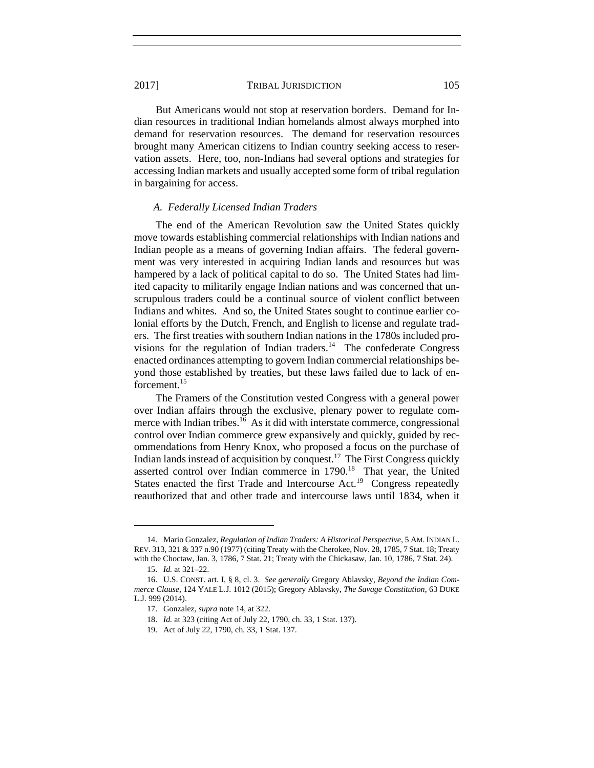But Americans would not stop at reservation borders. Demand for Indian resources in traditional Indian homelands almost always morphed into demand for reservation resources. The demand for reservation resources brought many American citizens to Indian country seeking access to reservation assets. Here, too, non-Indians had several options and strategies for accessing Indian markets and usually accepted some form of tribal regulation in bargaining for access.

### *A. Federally Licensed Indian Traders*

The end of the American Revolution saw the United States quickly move towards establishing commercial relationships with Indian nations and Indian people as a means of governing Indian affairs. The federal government was very interested in acquiring Indian lands and resources but was hampered by a lack of political capital to do so. The United States had limited capacity to militarily engage Indian nations and was concerned that unscrupulous traders could be a continual source of violent conflict between Indians and whites. And so, the United States sought to continue earlier colonial efforts by the Dutch, French, and English to license and regulate traders. The first treaties with southern Indian nations in the 1780s included provisions for the regulation of Indian traders.[14] The confederate Congress enacted ordinances attempting to govern Indian commercial relationships beyond those established by treaties, but these laws failed due to lack of enforcement.[15]

The Framers of the Constitution vested Congress with a general power over Indian affairs through the exclusive, plenary power to regulate commerce with Indian tribes.[16] As it did with interstate commerce, congressional control over Indian commerce grew expansively and quickly, guided by recommendations from Henry Knox, who proposed a focus on the purchase of Indian lands instead of acquisition by conquest.[17] The First Congress quickly asserted control over Indian commerce in 1790.[18] That year, the United States enacted the first Trade and Intercourse Act.[19] Congress repeatedly reauthorized that and other trade and intercourse laws until 1834, when it

---

14. Mario Gonzalez, *Regulation of Indian Traders: A Historical Perspective*, 5 AM. INDIAN L. REV. 313, 321 & 337 n.90 (1977) (citing Treaty with the Cherokee, Nov. 28, 1785, 7 Stat. 18; Treaty with the Choctaw, Jan. 3, 1786, 7 Stat. 21; Treaty with the Chickasaw, Jan. 10, 1786, 7 Stat. 24).

15. *Id.* at 321–22.

16. U.S. CONST. art. I, § 8, cl. 3. *See generally* Gregory Ablavsky, *Beyond the Indian Commerce Clause*, 124 YALE L.J. 1012 (2015); Gregory Ablavsky, *The Savage Constitution*, 63 DUKE L.J. 999 (2014).

17. Gonzalez, *supra* note 14, at 322.

18. *Id.* at 323 (citing Act of July 22, 1790, ch. 33, 1 Stat. 137).

19. Act of July 22, 1790, ch. 33, 1 Stat. 137.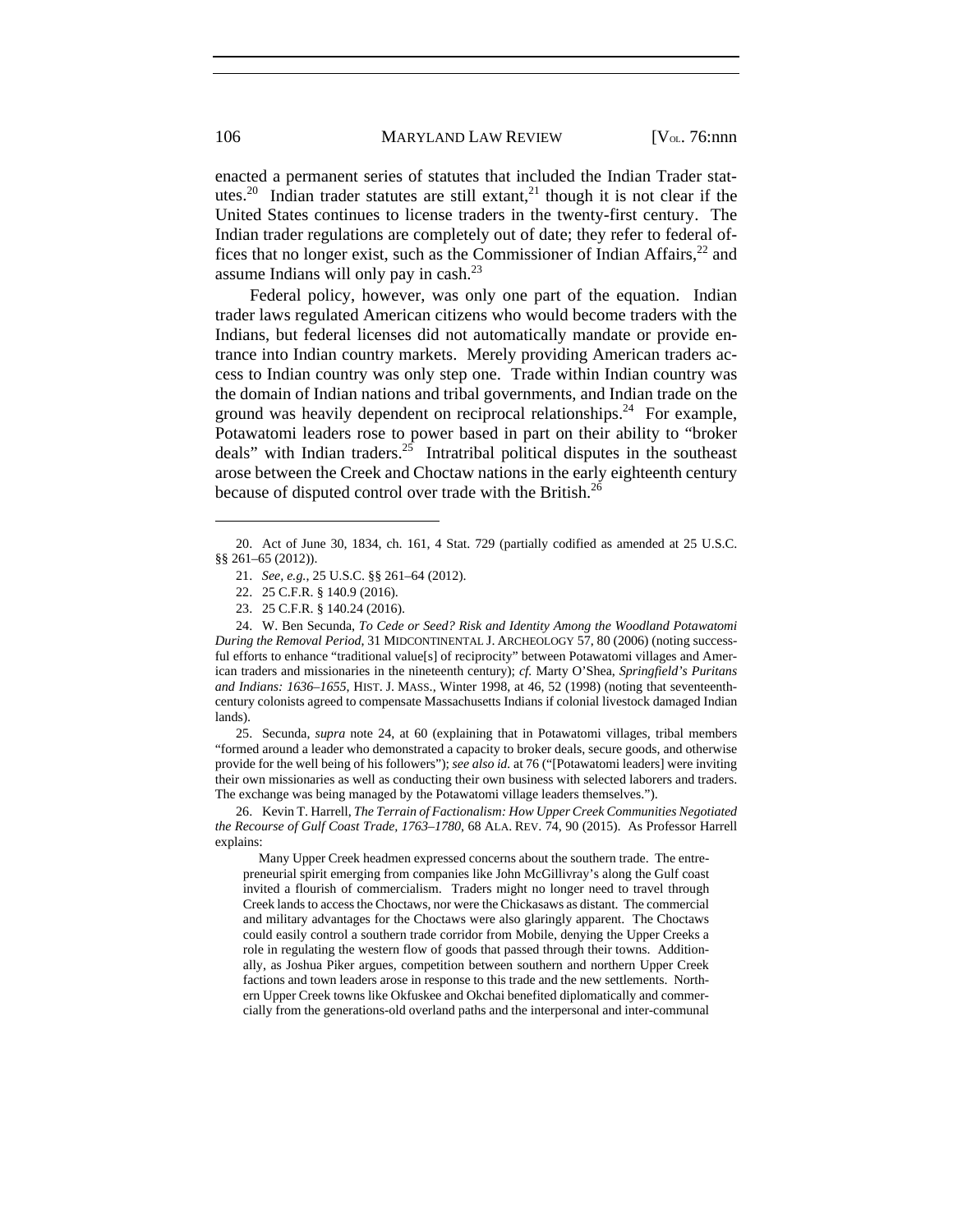enacted a permanent series of statutes that included the Indian Trader statutes.[20] Indian trader statutes are still extant,[21] though it is not clear if the United States continues to license traders in the twenty-first century. The Indian trader regulations are completely out of date; they refer to federal offices that no longer exist, such as the Commissioner of Indian Affairs,[22] and assume Indians will only pay in cash.[23]

Federal policy, however, was only one part of the equation. Indian trader laws regulated American citizens who would become traders with the Indians, but federal licenses did not automatically mandate or provide entrance into Indian country markets. Merely providing American traders access to Indian country was only step one. Trade within Indian country was the domain of Indian nations and tribal governments, and Indian trade on the ground was heavily dependent on reciprocal relationships.[24] For example, Potawatomi leaders rose to power based in part on their ability to "broker deals" with Indian traders.[25] Intratribal political disputes in the southeast arose between the Creek and Choctaw nations in the early eighteenth century because of disputed control over trade with the British.[26]

---

20. Act of June 30, 1834, ch. 161, 4 Stat. 729 (partially codified as amended at 25 U.S.C. §§ 261–65 (2012)).

21. *See, e.g.*, 25 U.S.C. §§ 261–64 (2012).

22. 25 C.F.R. § 140.9 (2016).

23. 25 C.F.R. § 140.24 (2016).

24. W. Ben Secunda, *To Cede or Seed? Risk and Identity Among the Woodland Potawatomi During the Removal Period*, 31 MIDCONTINENTAL J. ARCHEOLOGY 57, 80 (2006) (noting successful efforts to enhance "traditional value[s] of reciprocity" between Potawatomi villages and American traders and missionaries in the nineteenth century); *cf.* Marty O'Shea, *Springfield's Puritans and Indians: 1636–1655*, HIST. J. MASS., Winter 1998, at 46, 52 (1998) (noting that seventeenth-century colonists agreed to compensate Massachusetts Indians if colonial livestock damaged Indian lands).

25. Secunda, *supra* note 24, at 60 (explaining that in Potawatomi villages, tribal members "formed around a leader who demonstrated a capacity to broker deals, secure goods, and otherwise provide for the well being of his followers"); *see also id.* at 76 ("[Potawatomi leaders] were inviting their own missionaries as well as conducting their own business with selected laborers and traders. The exchange was being managed by the Potawatomi village leaders themselves.").

26. Kevin T. Harrell, *The Terrain of Factionalism: How Upper Creek Communities Negotiated the Recourse of Gulf Coast Trade, 1763–1780*, 68 ALA. REV. 74, 90 (2015). As Professor Harrell explains:

> Many Upper Creek headmen expressed concerns about the southern trade. The entrepreneurial spirit emerging from companies like John McGillivray's along the Gulf coast invited a flourish of commercialism. Traders might no longer need to travel through Creek lands to access the Choctaws, nor were the Chickasaws as distant. The commercial and military advantages for the Choctaws were also glaringly apparent. The Choctaws could easily control a southern trade corridor from Mobile, denying the Upper Creeks a role in regulating the western flow of goods that passed through their towns. Additionally, as Joshua Piker argues, competition between southern and northern Upper Creek factions and town leaders arose in response to this trade and the new settlements. Northern Upper Creek towns like Okfuskee and Okchai benefited diplomatically and commercially from the generations-old overland paths and the interpersonal and inter-communal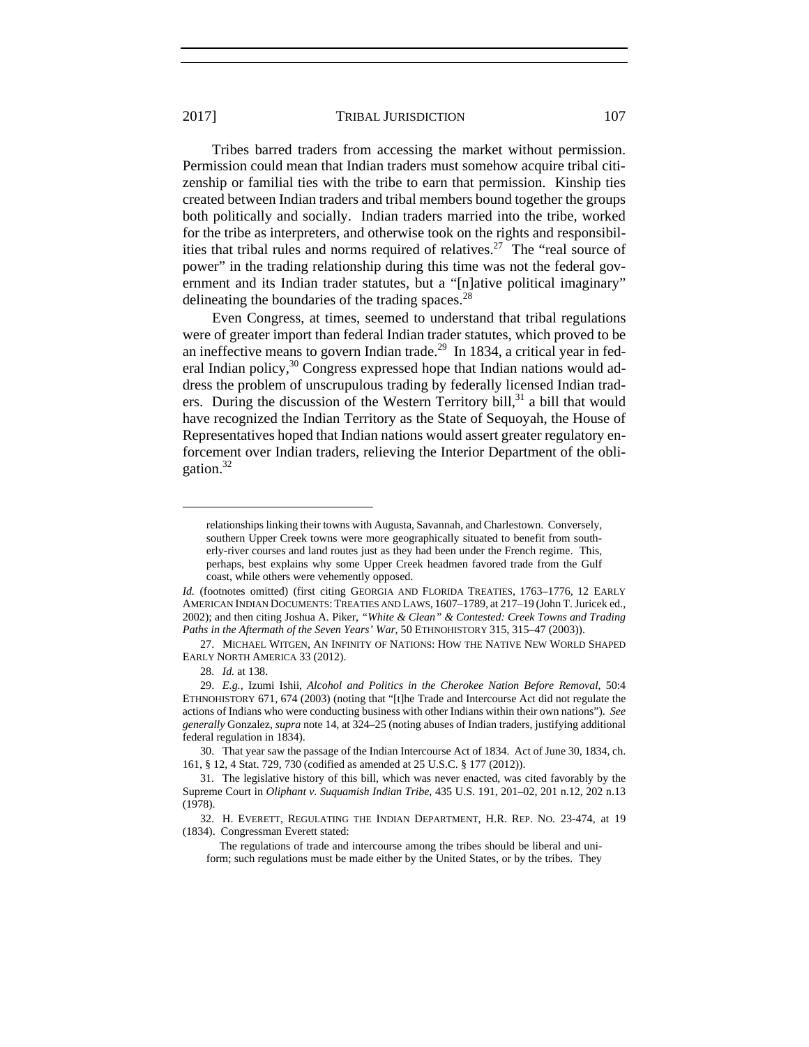Tribes barred traders from accessing the market without permission. Permission could mean that Indian traders must somehow acquire tribal citizenship or familial ties with the tribe to earn that permission. Kinship ties created between Indian traders and tribal members bound together the groups both politically and socially. Indian traders married into the tribe, worked for the tribe as interpreters, and otherwise took on the rights and responsibilities that tribal rules and norms required of relatives.[27] The "real source of power" in the trading relationship during this time was not the federal government and its Indian trader statutes, but a "[n]ative political imaginary" delineating the boundaries of the trading spaces.[28]

Even Congress, at times, seemed to understand that tribal regulations were of greater import than federal Indian trader statutes, which proved to be an ineffective means to govern Indian trade.[29] In 1834, a critical year in federal Indian policy,[30] Congress expressed hope that Indian nations would address the problem of unscrupulous trading by federally licensed Indian traders. During the discussion of the Western Territory bill,[31] a bill that would have recognized the Indian Territory as the State of Sequoyah, the House of Representatives hoped that Indian nations would assert greater regulatory enforcement over Indian traders, relieving the Interior Department of the obligation.[32]

---

> relationships linking their towns with Augusta, Savannah, and Charlestown. Conversely, southern Upper Creek towns were more geographically situated to benefit from southerly-river courses and land routes just as they had been under the French regime. This, perhaps, best explains why some Upper Creek headmen favored trade from the Gulf coast, while others were vehemently opposed.

*Id.* (footnotes omitted) (first citing GEORGIA AND FLORIDA TREATIES, 1763–1776, 12 EARLY AMERICAN INDIAN DOCUMENTS: TREATIES AND LAWS, 1607–1789, at 217–19 (John T. Juricek ed., 2002); and then citing Joshua A. Piker, *"White & Clean" & Contested: Creek Towns and Trading Paths in the Aftermath of the Seven Years' War*, 50 ETHNOHISTORY 315, 315–47 (2003)).

27. MICHAEL WITGEN, AN INFINITY OF NATIONS: HOW THE NATIVE NEW WORLD SHAPED EARLY NORTH AMERICA 33 (2012).

28. *Id.* at 138.

29. *E.g.*, Izumi Ishii, *Alcohol and Politics in the Cherokee Nation Before Removal*, 50:4 ETHNOHISTORY 671, 674 (2003) (noting that "[t]he Trade and Intercourse Act did not regulate the actions of Indians who were conducting business with other Indians within their own nations"). *See generally* Gonzalez, *supra* note 14, at 324–25 (noting abuses of Indian traders, justifying additional federal regulation in 1834).

30. That year saw the passage of the Indian Intercourse Act of 1834. Act of June 30, 1834, ch. 161, § 12, 4 Stat. 729, 730 (codified as amended at 25 U.S.C. § 177 (2012)).

31. The legislative history of this bill, which was never enacted, was cited favorably by the Supreme Court in *Oliphant v. Suquamish Indian Tribe*, 435 U.S. 191, 201–02, 201 n.12, 202 n.13 (1978).

32. H. EVERETT, REGULATING THE INDIAN DEPARTMENT, H.R. REP. NO. 23-474, at 19 (1834). Congressman Everett stated:

> The regulations of trade and intercourse among the tribes should be liberal and uniform; such regulations must be made either by the United States, or by the tribes. They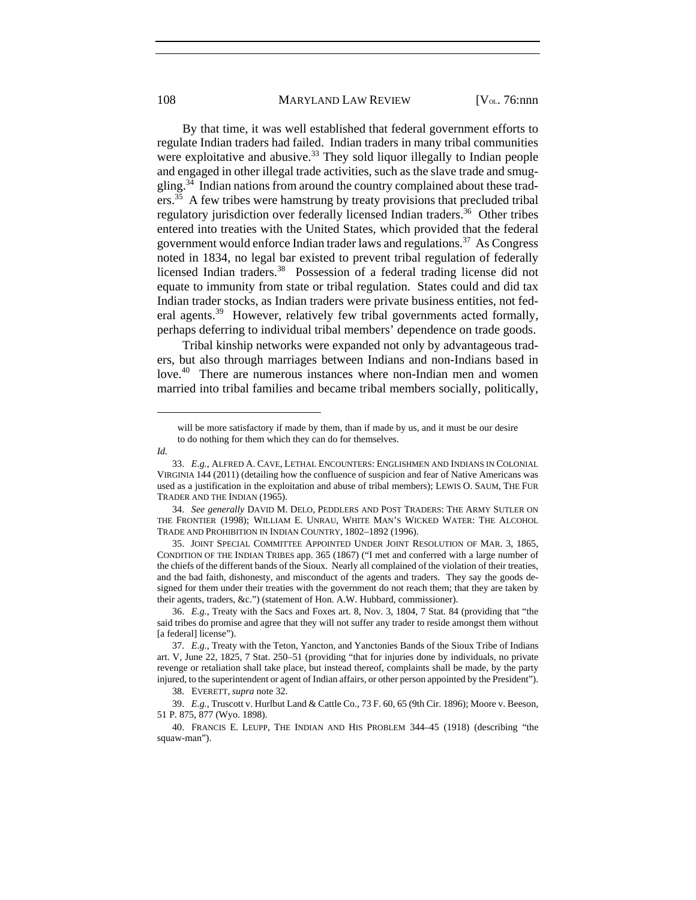By that time, it was well established that federal government efforts to regulate Indian traders had failed. Indian traders in many tribal communities were exploitative and abusive.[33] They sold liquor illegally to Indian people and engaged in other illegal trade activities, such as the slave trade and smuggling.[34] Indian nations from around the country complained about these traders.[35] A few tribes were hamstrung by treaty provisions that precluded tribal regulatory jurisdiction over federally licensed Indian traders.[36] Other tribes entered into treaties with the United States, which provided that the federal government would enforce Indian trader laws and regulations.[37] As Congress noted in 1834, no legal bar existed to prevent tribal regulation of federally licensed Indian traders.[38] Possession of a federal trading license did not equate to immunity from state or tribal regulation. States could and did tax Indian trader stocks, as Indian traders were private business entities, not federal agents.[39] However, relatively few tribal governments acted formally, perhaps deferring to individual tribal members' dependence on trade goods.

Tribal kinship networks were expanded not only by advantageous traders, but also through marriages between Indians and non-Indians based in love.[40] There are numerous instances where non-Indian men and women married into tribal families and became tribal members socially, politically,

---

> will be more satisfactory if made by them, than if made by us, and it must be our desire to do nothing for them which they can do for themselves.

*Id.*

33. *E.g.*, ALFRED A. CAVE, LETHAL ENCOUNTERS: ENGLISHMEN AND INDIANS IN COLONIAL VIRGINIA 144 (2011) (detailing how the confluence of suspicion and fear of Native Americans was used as a justification in the exploitation and abuse of tribal members); LEWIS O. SAUM, THE FUR TRADER AND THE INDIAN (1965).

34. *See generally* DAVID M. DELO, PEDDLERS AND POST TRADERS: THE ARMY SUTLER ON THE FRONTIER (1998); WILLIAM E. UNRAU, WHITE MAN'S WICKED WATER: THE ALCOHOL TRADE AND PROHIBITION IN INDIAN COUNTRY, 1802–1892 (1996).

35. JOINT SPECIAL COMMITTEE APPOINTED UNDER JOINT RESOLUTION OF MAR. 3, 1865, CONDITION OF THE INDIAN TRIBES app. 365 (1867) ("I met and conferred with a large number of the chiefs of the different bands of the Sioux. Nearly all complained of the violation of their treaties, and the bad faith, dishonesty, and misconduct of the agents and traders. They say the goods designed for them under their treaties with the government do not reach them; that they are taken by their agents, traders, &c.") (statement of Hon. A.W. Hubbard, commissioner).

36. *E.g.*, Treaty with the Sacs and Foxes art. 8, Nov. 3, 1804, 7 Stat. 84 (providing that "the said tribes do promise and agree that they will not suffer any trader to reside amongst them without [a federal] license").

37. *E.g.*, Treaty with the Teton, Yancton, and Yanctonies Bands of the Sioux Tribe of Indians art. V, June 22, 1825, 7 Stat. 250–51 (providing "that for injuries done by individuals, no private revenge or retaliation shall take place, but instead thereof, complaints shall be made, by the party injured, to the superintendent or agent of Indian affairs, or other person appointed by the President").

38. EVERETT, *supra* note 32.

39. *E.g.*, Truscott v. Hurlbut Land & Cattle Co., 73 F. 60, 65 (9th Cir. 1896); Moore v. Beeson, 51 P. 875, 877 (Wyo. 1898).

40. FRANCIS E. LEUPP, THE INDIAN AND HIS PROBLEM 344–45 (1918) (describing "the squaw-man").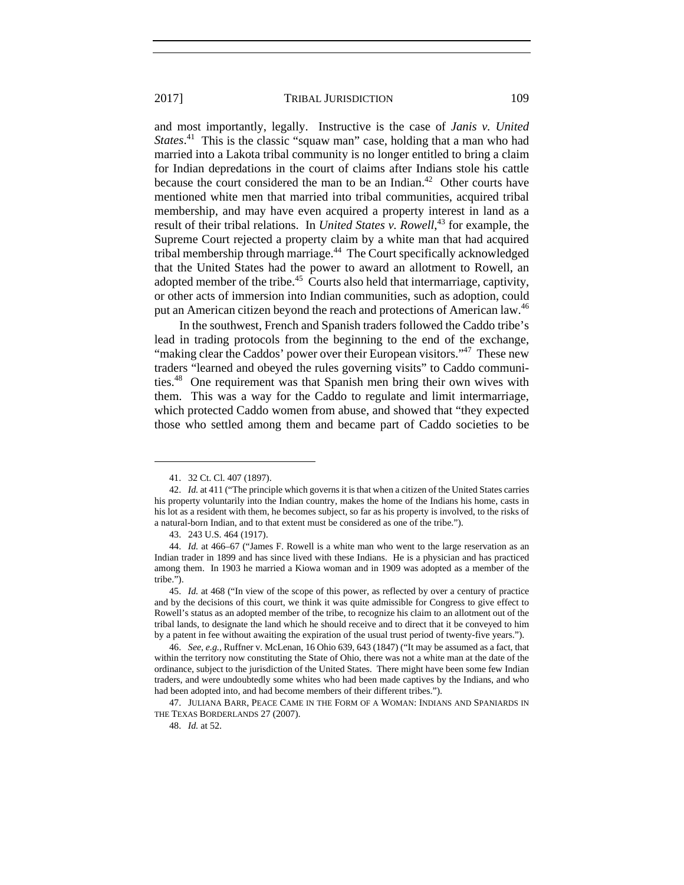and most importantly, legally. Instructive is the case of *Janis v. United States*.[41] This is the classic "squaw man" case, holding that a man who had married into a Lakota tribal community is no longer entitled to bring a claim for Indian depredations in the court of claims after Indians stole his cattle because the court considered the man to be an Indian.[42] Other courts have mentioned white men that married into tribal communities, acquired tribal membership, and may have even acquired a property interest in land as a result of their tribal relations. In *United States v. Rowell*,[43] for example, the Supreme Court rejected a property claim by a white man that had acquired tribal membership through marriage.[44] The Court specifically acknowledged that the United States had the power to award an allotment to Rowell, an adopted member of the tribe.[45] Courts also held that intermarriage, captivity, or other acts of immersion into Indian communities, such as adoption, could put an American citizen beyond the reach and protections of American law.[46]

In the southwest, French and Spanish traders followed the Caddo tribe's lead in trading protocols from the beginning to the end of the exchange, "making clear the Caddos' power over their European visitors."[47] These new traders "learned and obeyed the rules governing visits" to Caddo communities.[48] One requirement was that Spanish men bring their own wives with them. This was a way for the Caddo to regulate and limit intermarriage, which protected Caddo women from abuse, and showed that "they expected those who settled among them and became part of Caddo societies to be

---

41. 32 Ct. Cl. 407 (1897).

42. *Id.* at 411 ("The principle which governs it is that when a citizen of the United States carries his property voluntarily into the Indian country, makes the home of the Indians his home, casts in his lot as a resident with them, he becomes subject, so far as his property is involved, to the risks of a natural-born Indian, and to that extent must be considered as one of the tribe.").

43. 243 U.S. 464 (1917).

44. *Id.* at 466–67 ("James F. Rowell is a white man who went to the large reservation as an Indian trader in 1899 and has since lived with these Indians. He is a physician and has practiced among them. In 1903 he married a Kiowa woman and in 1909 was adopted as a member of the tribe.").

45. *Id.* at 468 ("In view of the scope of this power, as reflected by over a century of practice and by the decisions of this court, we think it was quite admissible for Congress to give effect to Rowell's status as an adopted member of the tribe, to recognize his claim to an allotment out of the tribal lands, to designate the land which he should receive and to direct that it be conveyed to him by a patent in fee without awaiting the expiration of the usual trust period of twenty-five years.").

46. *See, e.g.*, Ruffner v. McLenan, 16 Ohio 639, 643 (1847) ("It may be assumed as a fact, that within the territory now constituting the State of Ohio, there was not a white man at the date of the ordinance, subject to the jurisdiction of the United States. There might have been some few Indian traders, and were undoubtedly some whites who had been made captives by the Indians, and who had been adopted into, and had become members of their different tribes.").

47. JULIANA BARR, PEACE CAME IN THE FORM OF A WOMAN: INDIANS AND SPANIARDS IN THE TEXAS BORDERLANDS 27 (2007).

48. *Id.* at 52.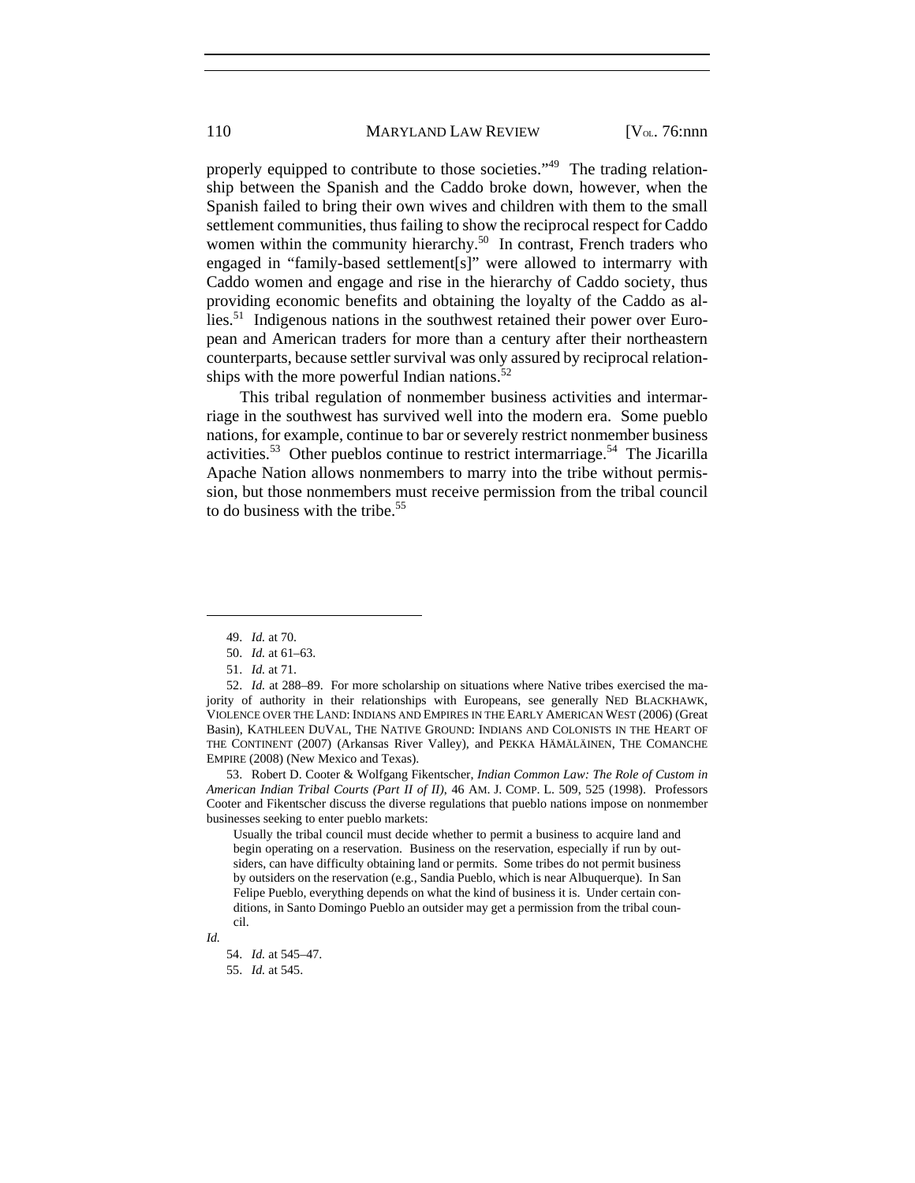properly equipped to contribute to those societies."[49] The trading relationship between the Spanish and the Caddo broke down, however, when the Spanish failed to bring their own wives and children with them to the small settlement communities, thus failing to show the reciprocal respect for Caddo women within the community hierarchy.[50] In contrast, French traders who engaged in "family-based settlement[s]" were allowed to intermarry with Caddo women and engage and rise in the hierarchy of Caddo society, thus providing economic benefits and obtaining the loyalty of the Caddo as allies.[51] Indigenous nations in the southwest retained their power over European and American traders for more than a century after their northeastern counterparts, because settler survival was only assured by reciprocal relationships with the more powerful Indian nations.[52]

This tribal regulation of nonmember business activities and intermarriage in the southwest has survived well into the modern era. Some pueblo nations, for example, continue to bar or severely restrict nonmember business activities.[53] Other pueblos continue to restrict intermarriage.[54] The Jicarilla Apache Nation allows nonmembers to marry into the tribe without permission, but those nonmembers must receive permission from the tribal council to do business with the tribe.[55]

---

49. *Id.* at 70.

50. *Id.* at 61–63.

51. *Id.* at 71.

52. *Id.* at 288–89. For more scholarship on situations where Native tribes exercised the majority of authority in their relationships with Europeans, see generally NED BLACKHAWK, VIOLENCE OVER THE LAND: INDIANS AND EMPIRES IN THE EARLY AMERICAN WEST (2006) (Great Basin), KATHLEEN DUVAL, THE NATIVE GROUND: INDIANS AND COLONISTS IN THE HEART OF THE CONTINENT (2007) (Arkansas River Valley), and PEKKA HÄMÄLÄINEN, THE COMANCHE EMPIRE (2008) (New Mexico and Texas).

53. Robert D. Cooter & Wolfgang Fikentscher, *Indian Common Law: The Role of Custom in American Indian Tribal Courts (Part II of II)*, 46 AM. J. COMP. L. 509, 525 (1998). Professors Cooter and Fikentscher discuss the diverse regulations that pueblo nations impose on nonmember businesses seeking to enter pueblo markets:

> Usually the tribal council must decide whether to permit a business to acquire land and begin operating on a reservation. Business on the reservation, especially if run by outsiders, can have difficulty obtaining land or permits. Some tribes do not permit business by outsiders on the reservation (e.g., Sandia Pueblo, which is near Albuquerque). In San Felipe Pueblo, everything depends on what the kind of business it is. Under certain conditions, in Santo Domingo Pueblo an outsider may get a permission from the tribal council.

*Id.*

54. *Id.* at 545–47.

55. *Id.* at 545.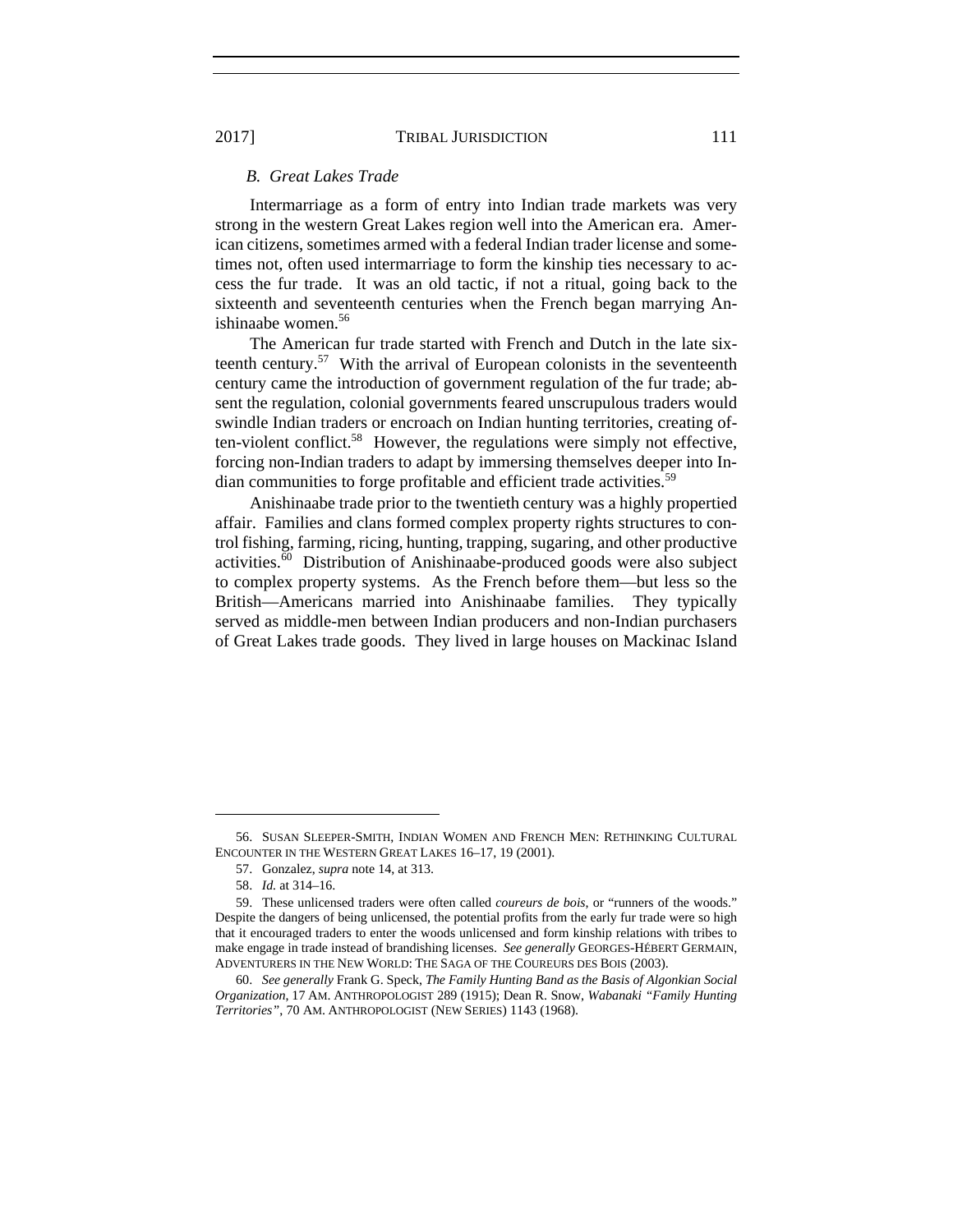### *B. Great Lakes Trade*

Intermarriage as a form of entry into Indian trade markets was very strong in the western Great Lakes region well into the American era. American citizens, sometimes armed with a federal Indian trader license and sometimes not, often used intermarriage to form the kinship ties necessary to access the fur trade. It was an old tactic, if not a ritual, going back to the sixteenth and seventeenth centuries when the French began marrying Anishinaabe women.[56]

The American fur trade started with French and Dutch in the late sixteenth century.[57] With the arrival of European colonists in the seventeenth century came the introduction of government regulation of the fur trade; absent the regulation, colonial governments feared unscrupulous traders would swindle Indian traders or encroach on Indian hunting territories, creating often-violent conflict.[58] However, the regulations were simply not effective, forcing non-Indian traders to adapt by immersing themselves deeper into Indian communities to forge profitable and efficient trade activities.[59]

Anishinaabe trade prior to the twentieth century was a highly propertied affair. Families and clans formed complex property rights structures to control fishing, farming, ricing, hunting, trapping, sugaring, and other productive activities.[60] Distribution of Anishinaabe-produced goods were also subject to complex property systems. As the French before them—but less so the British—Americans married into Anishinaabe families. They typically served as middle-men between Indian producers and non-Indian purchasers of Great Lakes trade goods. They lived in large houses on Mackinac Island

---

56. SUSAN SLEEPER-SMITH, INDIAN WOMEN AND FRENCH MEN: RETHINKING CULTURAL ENCOUNTER IN THE WESTERN GREAT LAKES 16–17, 19 (2001).

57. Gonzalez, *supra* note 14, at 313.

58. *Id.* at 314–16.

59. These unlicensed traders were often called *coureurs de bois*, or "runners of the woods." Despite the dangers of being unlicensed, the potential profits from the early fur trade were so high that it encouraged traders to enter the woods unlicensed and form kinship relations with tribes to make engage in trade instead of brandishing licenses. *See generally* GEORGES-HÉBERT GERMAIN, ADVENTURERS IN THE NEW WORLD: THE SAGA OF THE COUREURS DES BOIS (2003).

60. *See generally* Frank G. Speck, *The Family Hunting Band as the Basis of Algonkian Social Organization*, 17 AM. ANTHROPOLOGIST 289 (1915); Dean R. Snow, *Wabanaki "Family Hunting Territories"*, 70 AM. ANTHROPOLOGIST (NEW SERIES) 1143 (1968).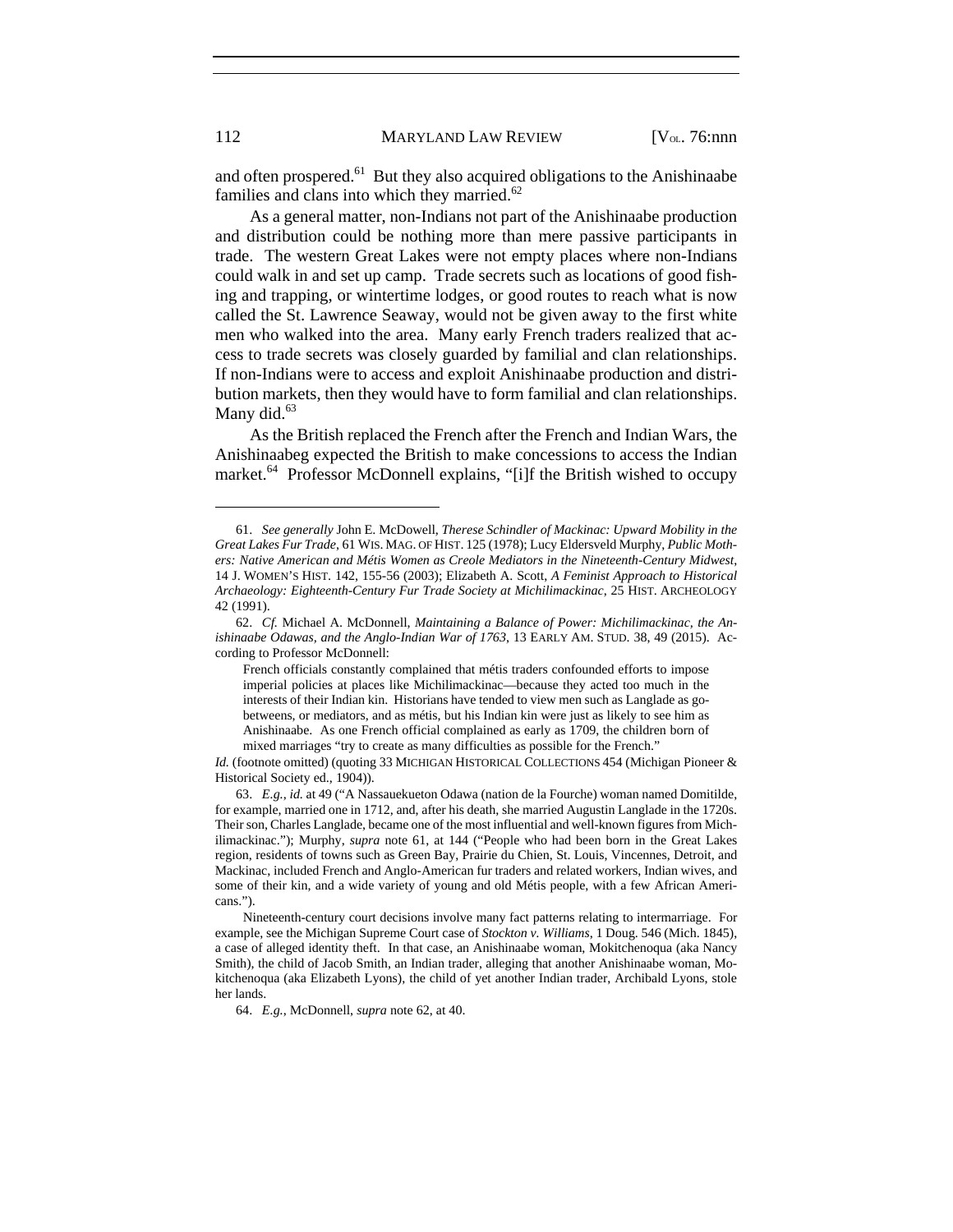and often prospered.[61] But they also acquired obligations to the Anishinaabe families and clans into which they married.[62]

As a general matter, non-Indians not part of the Anishinaabe production and distribution could be nothing more than mere passive participants in trade. The western Great Lakes were not empty places where non-Indians could walk in and set up camp. Trade secrets such as locations of good fishing and trapping, or wintertime lodges, or good routes to reach what is now called the St. Lawrence Seaway, would not be given away to the first white men who walked into the area. Many early French traders realized that access to trade secrets was closely guarded by familial and clan relationships. If non-Indians were to access and exploit Anishinaabe production and distribution markets, then they would have to form familial and clan relationships. Many did.[63]

As the British replaced the French after the French and Indian Wars, the Anishinaabeg expected the British to make concessions to access the Indian market.[64] Professor McDonnell explains, "[i]f the British wished to occupy

---

61. *See generally* John E. McDowell, *Therese Schindler of Mackinac: Upward Mobility in the Great Lakes Fur Trade*, 61 WIS. MAG. OF HIST. 125 (1978); Lucy Eldersveld Murphy, *Public Mothers: Native American and Métis Women as Creole Mediators in the Nineteenth-Century Midwest*, 14 J. WOMEN'S HIST. 142, 155-56 (2003); Elizabeth A. Scott, *A Feminist Approach to Historical Archaeology: Eighteenth-Century Fur Trade Society at Michilimackinac*, 25 HIST. ARCHEOLOGY 42 (1991).

62. *Cf.* Michael A. McDonnell, *Maintaining a Balance of Power: Michilimackinac, the Anishinaabe Odawas, and the Anglo-Indian War of 1763*, 13 EARLY AM. STUD. 38, 49 (2015). According to Professor McDonnell:

> French officials constantly complained that métis traders confounded efforts to impose imperial policies at places like Michilimackinac—because they acted too much in the interests of their Indian kin. Historians have tended to view men such as Langlade as go-betweens, or mediators, and as métis, but his Indian kin were just as likely to see him as Anishinaabe. As one French official complained as early as 1709, the children born of mixed marriages "try to create as many difficulties as possible for the French."

*Id.* (footnote omitted) (quoting 33 MICHIGAN HISTORICAL COLLECTIONS 454 (Michigan Pioneer & Historical Society ed., 1904)).

63. *E.g.*, *id.* at 49 ("A Nassauekueton Odawa (nation de la Fourche) woman named Domitilde, for example, married one in 1712, and, after his death, she married Augustin Langlade in the 1720s. Their son, Charles Langlade, became one of the most influential and well-known figures from Michilimackinac."); Murphy, *supra* note 61, at 144 ("People who had been born in the Great Lakes region, residents of towns such as Green Bay, Prairie du Chien, St. Louis, Vincennes, Detroit, and Mackinac, included French and Anglo-American fur traders and related workers, Indian wives, and some of their kin, and a wide variety of young and old Métis people, with a few African Americans.").

Nineteenth-century court decisions involve many fact patterns relating to intermarriage. For example, see the Michigan Supreme Court case of *Stockton v. Williams*, 1 Doug. 546 (Mich. 1845), a case of alleged identity theft. In that case, an Anishinaabe woman, Mokitchenoqua (aka Nancy Smith), the child of Jacob Smith, an Indian trader, alleging that another Anishinaabe woman, Mokitchenoqua (aka Elizabeth Lyons), the child of yet another Indian trader, Archibald Lyons, stole her lands.

64. *E.g.*, McDonnell, *supra* note 62, at 40.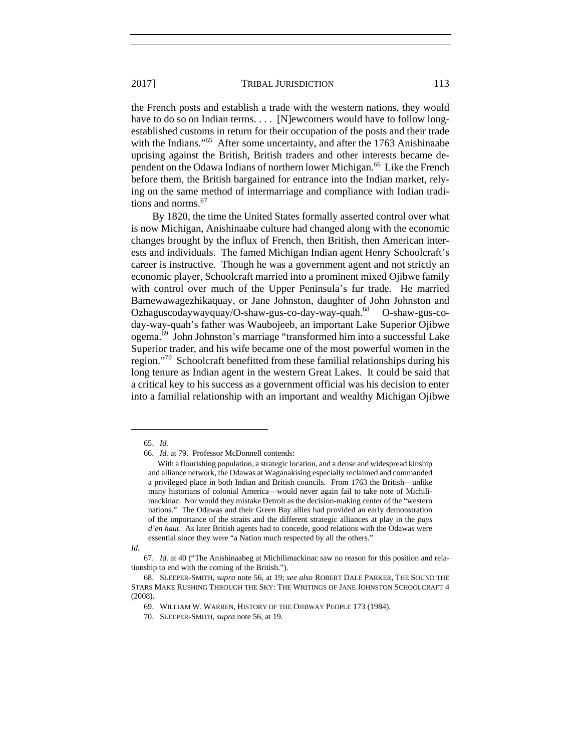the French posts and establish a trade with the western nations, they would have to do so on Indian terms. . . . [N]ewcomers would have to follow long-established customs in return for their occupation of the posts and their trade with the Indians."[65] After some uncertainty, and after the 1763 Anishinaabe uprising against the British, British traders and other interests became dependent on the Odawa Indians of northern lower Michigan.[66] Like the French before them, the British bargained for entrance into the Indian market, relying on the same method of intermarriage and compliance with Indian traditions and norms.[67]

By 1820, the time the United States formally asserted control over what is now Michigan, Anishinaabe culture had changed along with the economic changes brought by the influx of French, then British, then American interests and individuals. The famed Michigan Indian agent Henry Schoolcraft's career is instructive. Though he was a government agent and not strictly an economic player, Schoolcraft married into a prominent mixed Ojibwe family with control over much of the Upper Peninsula's fur trade. He married Bamewawagezhikaquay, or Jane Johnston, daughter of John Johnston and Ozhaguscodaywayquay/O-shaw-gus-co-day-way-quah.[68] O-shaw-gus-co-day-way-quah's father was Waubojeeb, an important Lake Superior Ojibwe ogema.[69] John Johnston's marriage "transformed him into a successful Lake Superior trader, and his wife became one of the most powerful women in the region."[70] Schoolcraft benefitted from these familial relationships during his long tenure as Indian agent in the western Great Lakes. It could be said that a critical key to his success as a government official was his decision to enter into a familial relationship with an important and wealthy Michigan Ojibwe

---

65. *Id.*

66. *Id.* at 79. Professor McDonnell contends:

> With a flourishing population, a strategic location, and a dense and widespread kinship and alliance network, the Odawas at Waganakising especially reclaimed and commanded a privileged place in both Indian and British councils. From 1763 the British—unlike many historians of colonial America—would never again fail to take note of Michilimackinac. Nor would they mistake Detroit as the decision-making center of the "western nations." The Odawas and their Green Bay allies had provided an early demonstration of the importance of the straits and the different strategic alliances at play in the *pays d'en haut*. As later British agents had to concede, good relations with the Odawas were essential since they were "a Nation much respected by all the others."

*Id.*

67. *Id.* at 40 ("The Anishinaabeg at Michilimackinac saw no reason for this position and relationship to end with the coming of the British.").

68. SLEEPER-SMITH, *supra* note 56, at 19; *see also* ROBERT DALE PARKER, THE SOUND THE STARS MAKE RUSHING THROUGH THE SKY: THE WRITINGS OF JANE JOHNSTON SCHOOLCRAFT 4 (2008).

69. WILLIAM W. WARREN, HISTORY OF THE OJIBWAY PEOPLE 173 (1984).

70. SLEEPER-SMITH, *supra* note 56, at 19.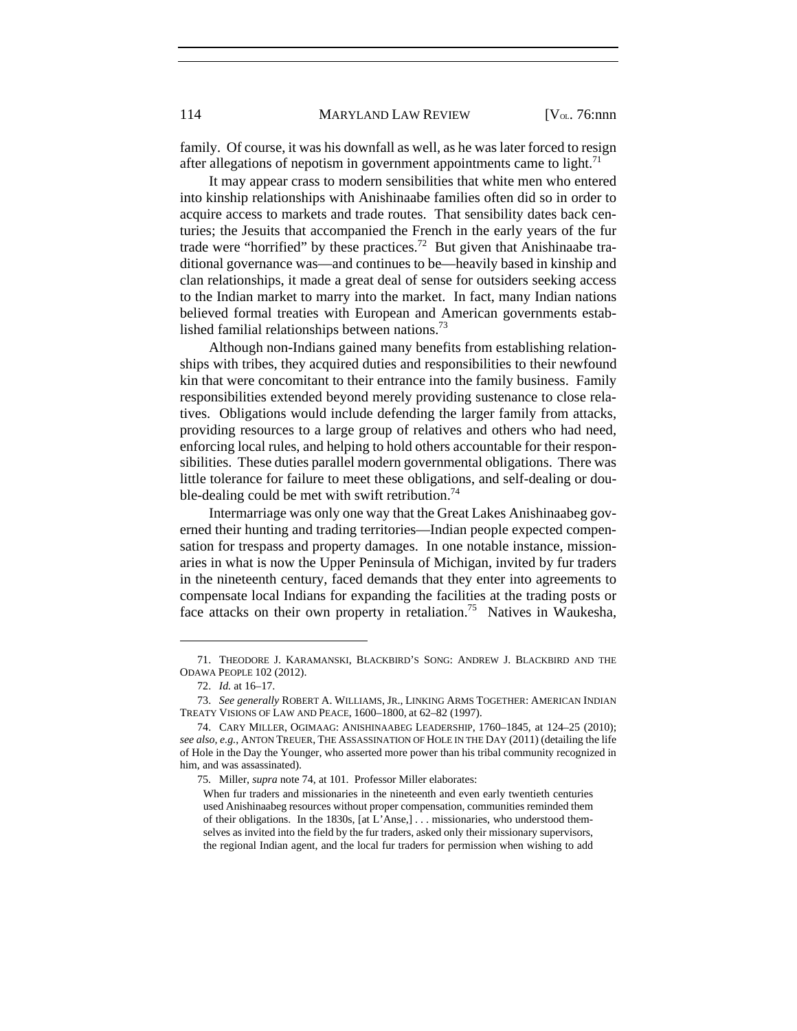family. Of course, it was his downfall as well, as he was later forced to resign after allegations of nepotism in government appointments came to light.[71]

It may appear crass to modern sensibilities that white men who entered into kinship relationships with Anishinaabe families often did so in order to acquire access to markets and trade routes. That sensibility dates back centuries; the Jesuits that accompanied the French in the early years of the fur trade were "horrified" by these practices.[72] But given that Anishinaabe traditional governance was—and continues to be—heavily based in kinship and clan relationships, it made a great deal of sense for outsiders seeking access to the Indian market to marry into the market. In fact, many Indian nations believed formal treaties with European and American governments established familial relationships between nations.[73]

Although non-Indians gained many benefits from establishing relationships with tribes, they acquired duties and responsibilities to their newfound kin that were concomitant to their entrance into the family business. Family responsibilities extended beyond merely providing sustenance to close relatives. Obligations would include defending the larger family from attacks, providing resources to a large group of relatives and others who had need, enforcing local rules, and helping to hold others accountable for their responsibilities. These duties parallel modern governmental obligations. There was little tolerance for failure to meet these obligations, and self-dealing or double-dealing could be met with swift retribution.[74]

Intermarriage was only one way that the Great Lakes Anishinaabeg governed their hunting and trading territories—Indian people expected compensation for trespass and property damages. In one notable instance, missionaries in what is now the Upper Peninsula of Michigan, invited by fur traders in the nineteenth century, faced demands that they enter into agreements to compensate local Indians for expanding the facilities at the trading posts or face attacks on their own property in retaliation.[75] Natives in Waukesha,

---

71. THEODORE J. KARAMANSKI, BLACKBIRD'S SONG: ANDREW J. BLACKBIRD AND THE ODAWA PEOPLE 102 (2012).

72. *Id.* at 16–17.

73. *See generally* ROBERT A. WILLIAMS, JR., LINKING ARMS TOGETHER: AMERICAN INDIAN TREATY VISIONS OF LAW AND PEACE, 1600–1800, at 62–82 (1997).

74. CARY MILLER, OGIMAAG: ANISHINAABEG LEADERSHIP, 1760–1845, at 124–25 (2010); *see also, e.g.*, ANTON TREUER, THE ASSASSINATION OF HOLE IN THE DAY (2011) (detailing the life of Hole in the Day the Younger, who asserted more power than his tribal community recognized in him, and was assassinated).

75. Miller, *supra* note 74, at 101. Professor Miller elaborates:

> When fur traders and missionaries in the nineteenth and even early twentieth centuries used Anishinaabeg resources without proper compensation, communities reminded them of their obligations. In the 1830s, [at L'Anse,] . . . missionaries, who understood themselves as invited into the field by the fur traders, asked only their missionary supervisors, the regional Indian agent, and the local fur traders for permission when wishing to add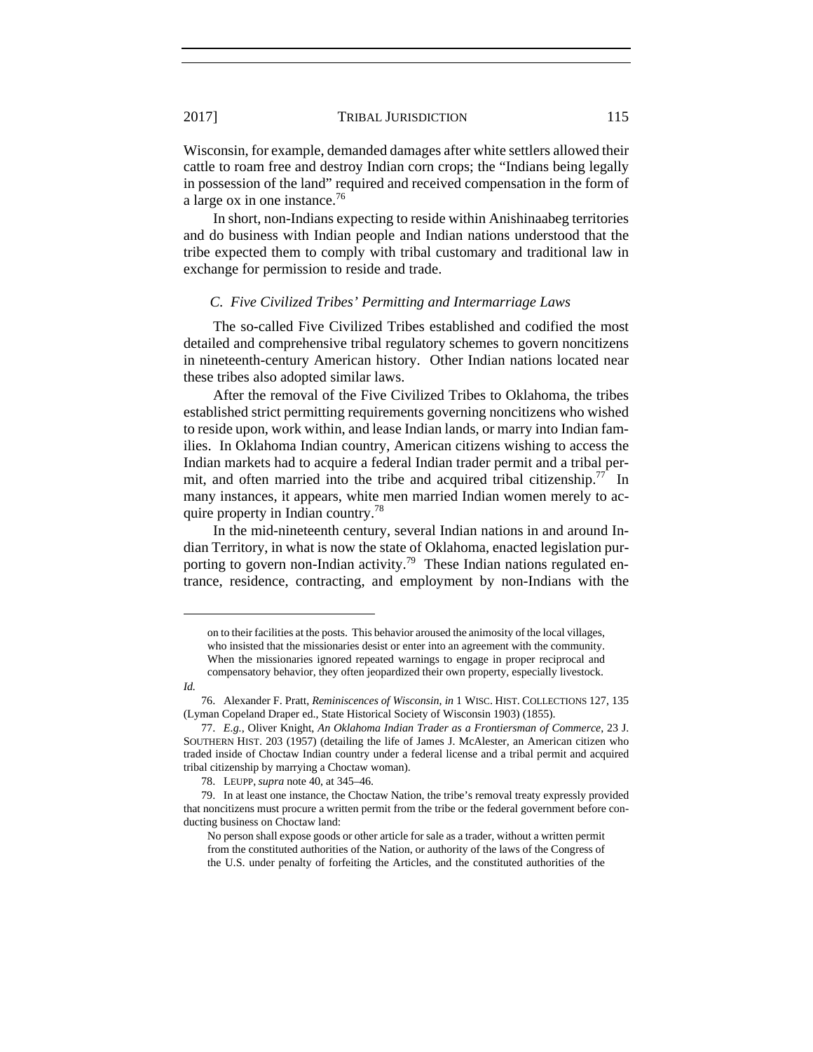Wisconsin, for example, demanded damages after white settlers allowed their cattle to roam free and destroy Indian corn crops; the "Indians being legally in possession of the land" required and received compensation in the form of a large ox in one instance.[76]

In short, non-Indians expecting to reside within Anishinaabeg territories and do business with Indian people and Indian nations understood that the tribe expected them to comply with tribal customary and traditional law in exchange for permission to reside and trade.

### *C. Five Civilized Tribes' Permitting and Intermarriage Laws*

The so-called Five Civilized Tribes established and codified the most detailed and comprehensive tribal regulatory schemes to govern noncitizens in nineteenth-century American history. Other Indian nations located near these tribes also adopted similar laws.

After the removal of the Five Civilized Tribes to Oklahoma, the tribes established strict permitting requirements governing noncitizens who wished to reside upon, work within, and lease Indian lands, or marry into Indian families. In Oklahoma Indian country, American citizens wishing to access the Indian markets had to acquire a federal Indian trader permit and a tribal permit, and often married into the tribe and acquired tribal citizenship.[77] In many instances, it appears, white men married Indian women merely to acquire property in Indian country.[78]

In the mid-nineteenth century, several Indian nations in and around Indian Territory, in what is now the state of Oklahoma, enacted legislation purporting to govern non-Indian activity.[79] These Indian nations regulated entrance, residence, contracting, and employment by non-Indians with the

---

> on to their facilities at the posts. This behavior aroused the animosity of the local villages, who insisted that the missionaries desist or enter into an agreement with the community. When the missionaries ignored repeated warnings to engage in proper reciprocal and compensatory behavior, they often jeopardized their own property, especially livestock.

*Id.*

76. Alexander F. Pratt, *Reminiscences of Wisconsin*, *in* 1 WISC. HIST. COLLECTIONS 127, 135 (Lyman Copeland Draper ed., State Historical Society of Wisconsin 1903) (1855).

77. *E.g.*, Oliver Knight, *An Oklahoma Indian Trader as a Frontiersman of Commerce*, 23 J. SOUTHERN HIST. 203 (1957) (detailing the life of James J. McAlester, an American citizen who traded inside of Choctaw Indian country under a federal license and a tribal permit and acquired tribal citizenship by marrying a Choctaw woman).

78. LEUPP, *supra* note 40, at 345–46.

79. In at least one instance, the Choctaw Nation, the tribe's removal treaty expressly provided that noncitizens must procure a written permit from the tribe or the federal government before conducting business on Choctaw land:

> No person shall expose goods or other article for sale as a trader, without a written permit from the constituted authorities of the Nation, or authority of the laws of the Congress of the U.S. under penalty of forfeiting the Articles, and the constituted authorities of the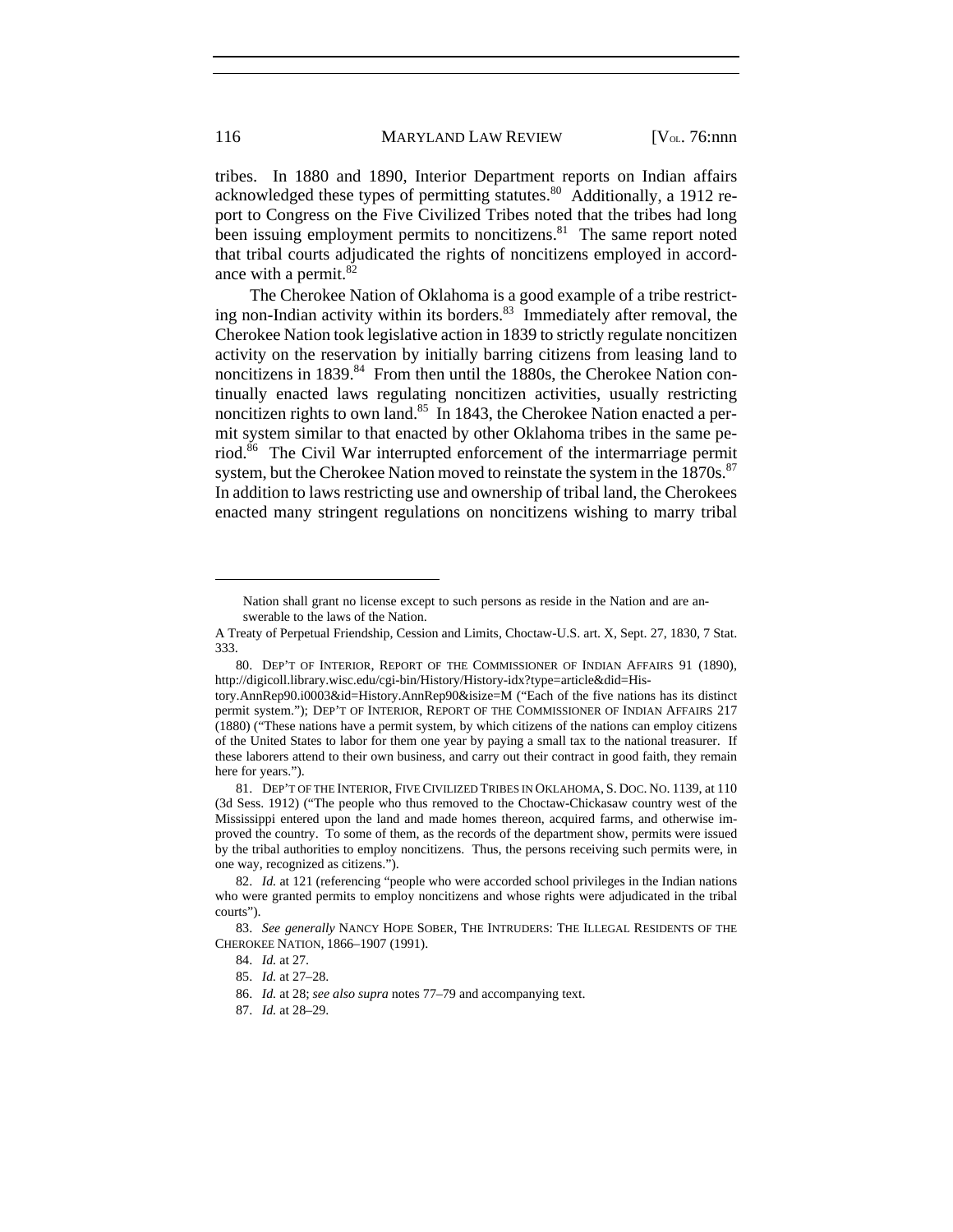tribes. In 1880 and 1890, Interior Department reports on Indian affairs acknowledged these types of permitting statutes.[80] Additionally, a 1912 report to Congress on the Five Civilized Tribes noted that the tribes had long been issuing employment permits to noncitizens.[81] The same report noted that tribal courts adjudicated the rights of noncitizens employed in accordance with a permit.[82]

The Cherokee Nation of Oklahoma is a good example of a tribe restricting non-Indian activity within its borders.[83] Immediately after removal, the Cherokee Nation took legislative action in 1839 to strictly regulate noncitizen activity on the reservation by initially barring citizens from leasing land to noncitizens in 1839.[84] From then until the 1880s, the Cherokee Nation continually enacted laws regulating noncitizen activities, usually restricting noncitizen rights to own land.[85] In 1843, the Cherokee Nation enacted a permit system similar to that enacted by other Oklahoma tribes in the same period.[86] The Civil War interrupted enforcement of the intermarriage permit system, but the Cherokee Nation moved to reinstate the system in the 1870s.[87] In addition to laws restricting use and ownership of tribal land, the Cherokees enacted many stringent regulations on noncitizens wishing to marry tribal

---

> Nation shall grant no license except to such persons as reside in the Nation and are answerable to the laws of the Nation.

A Treaty of Perpetual Friendship, Cession and Limits, Choctaw-U.S. art. X, Sept. 27, 1830, 7 Stat. 333.

80. DEP'T OF INTERIOR, REPORT OF THE COMMISSIONER OF INDIAN AFFAIRS 91 (1890), http://digicoll.library.wisc.edu/cgi-bin/History/History-idx?type=article&did=History.AnnRep90.i0003&id=History.AnnRep90&isize=M ("Each of the five nations has its distinct permit system."); DEP'T OF INTERIOR, REPORT OF THE COMMISSIONER OF INDIAN AFFAIRS 217 (1880) ("These nations have a permit system, by which citizens of the nations can employ citizens of the United States to labor for them one year by paying a small tax to the national treasurer. If these laborers attend to their own business, and carry out their contract in good faith, they remain here for years.").

81. DEP'T OF THE INTERIOR, FIVE CIVILIZED TRIBES IN OKLAHOMA, S. DOC. NO. 1139, at 110 (3d Sess. 1912) ("The people who thus removed to the Choctaw-Chickasaw country west of the Mississippi entered upon the land and made homes thereon, acquired farms, and otherwise improved the country. To some of them, as the records of the department show, permits were issued by the tribal authorities to employ noncitizens. Thus, the persons receiving such permits were, in one way, recognized as citizens.").

82. *Id.* at 121 (referencing "people who were accorded school privileges in the Indian nations who were granted permits to employ noncitizens and whose rights were adjudicated in the tribal courts").

83. *See generally* NANCY HOPE SOBER, THE INTRUDERS: THE ILLEGAL RESIDENTS OF THE CHEROKEE NATION, 1866–1907 (1991).

84. *Id.* at 27.

85. *Id.* at 27–28.

86. *Id.* at 28; *see also supra* notes 77–79 and accompanying text.

87. *Id.* at 28–29.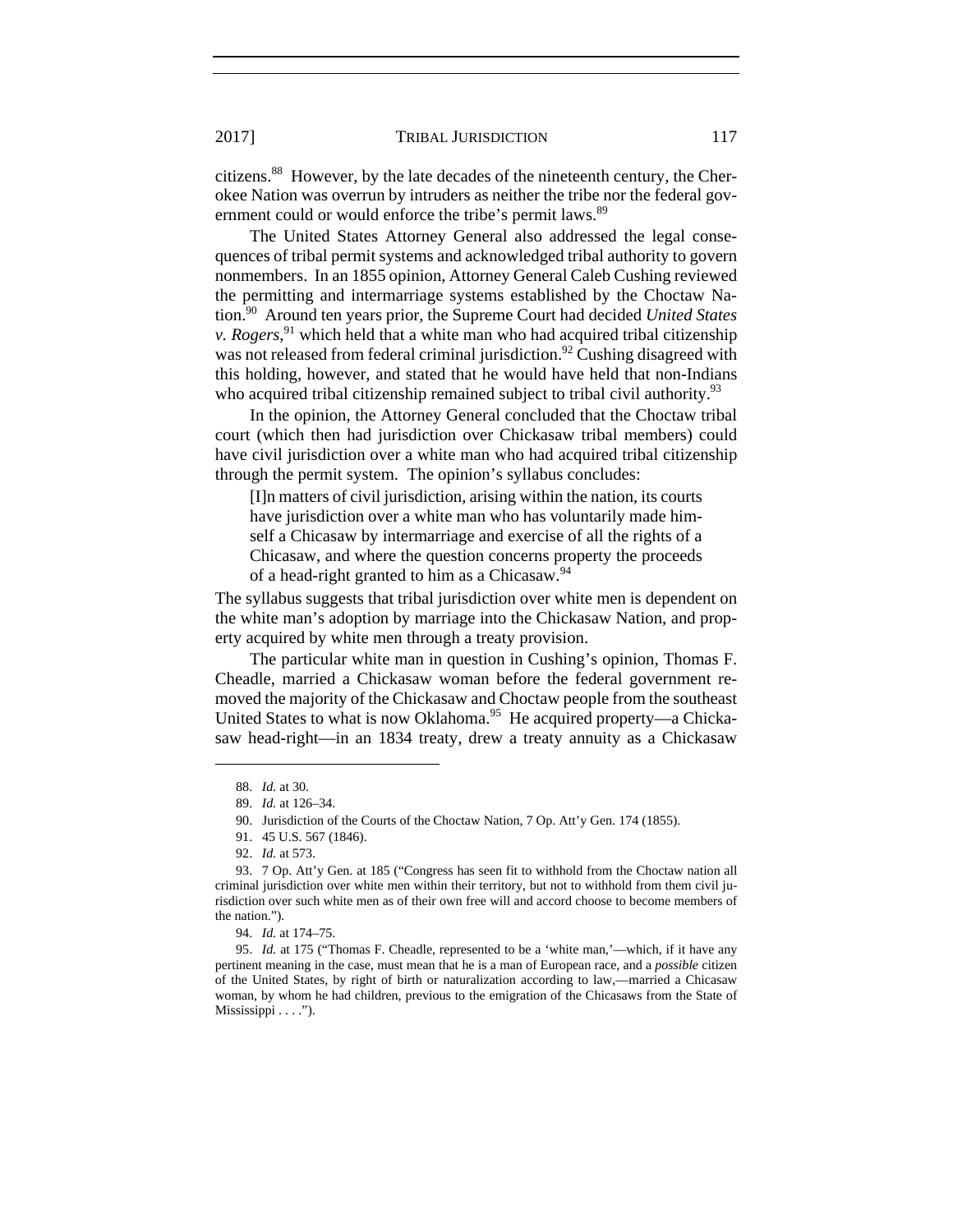citizens.[88] However, by the late decades of the nineteenth century, the Cherokee Nation was overrun by intruders as neither the tribe nor the federal government could or would enforce the tribe's permit laws.[89]

The United States Attorney General also addressed the legal consequences of tribal permit systems and acknowledged tribal authority to govern nonmembers. In an 1855 opinion, Attorney General Caleb Cushing reviewed the permitting and intermarriage systems established by the Choctaw Nation.[90] Around ten years prior, the Supreme Court had decided *United States v. Rogers*,[91] which held that a white man who had acquired tribal citizenship was not released from federal criminal jurisdiction.[92] Cushing disagreed with this holding, however, and stated that he would have held that non-Indians who acquired tribal citizenship remained subject to tribal civil authority.[93]

In the opinion, the Attorney General concluded that the Choctaw tribal court (which then had jurisdiction over Chickasaw tribal members) could have civil jurisdiction over a white man who had acquired tribal citizenship through the permit system. The opinion's syllabus concludes:

> [I]n matters of civil jurisdiction, arising within the nation, its courts have jurisdiction over a white man who has voluntarily made himself a Chicasaw by intermarriage and exercise of all the rights of a Chicasaw, and where the question concerns property the proceeds of a head-right granted to him as a Chicasaw.[94]

The syllabus suggests that tribal jurisdiction over white men is dependent on the white man's adoption by marriage into the Chickasaw Nation, and property acquired by white men through a treaty provision.

The particular white man in question in Cushing's opinion, Thomas F. Cheadle, married a Chickasaw woman before the federal government removed the majority of the Chickasaw and Choctaw people from the southeast United States to what is now Oklahoma.[95] He acquired property—a Chickasaw head-right—in an 1834 treaty, drew a treaty annuity as a Chickasaw

---

88. *Id.* at 30.

89. *Id.* at 126–34.

90. Jurisdiction of the Courts of the Choctaw Nation, 7 Op. Att'y Gen. 174 (1855).

91. 45 U.S. 567 (1846).

92. *Id.* at 573.

93. 7 Op. Att'y Gen. at 185 ("Congress has seen fit to withhold from the Choctaw nation all criminal jurisdiction over white men within their territory, but not to withhold from them civil jurisdiction over such white men as of their own free will and accord choose to become members of the nation.").

94. *Id.* at 174–75.

95. *Id.* at 175 ("Thomas F. Cheadle, represented to be a 'white man,'—which, if it have any pertinent meaning in the case, must mean that he is a man of European race, and a *possible* citizen of the United States, by right of birth or naturalization according to law,—married a Chicasaw woman, by whom he had children, previous to the emigration of the Chicasaws from the State of Mississippi . . . .").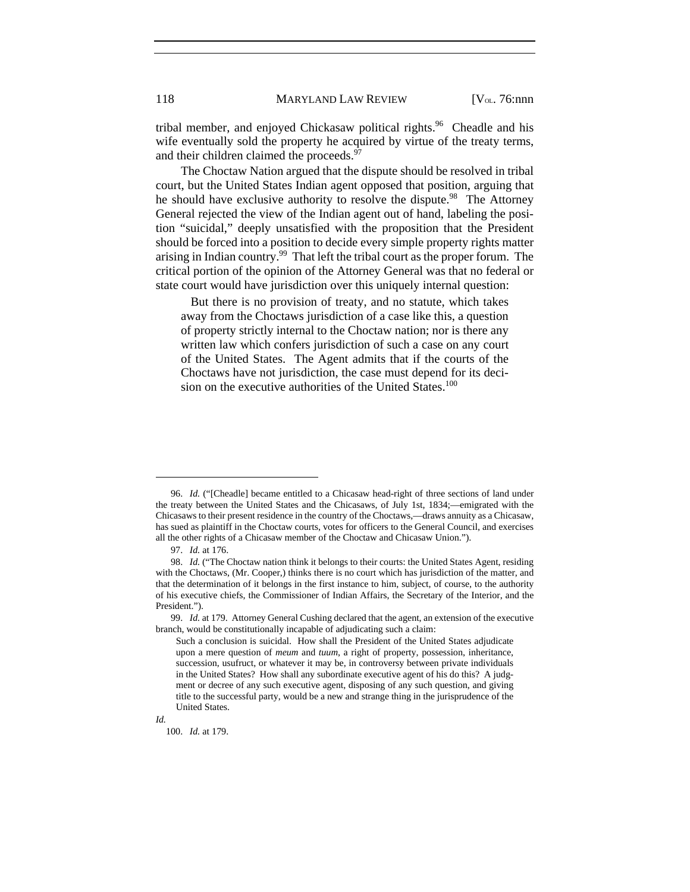tribal member, and enjoyed Chickasaw political rights.[96] Cheadle and his wife eventually sold the property he acquired by virtue of the treaty terms, and their children claimed the proceeds.[97]

The Choctaw Nation argued that the dispute should be resolved in tribal court, but the United States Indian agent opposed that position, arguing that he should have exclusive authority to resolve the dispute.[98] The Attorney General rejected the view of the Indian agent out of hand, labeling the position "suicidal," deeply unsatisfied with the proposition that the President should be forced into a position to decide every simple property rights matter arising in Indian country.[99] That left the tribal court as the proper forum. The critical portion of the opinion of the Attorney General was that no federal or state court would have jurisdiction over this uniquely internal question:

> But there is no provision of treaty, and no statute, which takes away from the Choctaws jurisdiction of a case like this, a question of property strictly internal to the Choctaw nation; nor is there any written law which confers jurisdiction of such a case on any court of the United States. The Agent admits that if the courts of the Choctaws have not jurisdiction, the case must depend for its decision on the executive authorities of the United States.[100]

---

96. *Id.* ("[Cheadle] became entitled to a Chicasaw head-right of three sections of land under the treaty between the United States and the Chicasaws, of July 1st, 1834;—emigrated with the Chicasaws to their present residence in the country of the Choctaws,—draws annuity as a Chicasaw, has sued as plaintiff in the Choctaw courts, votes for officers to the General Council, and exercises all the other rights of a Chicasaw member of the Choctaw and Chicasaw Union.").

97. *Id.* at 176.

98. *Id.* ("The Choctaw nation think it belongs to their courts: the United States Agent, residing with the Choctaws, (Mr. Cooper,) thinks there is no court which has jurisdiction of the matter, and that the determination of it belongs in the first instance to him, subject, of course, to the authority of his executive chiefs, the Commissioner of Indian Affairs, the Secretary of the Interior, and the President.").

99. *Id.* at 179. Attorney General Cushing declared that the agent, an extension of the executive branch, would be constitutionally incapable of adjudicating such a claim:

> Such a conclusion is suicidal. How shall the President of the United States adjudicate upon a mere question of *meum* and *tuum*, a right of property, possession, inheritance, succession, usufruct, or whatever it may be, in controversy between private individuals in the United States? How shall any subordinate executive agent of his do this? A judgment or decree of any such executive agent, disposing of any such question, and giving title to the successful party, would be a new and strange thing in the jurisprudence of the United States.

*Id.*

100. *Id.* at 179.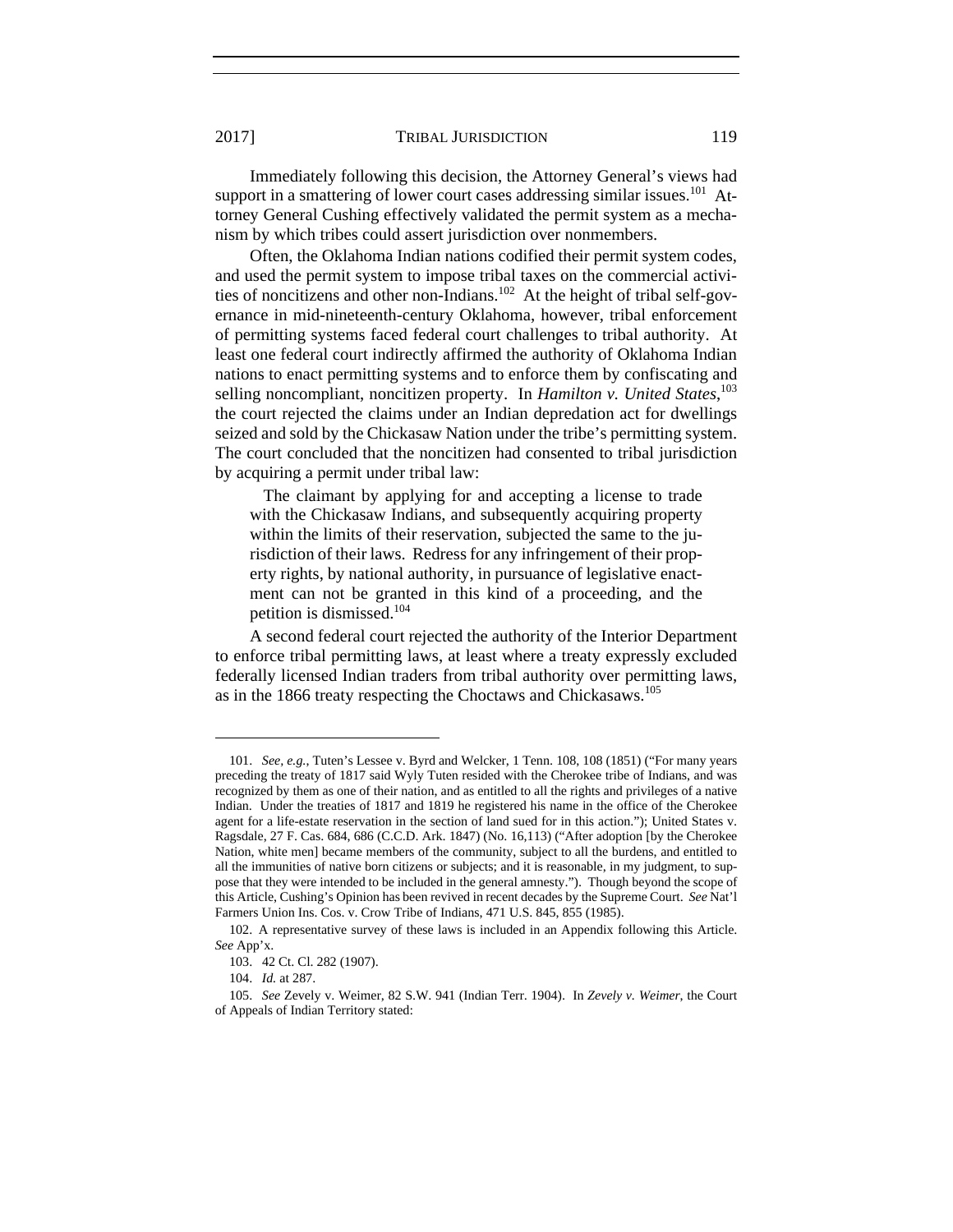Immediately following this decision, the Attorney General's views had support in a smattering of lower court cases addressing similar issues.[101] Attorney General Cushing effectively validated the permit system as a mechanism by which tribes could assert jurisdiction over nonmembers.

Often, the Oklahoma Indian nations codified their permit system codes, and used the permit system to impose tribal taxes on the commercial activities of noncitizens and other non-Indians.[102] At the height of tribal self-governance in mid-nineteenth-century Oklahoma, however, tribal enforcement of permitting systems faced federal court challenges to tribal authority. At least one federal court indirectly affirmed the authority of Oklahoma Indian nations to enact permitting systems and to enforce them by confiscating and selling noncompliant, noncitizen property. In *Hamilton v. United States*,[103] the court rejected the claims under an Indian depredation act for dwellings seized and sold by the Chickasaw Nation under the tribe's permitting system. The court concluded that the noncitizen had consented to tribal jurisdiction by acquiring a permit under tribal law:

> The claimant by applying for and accepting a license to trade with the Chickasaw Indians, and subsequently acquiring property within the limits of their reservation, subjected the same to the jurisdiction of their laws. Redress for any infringement of their property rights, by national authority, in pursuance of legislative enactment can not be granted in this kind of a proceeding, and the petition is dismissed.[104]

A second federal court rejected the authority of the Interior Department to enforce tribal permitting laws, at least where a treaty expressly excluded federally licensed Indian traders from tribal authority over permitting laws, as in the 1866 treaty respecting the Choctaws and Chickasaws.[105]

---

101. *See, e.g.*, Tuten's Lessee v. Byrd and Welcker, 1 Tenn. 108, 108 (1851) ("For many years preceding the treaty of 1817 said Wyly Tuten resided with the Cherokee tribe of Indians, and was recognized by them as one of their nation, and as entitled to all the rights and privileges of a native Indian. Under the treaties of 1817 and 1819 he registered his name in the office of the Cherokee agent for a life-estate reservation in the section of land sued for in this action."); United States v. Ragsdale, 27 F. Cas. 684, 686 (C.C.D. Ark. 1847) (No. 16,113) ("After adoption [by the Cherokee Nation, white men] became members of the community, subject to all the burdens, and entitled to all the immunities of native born citizens or subjects; and it is reasonable, in my judgment, to suppose that they were intended to be included in the general amnesty."). Though beyond the scope of this Article, Cushing's Opinion has been revived in recent decades by the Supreme Court. *See* Nat'l Farmers Union Ins. Cos. v. Crow Tribe of Indians, 471 U.S. 845, 855 (1985).

102. A representative survey of these laws is included in an Appendix following this Article. *See* App'x.

103. 42 Ct. Cl. 282 (1907).

104. *Id.* at 287.

105. *See* Zevely v. Weimer, 82 S.W. 941 (Indian Terr. 1904). In *Zevely v. Weimer*, the Court of Appeals of Indian Territory stated: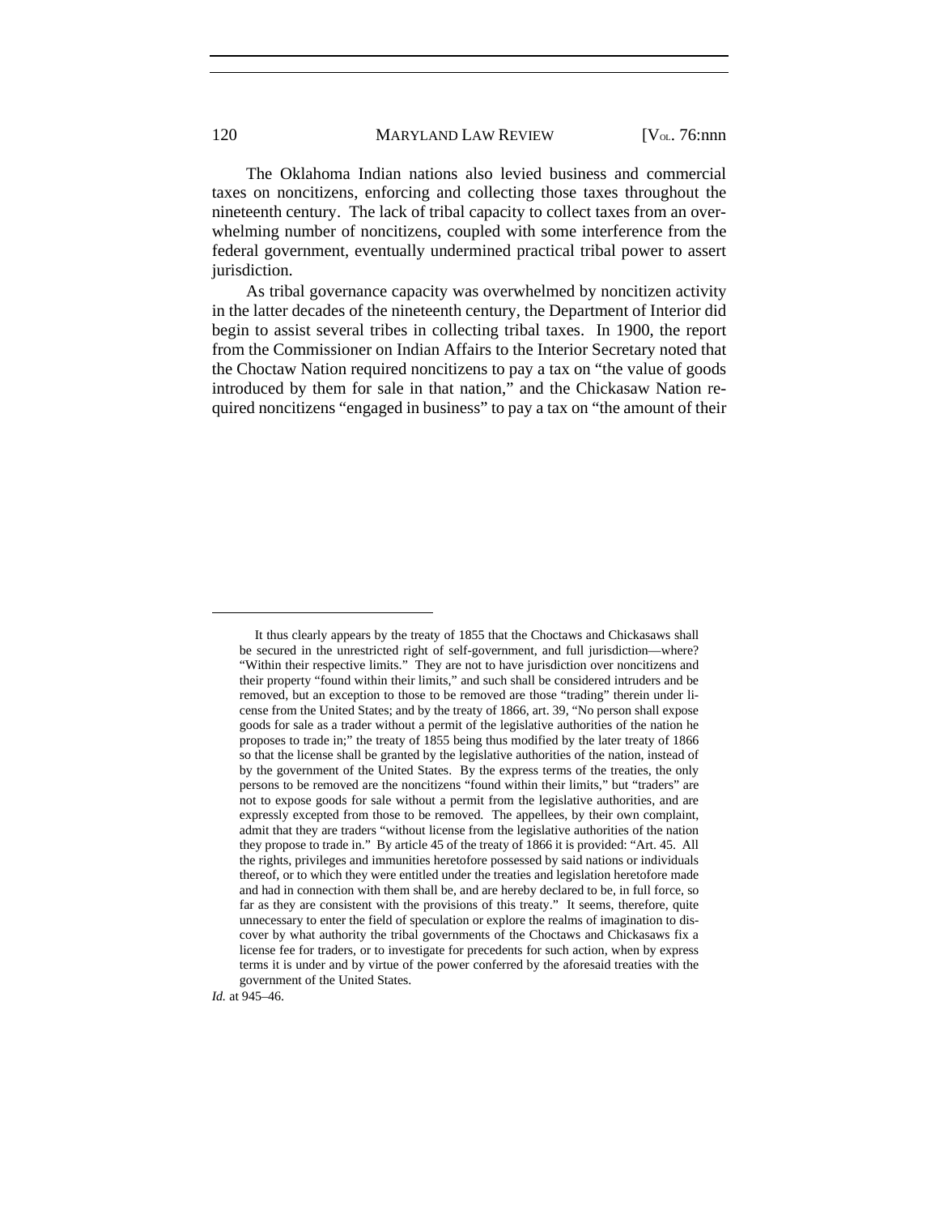The Oklahoma Indian nations also levied business and commercial taxes on noncitizens, enforcing and collecting those taxes throughout the nineteenth century. The lack of tribal capacity to collect taxes from an overwhelming number of noncitizens, coupled with some interference from the federal government, eventually undermined practical tribal power to assert jurisdiction.

As tribal governance capacity was overwhelmed by noncitizen activity in the latter decades of the nineteenth century, the Department of Interior did begin to assist several tribes in collecting tribal taxes. In 1900, the report from the Commissioner on Indian Affairs to the Interior Secretary noted that the Choctaw Nation required noncitizens to pay a tax on "the value of goods introduced by them for sale in that nation," and the Chickasaw Nation required noncitizens "engaged in business" to pay a tax on "the amount of their

---

> It thus clearly appears by the treaty of 1855 that the Choctaws and Chickasaws shall be secured in the unrestricted right of self-government, and full jurisdiction—where? "Within their respective limits." They are not to have jurisdiction over noncitizens and their property "found within their limits," and such shall be considered intruders and be removed, but an exception to those to be removed are those "trading" therein under license from the United States; and by the treaty of 1866, art. 39, "No person shall expose goods for sale as a trader without a permit of the legislative authorities of the nation he proposes to trade in;" the treaty of 1855 being thus modified by the later treaty of 1866 so that the license shall be granted by the legislative authorities of the nation, instead of by the government of the United States. By the express terms of the treaties, the only persons to be removed are the noncitizens "found within their limits," but "traders" are not to expose goods for sale without a permit from the legislative authorities, and are expressly excepted from those to be removed. The appellees, by their own complaint, admit that they are traders "without license from the legislative authorities of the nation they propose to trade in." By article 45 of the treaty of 1866 it is provided: "Art. 45. All the rights, privileges and immunities heretofore possessed by said nations or individuals thereof, or to which they were entitled under the treaties and legislation heretofore made and had in connection with them shall be, and are hereby declared to be, in full force, so far as they are consistent with the provisions of this treaty." It seems, therefore, quite unnecessary to enter the field of speculation or explore the realms of imagination to discover by what authority the tribal governments of the Choctaws and Chickasaws fix a license fee for traders, or to investigate for precedents for such action, when by express terms it is under and by virtue of the power conferred by the aforesaid treaties with the government of the United States.

*Id.* at 945–46.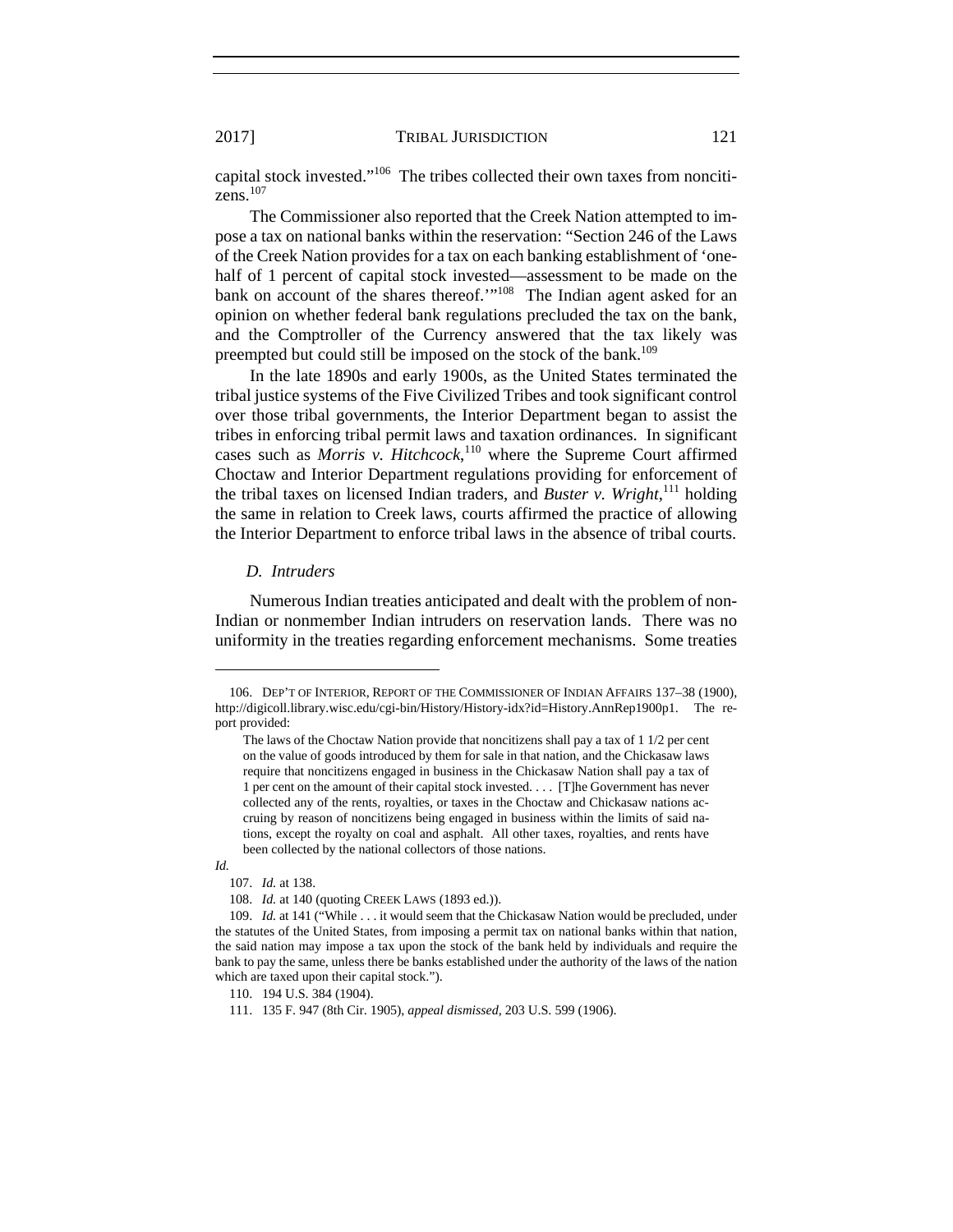capital stock invested."[106] The tribes collected their own taxes from noncitizens.[107]

The Commissioner also reported that the Creek Nation attempted to impose a tax on national banks within the reservation: "Section 246 of the Laws of the Creek Nation provides for a tax on each banking establishment of 'one-half of 1 percent of capital stock invested—assessment to be made on the bank on account of the shares thereof.'"[108] The Indian agent asked for an opinion on whether federal bank regulations precluded the tax on the bank, and the Comptroller of the Currency answered that the tax likely was preempted but could still be imposed on the stock of the bank.[109]

In the late 1890s and early 1900s, as the United States terminated the tribal justice systems of the Five Civilized Tribes and took significant control over those tribal governments, the Interior Department began to assist the tribes in enforcing tribal permit laws and taxation ordinances. In significant cases such as *Morris v. Hitchcock*,[110] where the Supreme Court affirmed Choctaw and Interior Department regulations providing for enforcement of the tribal taxes on licensed Indian traders, and *Buster v. Wright*,[111] holding the same in relation to Creek laws, courts affirmed the practice of allowing the Interior Department to enforce tribal laws in the absence of tribal courts.

### *D. Intruders*

Numerous Indian treaties anticipated and dealt with the problem of non-Indian or nonmember Indian intruders on reservation lands. There was no uniformity in the treaties regarding enforcement mechanisms. Some treaties

---

106. DEP'T OF INTERIOR, REPORT OF THE COMMISSIONER OF INDIAN AFFAIRS 137–38 (1900), http://digicoll.library.wisc.edu/cgi-bin/History/History-idx?id=History.AnnRep1900p1. The report provided:

> The laws of the Choctaw Nation provide that noncitizens shall pay a tax of 1 1/2 per cent on the value of goods introduced by them for sale in that nation, and the Chickasaw laws require that noncitizens engaged in business in the Chickasaw Nation shall pay a tax of 1 per cent on the amount of their capital stock invested. . . . [T]he Government has never collected any of the rents, royalties, or taxes in the Choctaw and Chickasaw nations accruing by reason of noncitizens being engaged in business within the limits of said nations, except the royalty on coal and asphalt. All other taxes, royalties, and rents have been collected by the national collectors of those nations.

*Id.*

107. *Id.* at 138.

108. *Id.* at 140 (quoting CREEK LAWS (1893 ed.)).

109. *Id.* at 141 ("While . . . it would seem that the Chickasaw Nation would be precluded, under the statutes of the United States, from imposing a permit tax on national banks within that nation, the said nation may impose a tax upon the stock of the bank held by individuals and require the bank to pay the same, unless there be banks established under the authority of the laws of the nation which are taxed upon their capital stock.").

110. 194 U.S. 384 (1904).

111. 135 F. 947 (8th Cir. 1905), *appeal dismissed*, 203 U.S. 599 (1906).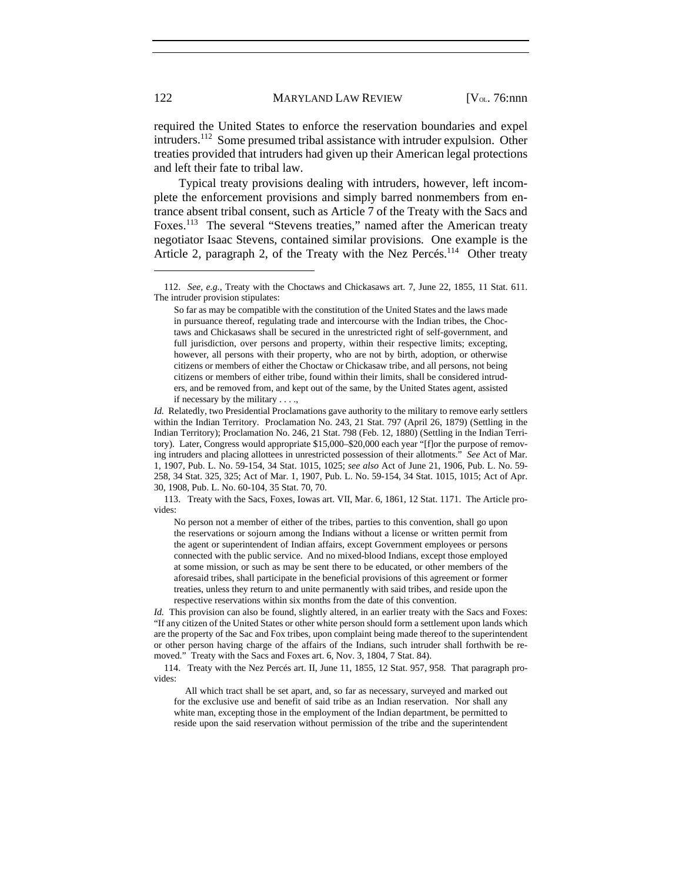required the United States to enforce the reservation boundaries and expel intruders.[112] Some presumed tribal assistance with intruder expulsion. Other treaties provided that intruders had given up their American legal protections and left their fate to tribal law.

Typical treaty provisions dealing with intruders, however, left incomplete the enforcement provisions and simply barred nonmembers from entrance absent tribal consent, such as Article 7 of the Treaty with the Sacs and Foxes.[113] The several "Stevens treaties," named after the American treaty negotiator Isaac Stevens, contained similar provisions. One example is the Article 2, paragraph 2, of the Treaty with the Nez Percés.[114] Other treaty

---

112. *See, e.g.*, Treaty with the Choctaws and Chickasaws art. 7, June 22, 1855, 11 Stat. 611. The intruder provision stipulates:

> So far as may be compatible with the constitution of the United States and the laws made in pursuance thereof, regulating trade and intercourse with the Indian tribes, the Choctaws and Chickasaws shall be secured in the unrestricted right of self-government, and full jurisdiction, over persons and property, within their respective limits; excepting, however, all persons with their property, who are not by birth, adoption, or otherwise citizens or members of either the Choctaw or Chickasaw tribe, and all persons, not being citizens or members of either tribe, found within their limits, shall be considered intruders, and be removed from, and kept out of the same, by the United States agent, assisted if necessary by the military . . . .,

*Id.* Relatedly, two Presidential Proclamations gave authority to the military to remove early settlers within the Indian Territory. Proclamation No. 243, 21 Stat. 797 (April 26, 1879) (Settling in the Indian Territory); Proclamation No. 246, 21 Stat. 798 (Feb. 12, 1880) (Settling in the Indian Territory). Later, Congress would appropriate $15,000–$20,000 each year "[f]or the purpose of removing intruders and placing allottees in unrestricted possession of their allotments." *See* Act of Mar. 1, 1907, Pub. L. No. 59-154, 34 Stat. 1015, 1025; *see also* Act of June 21, 1906, Pub. L. No. 59-258, 34 Stat. 325, 325; Act of Mar. 1, 1907, Pub. L. No. 59-154, 34 Stat. 1015, 1015; Act of Apr. 30, 1908, Pub. L. No. 60-104, 35 Stat. 70, 70.

113. Treaty with the Sacs, Foxes, Iowas art. VII, Mar. 6, 1861, 12 Stat. 1171. The Article provides:

> No person not a member of either of the tribes, parties to this convention, shall go upon the reservations or sojourn among the Indians without a license or written permit from the agent or superintendent of Indian affairs, except Government employees or persons connected with the public service. And no mixed-blood Indians, except those employed at some mission, or such as may be sent there to be educated, or other members of the aforesaid tribes, shall participate in the beneficial provisions of this agreement or former treaties, unless they return to and unite permanently with said tribes, and reside upon the respective reservations within six months from the date of this convention.

*Id.* This provision can also be found, slightly altered, in an earlier treaty with the Sacs and Foxes: "If any citizen of the United States or other white person should form a settlement upon lands which are the property of the Sac and Fox tribes, upon complaint being made thereof to the superintendent or other person having charge of the affairs of the Indians, such intruder shall forthwith be removed." Treaty with the Sacs and Foxes art. 6, Nov. 3, 1804, 7 Stat. 84).

114. Treaty with the Nez Percés art. II, June 11, 1855, 12 Stat. 957, 958. That paragraph provides:

> All which tract shall be set apart, and, so far as necessary, surveyed and marked out for the exclusive use and benefit of said tribe as an Indian reservation. Nor shall any white man, excepting those in the employment of the Indian department, be permitted to reside upon the said reservation without permission of the tribe and the superintendent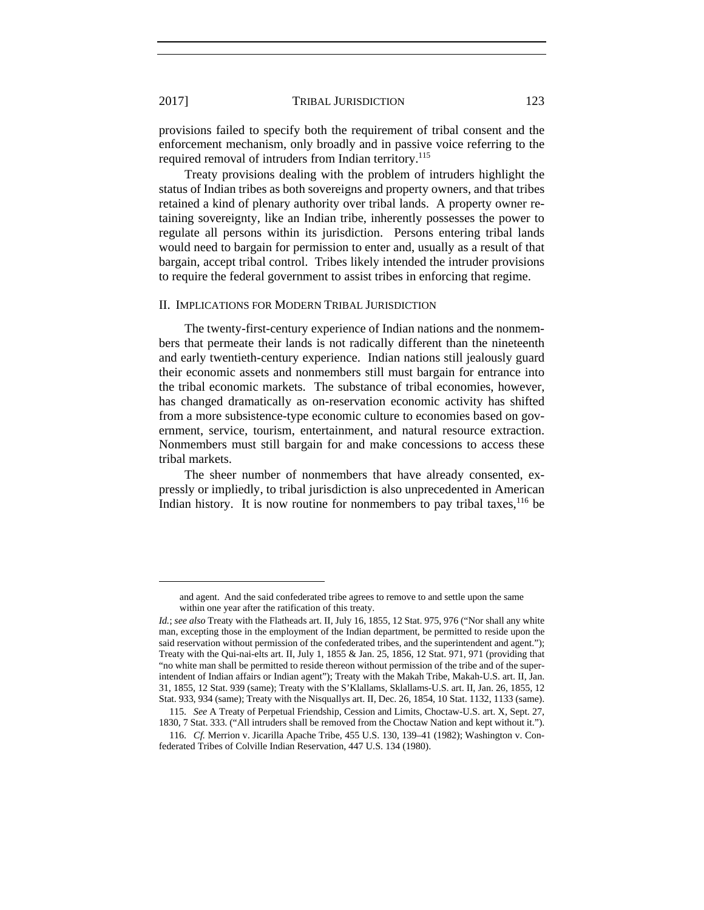provisions failed to specify both the requirement of tribal consent and the enforcement mechanism, only broadly and in passive voice referring to the required removal of intruders from Indian territory.[115]

Treaty provisions dealing with the problem of intruders highlight the status of Indian tribes as both sovereigns and property owners, and that tribes retained a kind of plenary authority over tribal lands. A property owner retaining sovereignty, like an Indian tribe, inherently possesses the power to regulate all persons within its jurisdiction. Persons entering tribal lands would need to bargain for permission to enter and, usually as a result of that bargain, accept tribal control. Tribes likely intended the intruder provisions to require the federal government to assist tribes in enforcing that regime.

## II. Implications for Modern Tribal Jurisdiction

The twenty-first-century experience of Indian nations and the nonmembers that permeate their lands is not radically different than the nineteenth and early twentieth-century experience. Indian nations still jealously guard their economic assets and nonmembers still must bargain for entrance into the tribal economic markets. The substance of tribal economies, however, has changed dramatically as on-reservation economic activity has shifted from a more subsistence-type economic culture to economies based on government, service, tourism, entertainment, and natural resource extraction. Nonmembers must still bargain for and make concessions to access these tribal markets.

The sheer number of nonmembers that have already consented, expressly or impliedly, to tribal jurisdiction is also unprecedented in American Indian history. It is now routine for nonmembers to pay tribal taxes,[116] be

---

> and agent. And the said confederated tribe agrees to remove to and settle upon the same within one year after the ratification of this treaty.

*Id.*; *see also* Treaty with the Flatheads art. II, July 16, 1855, 12 Stat. 975, 976 ("Nor shall any white man, excepting those in the employment of the Indian department, be permitted to reside upon the said reservation without permission of the confederated tribes, and the superintendent and agent."); Treaty with the Qui-nai-elts art. II, July 1, 1855 & Jan. 25, 1856, 12 Stat. 971, 971 (providing that "no white man shall be permitted to reside thereon without permission of the tribe and of the superintendent of Indian affairs or Indian agent"); Treaty with the Makah Tribe, Makah-U.S. art. II, Jan. 31, 1855, 12 Stat. 939 (same); Treaty with the S'Klallams, Sklallams-U.S. art. II, Jan. 26, 1855, 12 Stat. 933, 934 (same); Treaty with the Nisquallys art. II, Dec. 26, 1854, 10 Stat. 1132, 1133 (same).

115. *See* A Treaty of Perpetual Friendship, Cession and Limits, Choctaw-U.S. art. X, Sept. 27, 1830, 7 Stat. 333. ("All intruders shall be removed from the Choctaw Nation and kept without it.").

116. *Cf.* Merrion v. Jicarilla Apache Tribe, 455 U.S. 130, 139–41 (1982); Washington v. Confederated Tribes of Colville Indian Reservation, 447 U.S. 134 (1980).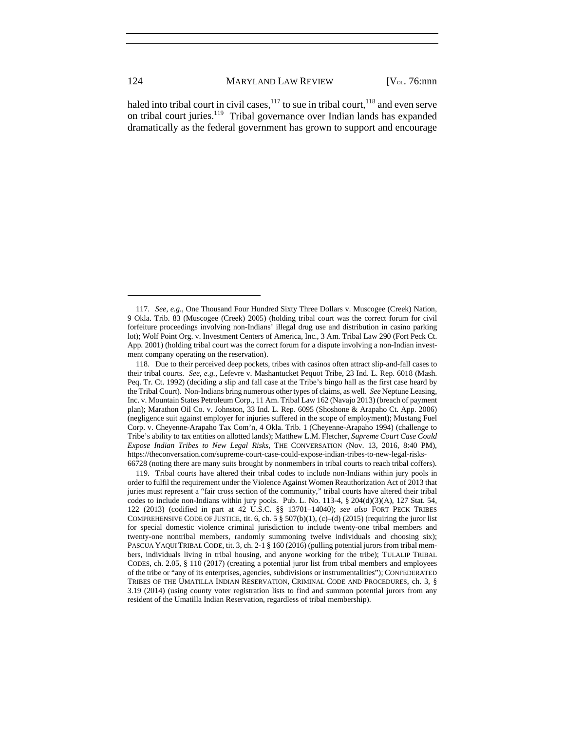haled into tribal court in civil cases,[117] to sue in tribal court,[118] and even serve on tribal court juries.[119] Tribal governance over Indian lands has expanded dramatically as the federal government has grown to support and encourage

---

117. *See, e.g.*, One Thousand Four Hundred Sixty Three Dollars v. Muscogee (Creek) Nation, 9 Okla. Trib. 83 (Muscogee (Creek) 2005) (holding tribal court was the correct forum for civil forfeiture proceedings involving non-Indians' illegal drug use and distribution in casino parking lot); Wolf Point Org. v. Investment Centers of America, Inc., 3 Am. Tribal Law 290 (Fort Peck Ct. App. 2001) (holding tribal court was the correct forum for a dispute involving a non-Indian investment company operating on the reservation).

118. Due to their perceived deep pockets, tribes with casinos often attract slip-and-fall cases to their tribal courts. *See, e.g.*, Lefevre v. Mashantucket Pequot Tribe, 23 Ind. L. Rep. 6018 (Mash. Peq. Tr. Ct. 1992) (deciding a slip and fall case at the Tribe's bingo hall as the first case heard by the Tribal Court). Non-Indians bring numerous other types of claims, as well. *See* Neptune Leasing, Inc. v. Mountain States Petroleum Corp., 11 Am. Tribal Law 162 (Navajo 2013) (breach of payment plan); Marathon Oil Co. v. Johnston, 33 Ind. L. Rep. 6095 (Shoshone & Arapaho Ct. App. 2006) (negligence suit against employer for injuries suffered in the scope of employment); Mustang Fuel Corp. v. Cheyenne-Arapaho Tax Com'n, 4 Okla. Trib. 1 (Cheyenne-Arapaho 1994) (challenge to Tribe's ability to tax entities on allotted lands); Matthew L.M. Fletcher, *Supreme Court Case Could Expose Indian Tribes to New Legal Risks*, THE CONVERSATION (Nov. 13, 2016, 8:40 PM), https://theconversation.com/supreme-court-case-could-expose-indian-tribes-to-new-legal-risks-66728 (noting there are many suits brought by nonmembers in tribal courts to reach tribal coffers).

119. Tribal courts have altered their tribal codes to include non-Indians within jury pools in order to fulfil the requirement under the Violence Against Women Reauthorization Act of 2013 that juries must represent a "fair cross section of the community," tribal courts have altered their tribal codes to include non-Indians within jury pools. Pub. L. No. 113-4, § 204(d)(3)(A), 127 Stat. 54, 122 (2013) (codified in part at 42 U.S.C. §§ 13701–14040); *see also* FORT PECK TRIBES COMPREHENSIVE CODE OF JUSTICE, tit. 6, ch. 5 § 507(b)(1), (c)–(d) (2015) (requiring the juror list for special domestic violence criminal jurisdiction to include twenty-one tribal members and twenty-one nontribal members, randomly summoning twelve individuals and choosing six); PASCUA YAQUI TRIBAL CODE, tit. 3, ch. 2-1 § 160 (2016) (pulling potential jurors from tribal members, individuals living in tribal housing, and anyone working for the tribe); TULALIP TRIBAL CODES, ch. 2.05, § 110 (2017) (creating a potential juror list from tribal members and employees of the tribe or "any of its enterprises, agencies, subdivisions or instrumentalities"); CONFEDERATED TRIBES OF THE UMATILLA INDIAN RESERVATION, CRIMINAL CODE AND PROCEDURES, ch. 3, § 3.19 (2014) (using county voter registration lists to find and summon potential jurors from any resident of the Umatilla Indian Reservation, regardless of tribal membership).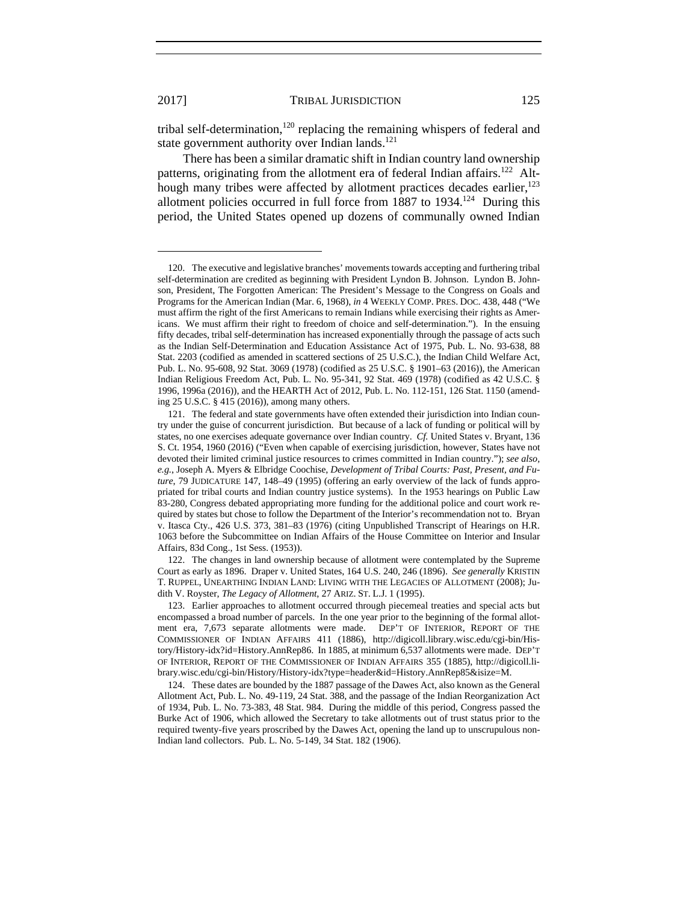tribal self-determination,[120] replacing the remaining whispers of federal and state government authority over Indian lands.[121]

There has been a similar dramatic shift in Indian country land ownership patterns, originating from the allotment era of federal Indian affairs.[122] Although many tribes were affected by allotment practices decades earlier,[123] allotment policies occurred in full force from 1887 to 1934.[124] During this period, the United States opened up dozens of communally owned Indian

---

120. The executive and legislative branches' movements towards accepting and furthering tribal self-determination are credited as beginning with President Lyndon B. Johnson. Lyndon B. Johnson, President, The Forgotten American: The President's Message to the Congress on Goals and Programs for the American Indian (Mar. 6, 1968), *in* 4 WEEKLY COMP. PRES. DOC. 438, 448 ("We must affirm the right of the first Americans to remain Indians while exercising their rights as Americans. We must affirm their right to freedom of choice and self-determination."). In the ensuing fifty decades, tribal self-determination has increased exponentially through the passage of acts such as the Indian Self-Determination and Education Assistance Act of 1975, Pub. L. No. 93-638, 88 Stat. 2203 (codified as amended in scattered sections of 25 U.S.C.), the Indian Child Welfare Act, Pub. L. No. 95-608, 92 Stat. 3069 (1978) (codified as 25 U.S.C. § 1901–63 (2016)), the American Indian Religious Freedom Act, Pub. L. No. 95-341, 92 Stat. 469 (1978) (codified as 42 U.S.C. § 1996, 1996a (2016)), and the HEARTH Act of 2012, Pub. L. No. 112-151, 126 Stat. 1150 (amending 25 U.S.C. § 415 (2016)), among many others.

121. The federal and state governments have often extended their jurisdiction into Indian country under the guise of concurrent jurisdiction. But because of a lack of funding or political will by states, no one exercises adequate governance over Indian country. *Cf.* United States v. Bryant, 136 S. Ct. 1954, 1960 (2016) ("Even when capable of exercising jurisdiction, however, States have not devoted their limited criminal justice resources to crimes committed in Indian country."); *see also, e.g.*, Joseph A. Myers & Elbridge Coochise, *Development of Tribal Courts: Past, Present, and Future*, 79 JUDICATURE 147, 148–49 (1995) (offering an early overview of the lack of funds appropriated for tribal courts and Indian country justice systems). In the 1953 hearings on Public Law 83-280, Congress debated appropriating more funding for the additional police and court work required by states but chose to follow the Department of the Interior's recommendation not to. Bryan v. Itasca Cty., 426 U.S. 373, 381–83 (1976) (citing Unpublished Transcript of Hearings on H.R. 1063 before the Subcommittee on Indian Affairs of the House Committee on Interior and Insular Affairs, 83d Cong., 1st Sess. (1953)).

122. The changes in land ownership because of allotment were contemplated by the Supreme Court as early as 1896. Draper v. United States, 164 U.S. 240, 246 (1896). *See generally* KRISTIN T. RUPPEL, UNEARTHING INDIAN LAND: LIVING WITH THE LEGACIES OF ALLOTMENT (2008); Judith V. Royster, *The Legacy of Allotment*, 27 ARIZ. ST. L.J. 1 (1995).

123. Earlier approaches to allotment occurred through piecemeal treaties and special acts but encompassed a broad number of parcels. In the one year prior to the beginning of the formal allotment era, 7,673 separate allotments were made. DEP'T OF INTERIOR, REPORT OF THE COMMISSIONER OF INDIAN AFFAIRS 411 (1886), http://digicoll.library.wisc.edu/cgi-bin/History/History-idx?id=History.AnnRep86. In 1885, at minimum 6,537 allotments were made. DEP'T OF INTERIOR, REPORT OF THE COMMISSIONER OF INDIAN AFFAIRS 355 (1885), http://digicoll.library.wisc.edu/cgi-bin/History/History-idx?type=header&id=History.AnnRep85&isize=M.

124. These dates are bounded by the 1887 passage of the Dawes Act, also known as the General Allotment Act, Pub. L. No. 49-119, 24 Stat. 388, and the passage of the Indian Reorganization Act of 1934, Pub. L. No. 73-383, 48 Stat. 984. During the middle of this period, Congress passed the Burke Act of 1906, which allowed the Secretary to take allotments out of trust status prior to the required twenty-five years proscribed by the Dawes Act, opening the land up to unscrupulous non-Indian land collectors. Pub. L. No. 5-149, 34 Stat. 182 (1906).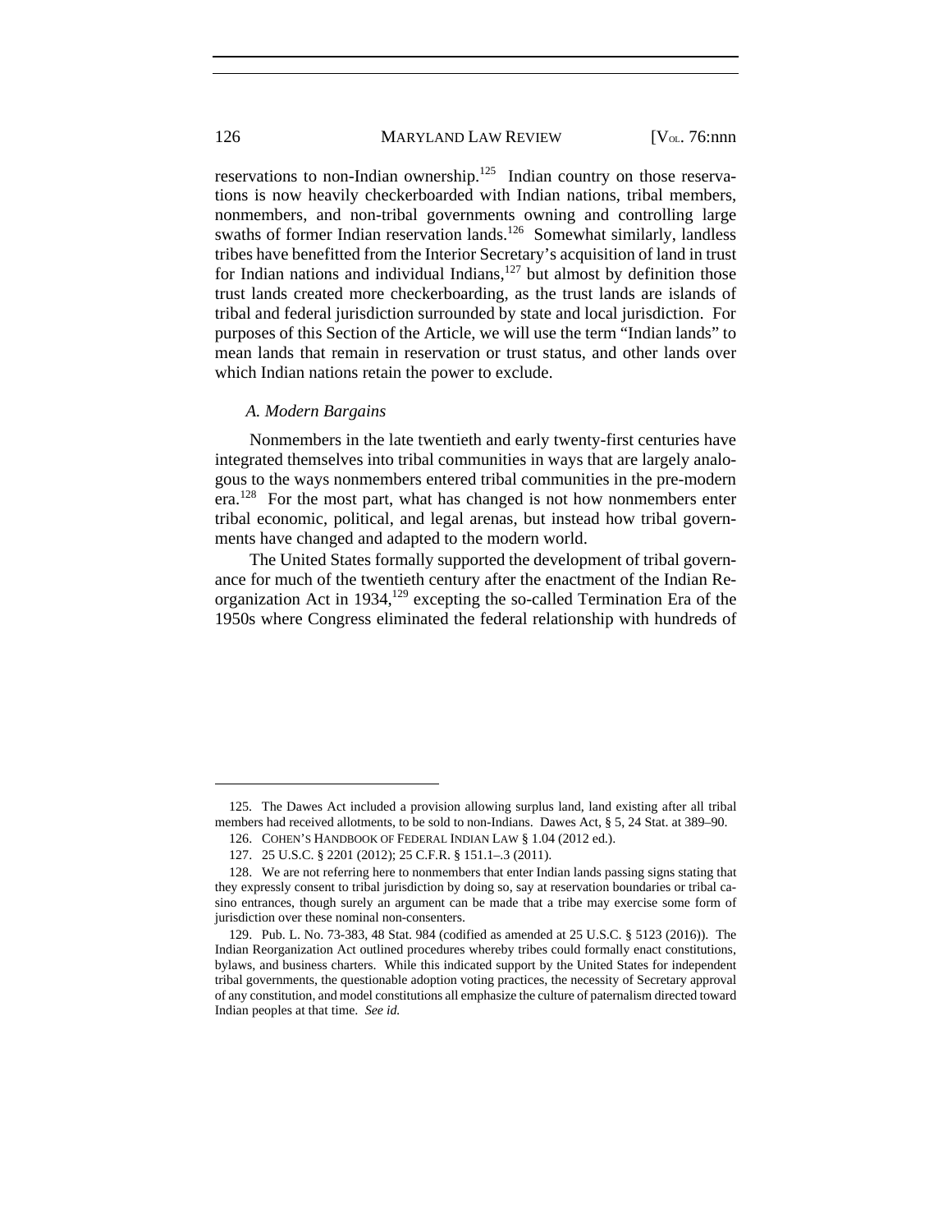reservations to non-Indian ownership.[125] Indian country on those reservations is now heavily checkerboarded with Indian nations, tribal members, nonmembers, and non-tribal governments owning and controlling large swaths of former Indian reservation lands.[126] Somewhat similarly, landless tribes have benefitted from the Interior Secretary's acquisition of land in trust for Indian nations and individual Indians,[127] but almost by definition those trust lands created more checkerboarding, as the trust lands are islands of tribal and federal jurisdiction surrounded by state and local jurisdiction. For purposes of this Section of the Article, we will use the term "Indian lands" to mean lands that remain in reservation or trust status, and other lands over which Indian nations retain the power to exclude.

### *A. Modern Bargains*

Nonmembers in the late twentieth and early twenty-first centuries have integrated themselves into tribal communities in ways that are largely analogous to the ways nonmembers entered tribal communities in the pre-modern era.[128] For the most part, what has changed is not how nonmembers enter tribal economic, political, and legal arenas, but instead how tribal governments have changed and adapted to the modern world.

The United States formally supported the development of tribal governance for much of the twentieth century after the enactment of the Indian Reorganization Act in 1934,[129] excepting the so-called Termination Era of the 1950s where Congress eliminated the federal relationship with hundreds of

---

125. The Dawes Act included a provision allowing surplus land, land existing after all tribal members had received allotments, to be sold to non-Indians. Dawes Act, § 5, 24 Stat. at 389–90.

126. COHEN'S HANDBOOK OF FEDERAL INDIAN LAW § 1.04 (2012 ed.).

127. 25 U.S.C. § 2201 (2012); 25 C.F.R. § 151.1–.3 (2011).

128. We are not referring here to nonmembers that enter Indian lands passing signs stating that they expressly consent to tribal jurisdiction by doing so, say at reservation boundaries or tribal casino entrances, though surely an argument can be made that a tribe may exercise some form of jurisdiction over these nominal non-consenters.

129. Pub. L. No. 73-383, 48 Stat. 984 (codified as amended at 25 U.S.C. § 5123 (2016)). The Indian Reorganization Act outlined procedures whereby tribes could formally enact constitutions, bylaws, and business charters. While this indicated support by the United States for independent tribal governments, the questionable adoption voting practices, the necessity of Secretary approval of any constitution, and model constitutions all emphasize the culture of paternalism directed toward Indian peoples at that time. *See id.*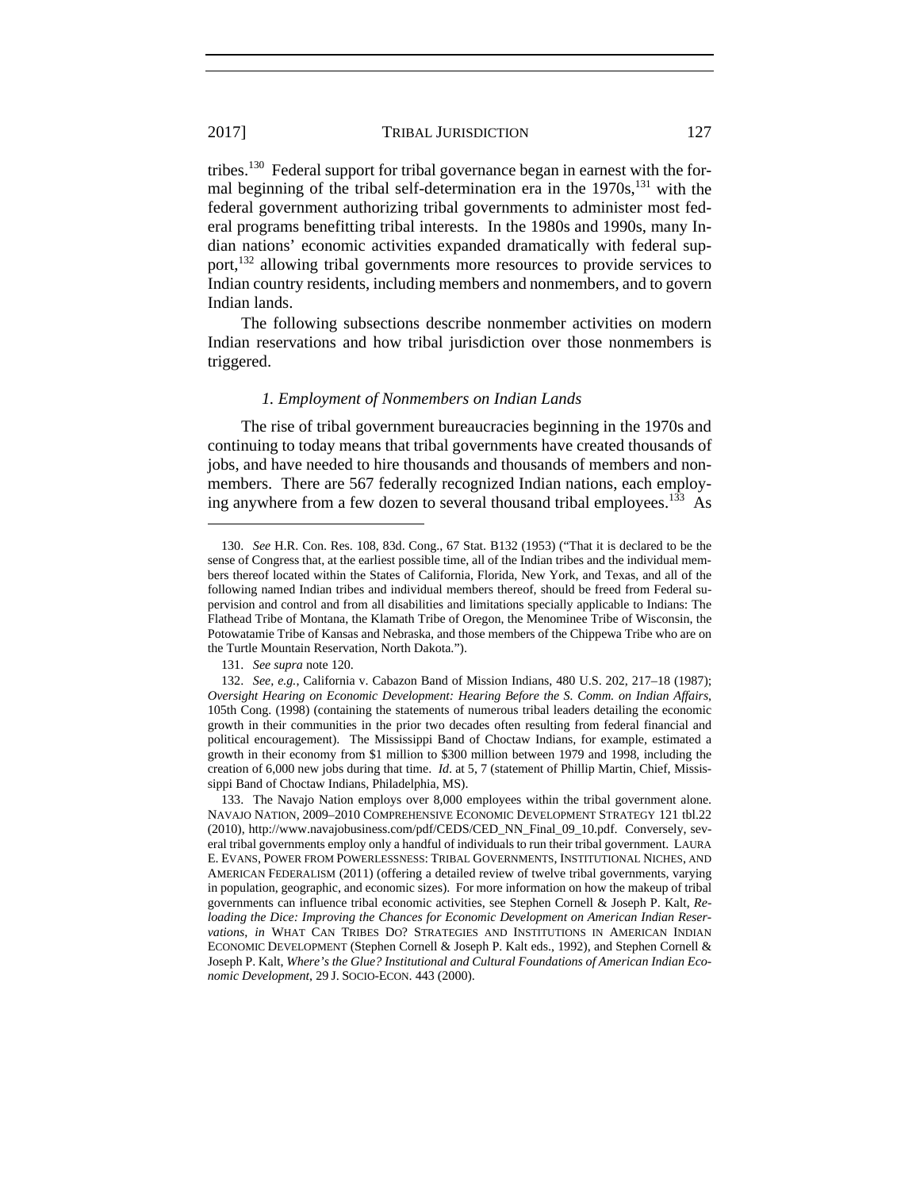tribes.[130] Federal support for tribal governance began in earnest with the formal beginning of the tribal self-determination era in the 1970s,[131] with the federal government authorizing tribal governments to administer most federal programs benefitting tribal interests. In the 1980s and 1990s, many Indian nations' economic activities expanded dramatically with federal support,[132] allowing tribal governments more resources to provide services to Indian country residents, including members and nonmembers, and to govern Indian lands.

The following subsections describe nonmember activities on modern Indian reservations and how tribal jurisdiction over those nonmembers is triggered.

### *1. Employment of Nonmembers on Indian Lands*

The rise of tribal government bureaucracies beginning in the 1970s and continuing to today means that tribal governments have created thousands of jobs, and have needed to hire thousands and thousands of members and nonmembers. There are 567 federally recognized Indian nations, each employing anywhere from a few dozen to several thousand tribal employees.[133] As

---

130. *See* H.R. Con. Res. 108, 83d. Cong., 67 Stat. B132 (1953) ("That it is declared to be the sense of Congress that, at the earliest possible time, all of the Indian tribes and the individual members thereof located within the States of California, Florida, New York, and Texas, and all of the following named Indian tribes and individual members thereof, should be freed from Federal supervision and control and from all disabilities and limitations specially applicable to Indians: The Flathead Tribe of Montana, the Klamath Tribe of Oregon, the Menominee Tribe of Wisconsin, the Potowatamie Tribe of Kansas and Nebraska, and those members of the Chippewa Tribe who are on the Turtle Mountain Reservation, North Dakota.").

131. *See supra* note 120.

132. *See, e.g.*, California v. Cabazon Band of Mission Indians, 480 U.S. 202, 217–18 (1987); *Oversight Hearing on Economic Development: Hearing Before the S. Comm. on Indian Affairs*, 105th Cong. (1998) (containing the statements of numerous tribal leaders detailing the economic growth in their communities in the prior two decades often resulting from federal financial and political encouragement). The Mississippi Band of Choctaw Indians, for example, estimated a growth in their economy from $1 million to $300 million between 1979 and 1998, including the creation of 6,000 new jobs during that time. *Id.* at 5, 7 (statement of Phillip Martin, Chief, Mississippi Band of Choctaw Indians, Philadelphia, MS).

133. The Navajo Nation employs over 8,000 employees within the tribal government alone. NAVAJO NATION, 2009–2010 COMPREHENSIVE ECONOMIC DEVELOPMENT STRATEGY 121 tbl.22 (2010), http://www.navajobusiness.com/pdf/CEDS/CED_NN_Final_09_10.pdf. Conversely, several tribal governments employ only a handful of individuals to run their tribal government. LAURA E. EVANS, POWER FROM POWERLESSNESS: TRIBAL GOVERNMENTS, INSTITUTIONAL NICHES, AND AMERICAN FEDERALISM (2011) (offering a detailed review of twelve tribal governments, varying in population, geographic, and economic sizes). For more information on how the makeup of tribal governments can influence tribal economic activities, see Stephen Cornell & Joseph P. Kalt, *Reloading the Dice: Improving the Chances for Economic Development on American Indian Reservations*, *in* WHAT CAN TRIBES DO? STRATEGIES AND INSTITUTIONS IN AMERICAN INDIAN ECONOMIC DEVELOPMENT (Stephen Cornell & Joseph P. Kalt eds., 1992), and Stephen Cornell & Joseph P. Kalt, *Where's the Glue? Institutional and Cultural Foundations of American Indian Economic Development*, 29 J. SOCIO-ECON. 443 (2000).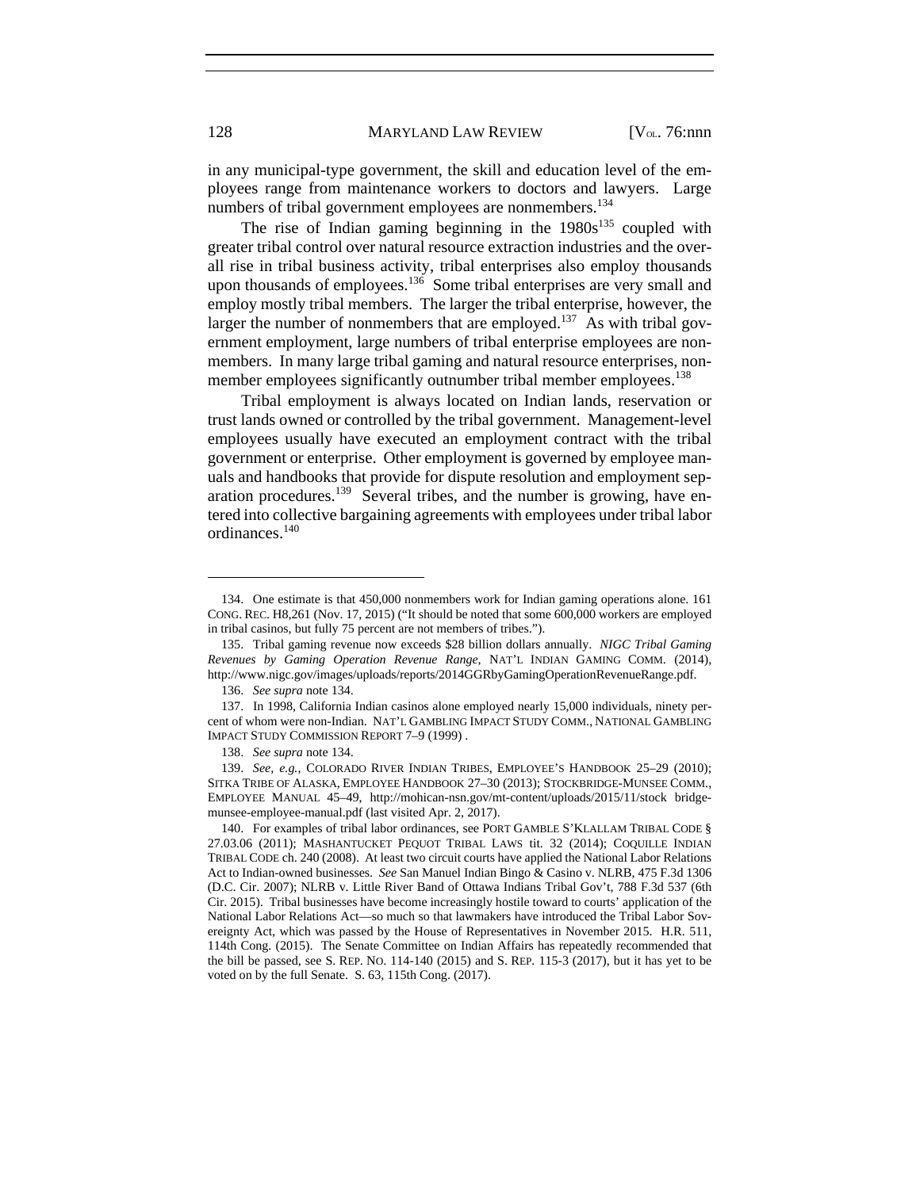in any municipal-type government, the skill and education level of the employees range from maintenance workers to doctors and lawyers. Large numbers of tribal government employees are nonmembers.[134]

The rise of Indian gaming beginning in the 1980s[135] coupled with greater tribal control over natural resource extraction industries and the overall rise in tribal business activity, tribal enterprises also employ thousands upon thousands of employees.[136] Some tribal enterprises are very small and employ mostly tribal members. The larger the tribal enterprise, however, the larger the number of nonmembers that are employed.[137] As with tribal government employment, large numbers of tribal enterprise employees are nonmembers. In many large tribal gaming and natural resource enterprises, nonmember employees significantly outnumber tribal member employees.[138]

Tribal employment is always located on Indian lands, reservation or trust lands owned or controlled by the tribal government. Management-level employees usually have executed an employment contract with the tribal government or enterprise. Other employment is governed by employee manuals and handbooks that provide for dispute resolution and employment separation procedures.[139] Several tribes, and the number is growing, have entered into collective bargaining agreements with employees under tribal labor ordinances.[140]

---

134. One estimate is that 450,000 nonmembers work for Indian gaming operations alone. 161 CONG. REC. H8,261 (Nov. 17, 2015) ("It should be noted that some 600,000 workers are employed in tribal casinos, but fully 75 percent are not members of tribes.").

135. Tribal gaming revenue now exceeds $28 billion dollars annually. *NIGC Tribal Gaming Revenues by Gaming Operation Revenue Range*, NAT'L INDIAN GAMING COMM. (2014), http://www.nigc.gov/images/uploads/reports/2014GGRbyGamingOperationRevenueRange.pdf.

136. *See supra* note 134.

137. In 1998, California Indian casinos alone employed nearly 15,000 individuals, ninety percent of whom were non-Indian. NAT'L GAMBLING IMPACT STUDY COMM., NATIONAL GAMBLING IMPACT STUDY COMMISSION REPORT 7–9 (1999) .

138. *See supra* note 134.

139. *See, e.g.*, COLORADO RIVER INDIAN TRIBES, EMPLOYEE'S HANDBOOK 25–29 (2010); SITKA TRIBE OF ALASKA, EMPLOYEE HANDBOOK 27–30 (2013); STOCKBRIDGE-MUNSEE COMM., EMPLOYEE MANUAL 45–49, http://mohican-nsn.gov/mt-content/uploads/2015/11/stock bridge-munsee-employee-manual.pdf (last visited Apr. 2, 2017).

140. For examples of tribal labor ordinances, see PORT GAMBLE S'KLALLAM TRIBAL CODE § 27.03.06 (2011); MASHANTUCKET PEQUOT TRIBAL LAWS tit. 32 (2014); COQUILLE INDIAN TRIBAL CODE ch. 240 (2008). At least two circuit courts have applied the National Labor Relations Act to Indian-owned businesses. *See* San Manuel Indian Bingo & Casino v. NLRB, 475 F.3d 1306 (D.C. Cir. 2007); NLRB v. Little River Band of Ottawa Indians Tribal Gov't, 788 F.3d 537 (6th Cir. 2015). Tribal businesses have become increasingly hostile toward to courts' application of the National Labor Relations Act—so much so that lawmakers have introduced the Tribal Labor Sovereignty Act, which was passed by the House of Representatives in November 2015. H.R. 511, 114th Cong. (2015). The Senate Committee on Indian Affairs has repeatedly recommended that the bill be passed, see S. REP. NO. 114-140 (2015) and S. REP. 115-3 (2017), but it has yet to be voted on by the full Senate. S. 63, 115th Cong. (2017).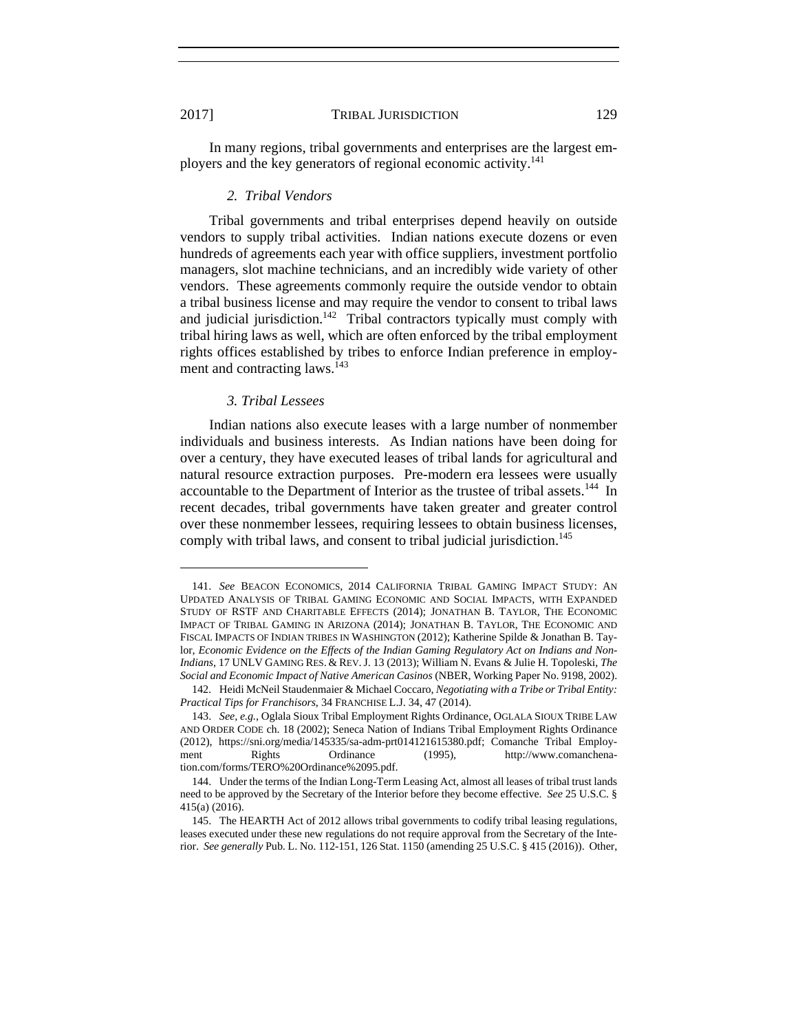In many regions, tribal governments and enterprises are the largest employers and the key generators of regional economic activity.[141]

### 2. *Tribal Vendors*

Tribal governments and tribal enterprises depend heavily on outside vendors to supply tribal activities. Indian nations execute dozens or even hundreds of agreements each year with office suppliers, investment portfolio managers, slot machine technicians, and an incredibly wide variety of other vendors. These agreements commonly require the outside vendor to obtain a tribal business license and may require the vendor to consent to tribal laws and judicial jurisdiction.[142] Tribal contractors typically must comply with tribal hiring laws as well, which are often enforced by the tribal employment rights offices established by tribes to enforce Indian preference in employment and contracting laws.[143]

### 3. *Tribal Lessees*

Indian nations also execute leases with a large number of nonmember individuals and business interests. As Indian nations have been doing for over a century, they have executed leases of tribal lands for agricultural and natural resource extraction purposes. Pre-modern era lessees were usually accountable to the Department of Interior as the trustee of tribal assets.[144] In recent decades, tribal governments have taken greater and greater control over these nonmember lessees, requiring lessees to obtain business licenses, comply with tribal laws, and consent to tribal judicial jurisdiction.[145]

---

141. *See* BEACON ECONOMICS, 2014 CALIFORNIA TRIBAL GAMING IMPACT STUDY: AN UPDATED ANALYSIS OF TRIBAL GAMING ECONOMIC AND SOCIAL IMPACTS, WITH EXPANDED STUDY OF RSTF AND CHARITABLE EFFECTS (2014); JONATHAN B. TAYLOR, THE ECONOMIC IMPACT OF TRIBAL GAMING IN ARIZONA (2014); JONATHAN B. TAYLOR, THE ECONOMIC AND FISCAL IMPACTS OF INDIAN TRIBES IN WASHINGTON (2012); Katherine Spilde & Jonathan B. Taylor, *Economic Evidence on the Effects of the Indian Gaming Regulatory Act on Indians and Non-Indians*, 17 UNLV GAMING RES. & REV. J. 13 (2013); William N. Evans & Julie H. Topoleski, *The Social and Economic Impact of Native American Casinos* (NBER, Working Paper No. 9198, 2002).

142. Heidi McNeil Staudenmaier & Michael Coccaro, *Negotiating with a Tribe or Tribal Entity: Practical Tips for Franchisors*, 34 FRANCHISE L.J. 34, 47 (2014).

143. *See, e.g.*, Oglala Sioux Tribal Employment Rights Ordinance, OGLALA SIOUX TRIBE LAW AND ORDER CODE ch. 18 (2002); Seneca Nation of Indians Tribal Employment Rights Ordinance (2012), https://sni.org/media/145335/sa-adm-prt014121615380.pdf; Comanche Tribal Employment Rights Ordinance (1995), http://www.comanchenation.com/forms/TERO%20Ordinance%2095.pdf.

144. Under the terms of the Indian Long-Term Leasing Act, almost all leases of tribal trust lands need to be approved by the Secretary of the Interior before they become effective. *See* 25 U.S.C. § 415(a) (2016).

145. The HEARTH Act of 2012 allows tribal governments to codify tribal leasing regulations, leases executed under these new regulations do not require approval from the Secretary of the Interior. *See generally* Pub. L. No. 112-151, 126 Stat. 1150 (amending 25 U.S.C. § 415 (2016)). Other,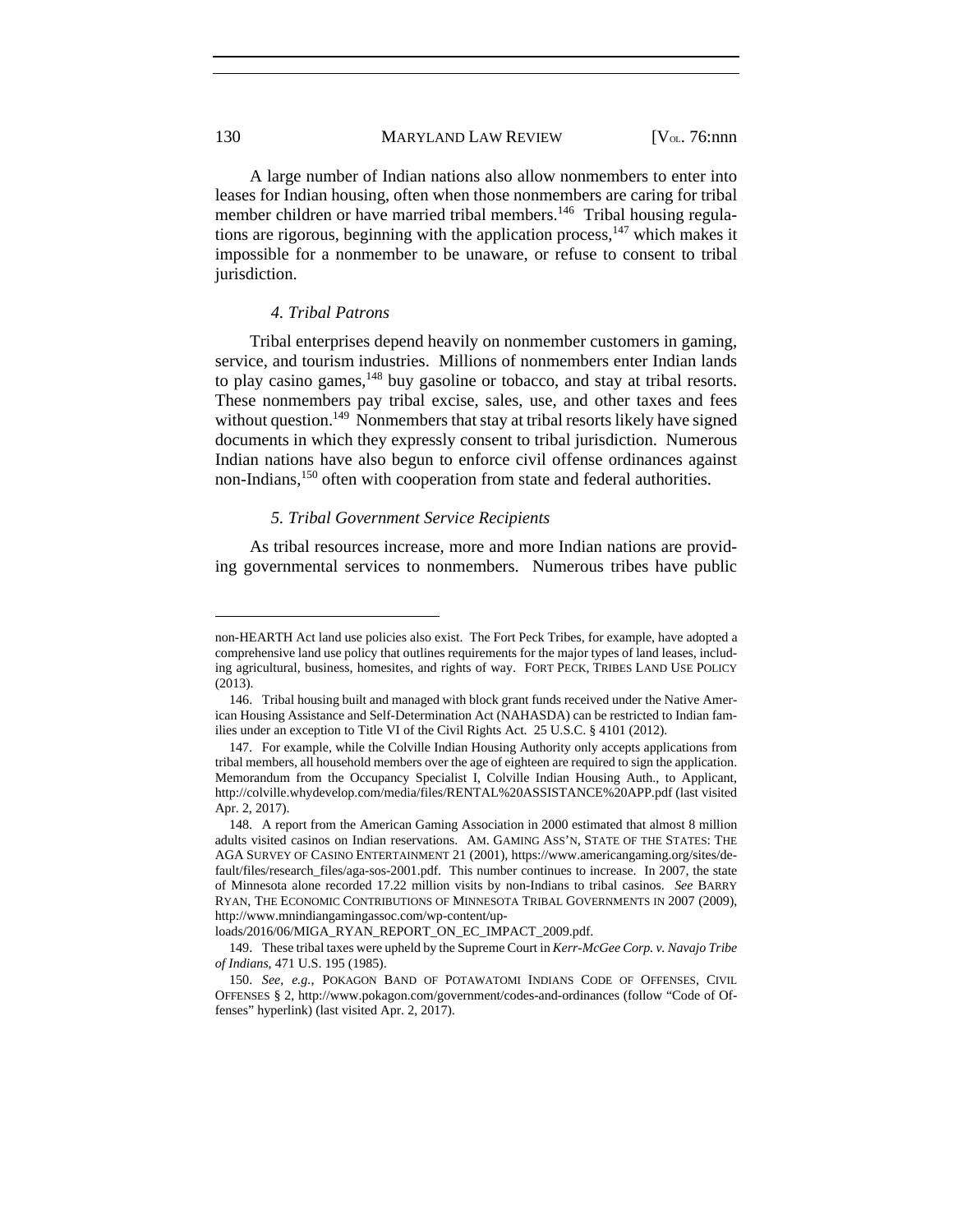A large number of Indian nations also allow nonmembers to enter into leases for Indian housing, often when those nonmembers are caring for tribal member children or have married tribal members.[146] Tribal housing regulations are rigorous, beginning with the application process,[147] which makes it impossible for a nonmember to be unaware, or refuse to consent to tribal jurisdiction.

#### *4. Tribal Patrons*

Tribal enterprises depend heavily on nonmember customers in gaming, service, and tourism industries. Millions of nonmembers enter Indian lands to play casino games,[148] buy gasoline or tobacco, and stay at tribal resorts. These nonmembers pay tribal excise, sales, use, and other taxes and fees without question.[149] Nonmembers that stay at tribal resorts likely have signed documents in which they expressly consent to tribal jurisdiction. Numerous Indian nations have also begun to enforce civil offense ordinances against non-Indians,[150] often with cooperation from state and federal authorities.

#### *5. Tribal Government Service Recipients*

As tribal resources increase, more and more Indian nations are providing governmental services to nonmembers. Numerous tribes have public

---

non-HEARTH Act land use policies also exist. The Fort Peck Tribes, for example, have adopted a comprehensive land use policy that outlines requirements for the major types of land leases, including agricultural, business, homesites, and rights of way. FORT PECK, TRIBES LAND USE POLICY (2013).

146. Tribal housing built and managed with block grant funds received under the Native American Housing Assistance and Self-Determination Act (NAHASDA) can be restricted to Indian families under an exception to Title VI of the Civil Rights Act. 25 U.S.C. § 4101 (2012).

147. For example, while the Colville Indian Housing Authority only accepts applications from tribal members, all household members over the age of eighteen are required to sign the application. Memorandum from the Occupancy Specialist I, Colville Indian Housing Auth., to Applicant, http://colville.whydevelop.com/media/files/RENTAL%20ASSISTANCE%20APP.pdf (last visited Apr. 2, 2017).

148. A report from the American Gaming Association in 2000 estimated that almost 8 million adults visited casinos on Indian reservations. AM. GAMING ASS'N, STATE OF THE STATES: THE AGA SURVEY OF CASINO ENTERTAINMENT 21 (2001), https://www.americangaming.org/sites/default/files/research_files/aga-sos-2001.pdf. This number continues to increase. In 2007, the state of Minnesota alone recorded 17.22 million visits by non-Indians to tribal casinos. *See* BARRY RYAN, THE ECONOMIC CONTRIBUTIONS OF MINNESOTA TRIBAL GOVERNMENTS IN 2007 (2009), http://www.mnindiangamingassoc.com/wp-content/uploads/2016/06/MIGA_RYAN_REPORT_ON_EC_IMPACT_2009.pdf.

149. These tribal taxes were upheld by the Supreme Court in *Kerr-McGee Corp. v. Navajo Tribe of Indians*, 471 U.S. 195 (1985).

150. *See, e.g.*, POKAGON BAND OF POTAWATOMI INDIANS CODE OF OFFENSES, CIVIL OFFENSES § 2, http://www.pokagon.com/government/codes-and-ordinances (follow "Code of Offenses" hyperlink) (last visited Apr. 2, 2017).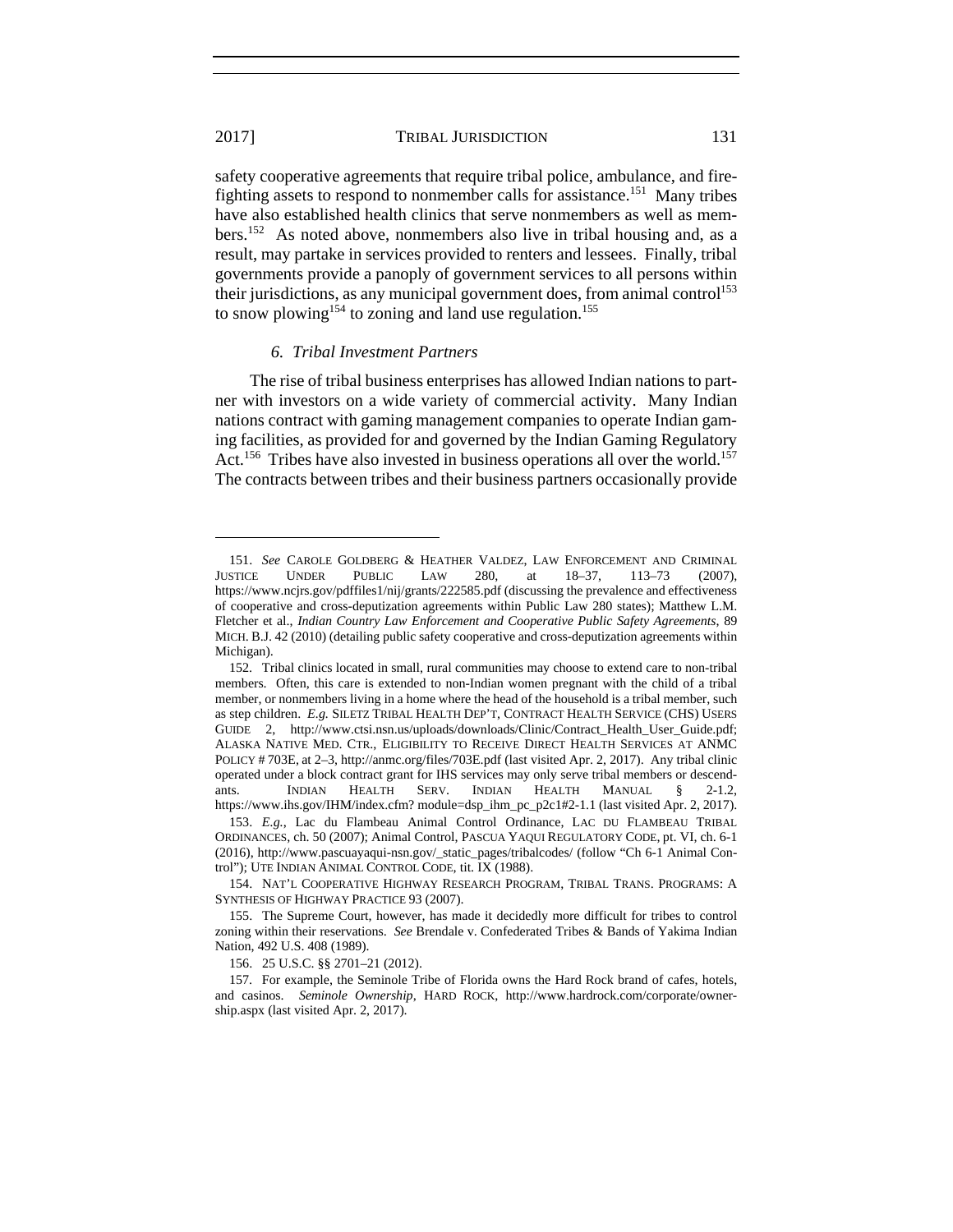safety cooperative agreements that require tribal police, ambulance, and fire-fighting assets to respond to nonmember calls for assistance.[151] Many tribes have also established health clinics that serve nonmembers as well as members.[152] As noted above, nonmembers also live in tribal housing and, as a result, may partake in services provided to renters and lessees. Finally, tribal governments provide a panoply of government services to all persons within their jurisdictions, as any municipal government does, from animal control[153] to snow plowing[154] to zoning and land use regulation.[155]

### 6. *Tribal Investment Partners*

The rise of tribal business enterprises has allowed Indian nations to partner with investors on a wide variety of commercial activity. Many Indian nations contract with gaming management companies to operate Indian gaming facilities, as provided for and governed by the Indian Gaming Regulatory Act.[156] Tribes have also invested in business operations all over the world.[157] The contracts between tribes and their business partners occasionally provide

---

151. *See* CAROLE GOLDBERG & HEATHER VALDEZ, LAW ENFORCEMENT AND CRIMINAL JUSTICE UNDER PUBLIC LAW 280, at 18–37, 113–73 (2007), https://www.ncjrs.gov/pdffiles1/nij/grants/222585.pdf (discussing the prevalence and effectiveness of cooperative and cross-deputization agreements within Public Law 280 states); Matthew L.M. Fletcher et al., *Indian Country Law Enforcement and Cooperative Public Safety Agreements*, 89 MICH. B.J. 42 (2010) (detailing public safety cooperative and cross-deputization agreements within Michigan).

152. Tribal clinics located in small, rural communities may choose to extend care to non-tribal members. Often, this care is extended to non-Indian women pregnant with the child of a tribal member, or nonmembers living in a home where the head of the household is a tribal member, such as step children. *E.g.* SILETZ TRIBAL HEALTH DEP'T, CONTRACT HEALTH SERVICE (CHS) USERS GUIDE 2, http://www.ctsi.nsn.us/uploads/downloads/Clinic/Contract_Health_User_Guide.pdf; ALASKA NATIVE MED. CTR., ELIGIBILITY TO RECEIVE DIRECT HEALTH SERVICES AT ANMC POLICY # 703E, at 2–3, http://anmc.org/files/703E.pdf (last visited Apr. 2, 2017). Any tribal clinic operated under a block contract grant for IHS services may only serve tribal members or descendants. INDIAN HEALTH SERV. INDIAN HEALTH MANUAL § 2-1.2, https://www.ihs.gov/IHM/index.cfm? module=dsp_ihm_pc_p2c1#2-1.1 (last visited Apr. 2, 2017).

153. *E.g.*, Lac du Flambeau Animal Control Ordinance, LAC DU FLAMBEAU TRIBAL ORDINANCES, ch. 50 (2007); Animal Control, PASCUA YAQUI REGULATORY CODE, pt. VI, ch. 6-1 (2016), http://www.pascuayaqui-nsn.gov/_static_pages/tribalcodes/ (follow "Ch 6-1 Animal Control"); UTE INDIAN ANIMAL CONTROL CODE, tit. IX (1988).

154. NAT'L COOPERATIVE HIGHWAY RESEARCH PROGRAM, TRIBAL TRANS. PROGRAMS: A SYNTHESIS OF HIGHWAY PRACTICE 93 (2007).

155. The Supreme Court, however, has made it decidedly more difficult for tribes to control zoning within their reservations. *See* Brendale v. Confederated Tribes & Bands of Yakima Indian Nation, 492 U.S. 408 (1989).

156. 25 U.S.C. §§ 2701–21 (2012).

157. For example, the Seminole Tribe of Florida owns the Hard Rock brand of cafes, hotels, and casinos. *Seminole Ownership*, HARD ROCK, http://www.hardrock.com/corporate/ownership.aspx (last visited Apr. 2, 2017).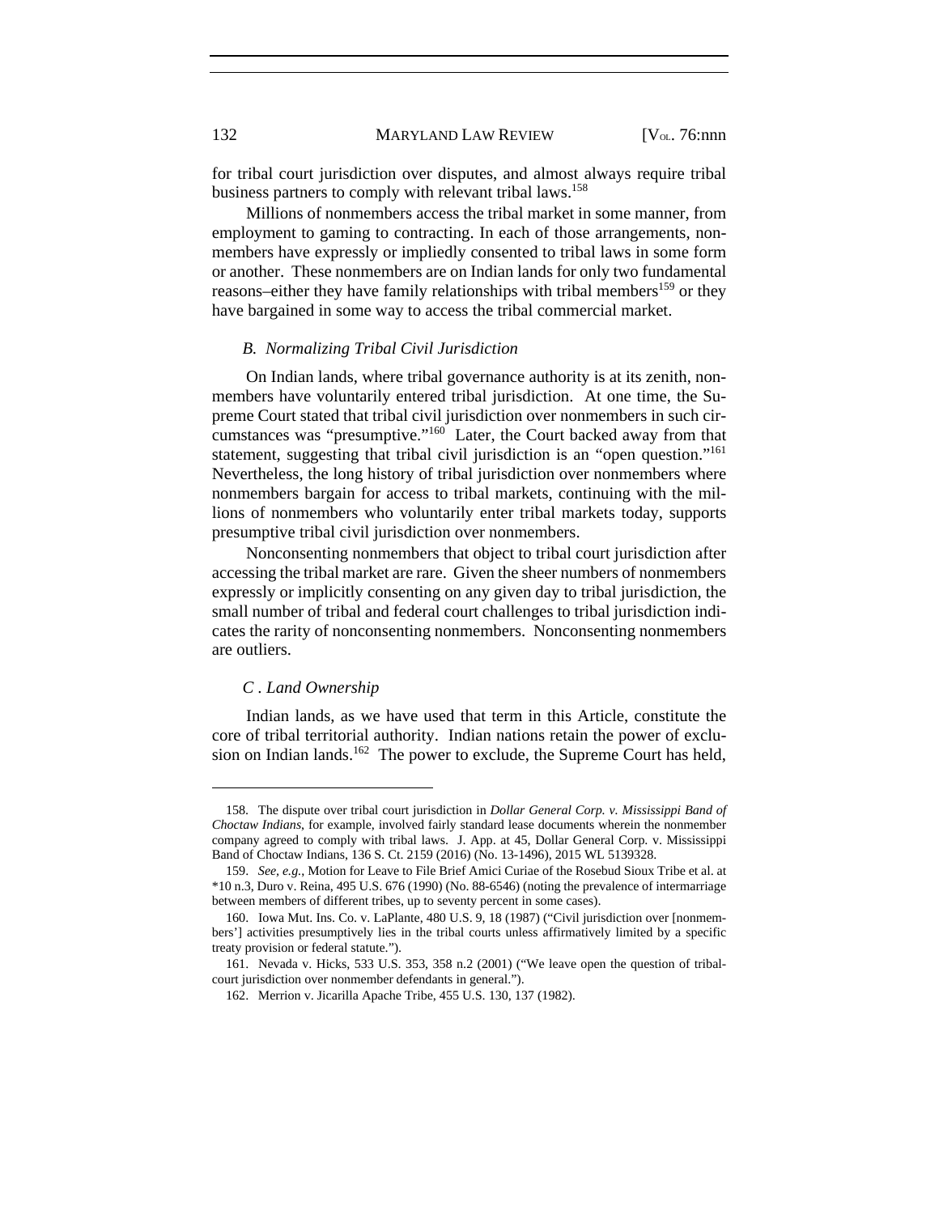for tribal court jurisdiction over disputes, and almost always require tribal business partners to comply with relevant tribal laws.[158]

Millions of nonmembers access the tribal market in some manner, from employment to gaming to contracting. In each of those arrangements, nonmembers have expressly or impliedly consented to tribal laws in some form or another. These nonmembers are on Indian lands for only two fundamental reasons–either they have family relationships with tribal members[159] or they have bargained in some way to access the tribal commercial market.

### *B. Normalizing Tribal Civil Jurisdiction*

On Indian lands, where tribal governance authority is at its zenith, nonmembers have voluntarily entered tribal jurisdiction. At one time, the Supreme Court stated that tribal civil jurisdiction over nonmembers in such circumstances was "presumptive."[160] Later, the Court backed away from that statement, suggesting that tribal civil jurisdiction is an "open question."[161] Nevertheless, the long history of tribal jurisdiction over nonmembers where nonmembers bargain for access to tribal markets, continuing with the millions of nonmembers who voluntarily enter tribal markets today, supports presumptive tribal civil jurisdiction over nonmembers.

Nonconsenting nonmembers that object to tribal court jurisdiction after accessing the tribal market are rare. Given the sheer numbers of nonmembers expressly or implicitly consenting on any given day to tribal jurisdiction, the small number of tribal and federal court challenges to tribal jurisdiction indicates the rarity of nonconsenting nonmembers. Nonconsenting nonmembers are outliers.

### *C . Land Ownership*

Indian lands, as we have used that term in this Article, constitute the core of tribal territorial authority. Indian nations retain the power of exclusion on Indian lands.[162] The power to exclude, the Supreme Court has held,

---

158. The dispute over tribal court jurisdiction in *Dollar General Corp. v. Mississippi Band of Choctaw Indians*, for example, involved fairly standard lease documents wherein the nonmember company agreed to comply with tribal laws. J. App. at 45, Dollar General Corp. v. Mississippi Band of Choctaw Indians, 136 S. Ct. 2159 (2016) (No. 13-1496), 2015 WL 5139328.

159. *See, e.g.*, Motion for Leave to File Brief Amici Curiae of the Rosebud Sioux Tribe et al. at *10 n.3, Duro v. Reina, 495 U.S. 676 (1990) (No. 88-6546) (noting the prevalence of intermarriage between members of different tribes, up to seventy percent in some cases).

160. Iowa Mut. Ins. Co. v. LaPlante, 480 U.S. 9, 18 (1987) ("Civil jurisdiction over [nonmembers'] activities presumptively lies in the tribal courts unless affirmatively limited by a specific treaty provision or federal statute.").

161. Nevada v. Hicks, 533 U.S. 353, 358 n.2 (2001) ("We leave open the question of tribal-court jurisdiction over nonmember defendants in general.").

162. Merrion v. Jicarilla Apache Tribe, 455 U.S. 130, 137 (1982).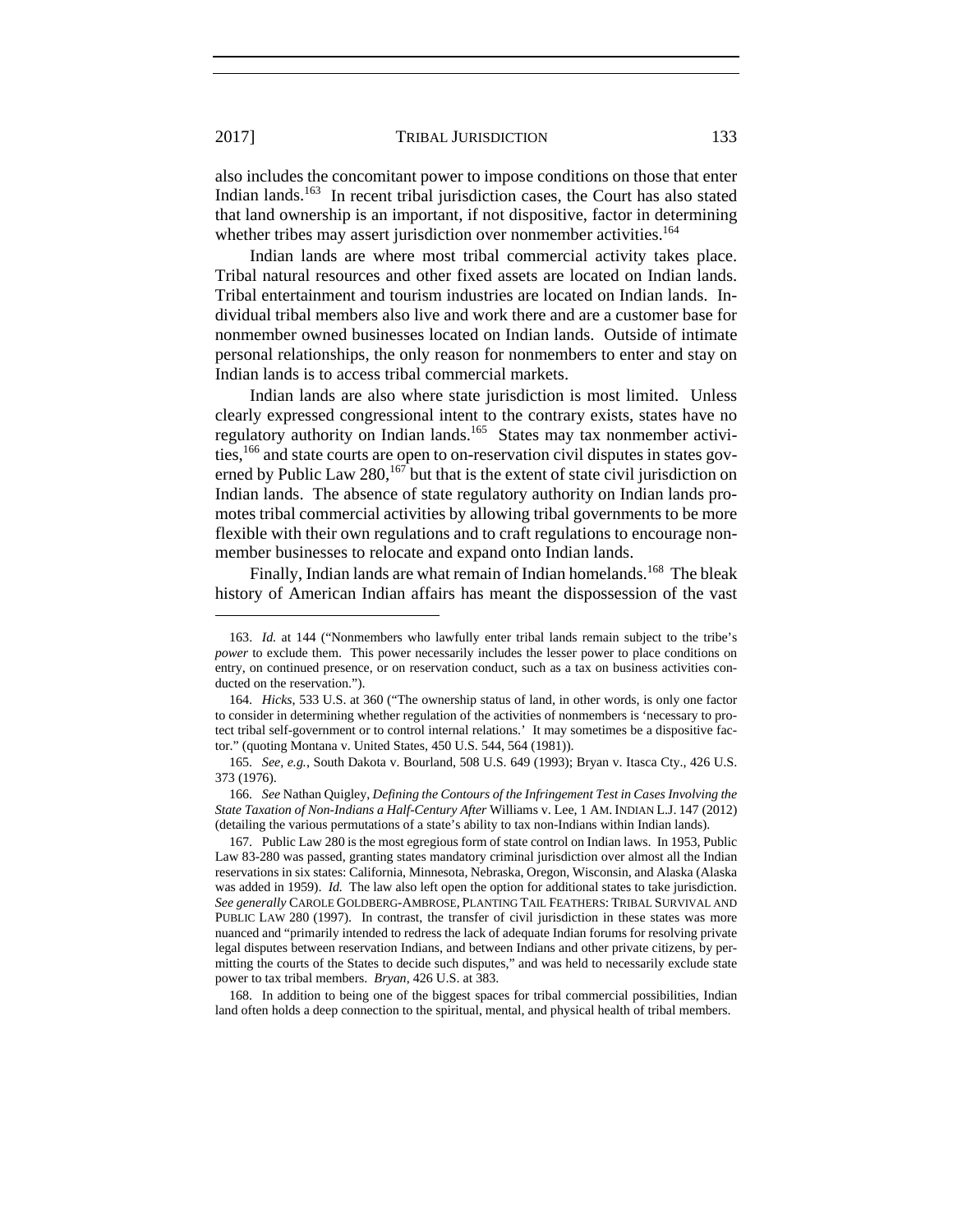also includes the concomitant power to impose conditions on those that enter Indian lands.[163] In recent tribal jurisdiction cases, the Court has also stated that land ownership is an important, if not dispositive, factor in determining whether tribes may assert jurisdiction over nonmember activities.[164]

Indian lands are where most tribal commercial activity takes place. Tribal natural resources and other fixed assets are located on Indian lands. Tribal entertainment and tourism industries are located on Indian lands. Individual tribal members also live and work there and are a customer base for nonmember owned businesses located on Indian lands. Outside of intimate personal relationships, the only reason for nonmembers to enter and stay on Indian lands is to access tribal commercial markets.

Indian lands are also where state jurisdiction is most limited. Unless clearly expressed congressional intent to the contrary exists, states have no regulatory authority on Indian lands.[165] States may tax nonmember activities,[166] and state courts are open to on-reservation civil disputes in states governed by Public Law 280,[167] but that is the extent of state civil jurisdiction on Indian lands. The absence of state regulatory authority on Indian lands promotes tribal commercial activities by allowing tribal governments to be more flexible with their own regulations and to craft regulations to encourage nonmember businesses to relocate and expand onto Indian lands.

Finally, Indian lands are what remain of Indian homelands.[168] The bleak history of American Indian affairs has meant the dispossession of the vast

---

163. *Id.* at 144 ("Nonmembers who lawfully enter tribal lands remain subject to the tribe's *power* to exclude them. This power necessarily includes the lesser power to place conditions on entry, on continued presence, or on reservation conduct, such as a tax on business activities conducted on the reservation.").

164. *Hicks*, 533 U.S. at 360 ("The ownership status of land, in other words, is only one factor to consider in determining whether regulation of the activities of nonmembers is 'necessary to protect tribal self-government or to control internal relations.' It may sometimes be a dispositive factor." (quoting Montana v. United States, 450 U.S. 544, 564 (1981)).

165. *See, e.g.*, South Dakota v. Bourland, 508 U.S. 649 (1993); Bryan v. Itasca Cty., 426 U.S. 373 (1976).

166. *See* Nathan Quigley, *Defining the Contours of the Infringement Test in Cases Involving the State Taxation of Non-Indians a Half-Century After* Williams v. Lee, 1 AM. INDIAN L.J. 147 (2012) (detailing the various permutations of a state's ability to tax non-Indians within Indian lands).

167. Public Law 280 is the most egregious form of state control on Indian laws. In 1953, Public Law 83-280 was passed, granting states mandatory criminal jurisdiction over almost all the Indian reservations in six states: California, Minnesota, Nebraska, Oregon, Wisconsin, and Alaska (Alaska was added in 1959). *Id.* The law also left open the option for additional states to take jurisdiction. *See generally* CAROLE GOLDBERG-AMBROSE, PLANTING TAIL FEATHERS: TRIBAL SURVIVAL AND PUBLIC LAW 280 (1997). In contrast, the transfer of civil jurisdiction in these states was more nuanced and "primarily intended to redress the lack of adequate Indian forums for resolving private legal disputes between reservation Indians, and between Indians and other private citizens, by permitting the courts of the States to decide such disputes," and was held to necessarily exclude state power to tax tribal members. *Bryan*, 426 U.S. at 383.

168. In addition to being one of the biggest spaces for tribal commercial possibilities, Indian land often holds a deep connection to the spiritual, mental, and physical health of tribal members.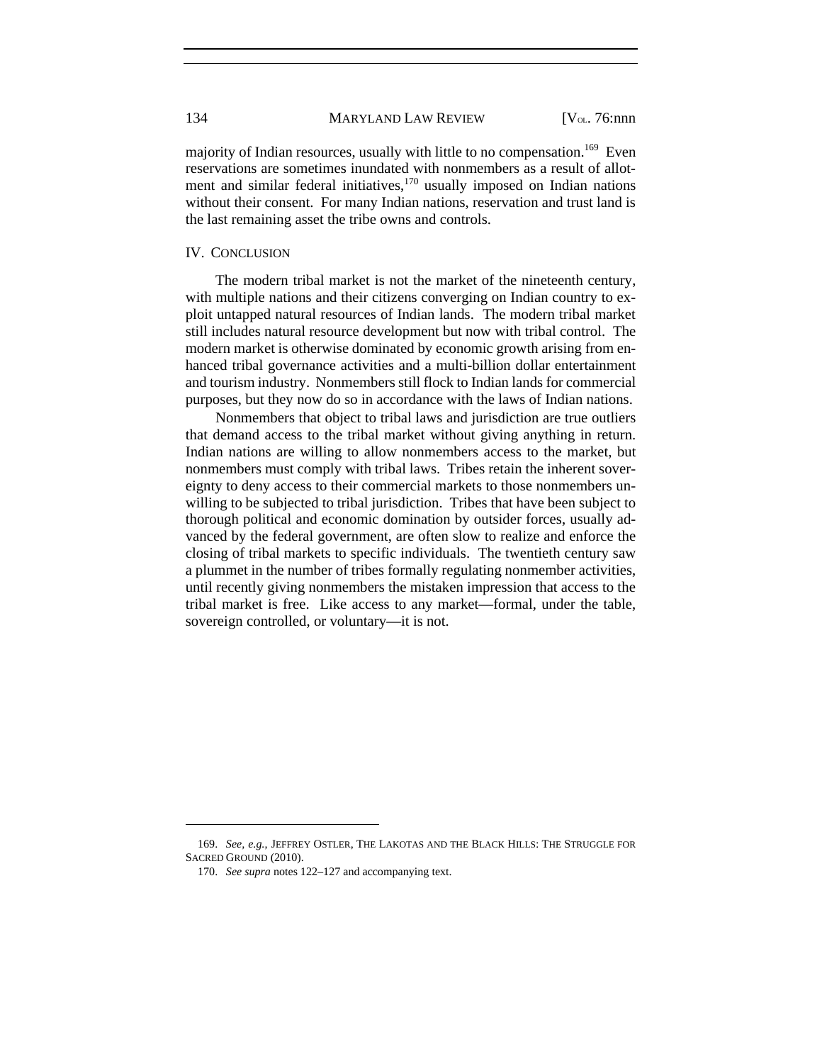majority of Indian resources, usually with little to no compensation.[169] Even reservations are sometimes inundated with nonmembers as a result of allotment and similar federal initiatives,[170] usually imposed on Indian nations without their consent. For many Indian nations, reservation and trust land is the last remaining asset the tribe owns and controls.

## IV. CONCLUSION

The modern tribal market is not the market of the nineteenth century, with multiple nations and their citizens converging on Indian country to exploit untapped natural resources of Indian lands. The modern tribal market still includes natural resource development but now with tribal control. The modern market is otherwise dominated by economic growth arising from enhanced tribal governance activities and a multi-billion dollar entertainment and tourism industry. Nonmembers still flock to Indian lands for commercial purposes, but they now do so in accordance with the laws of Indian nations.

Nonmembers that object to tribal laws and jurisdiction are true outliers that demand access to the tribal market without giving anything in return. Indian nations are willing to allow nonmembers access to the market, but nonmembers must comply with tribal laws. Tribes retain the inherent sovereignty to deny access to their commercial markets to those nonmembers unwilling to be subjected to tribal jurisdiction. Tribes that have been subject to thorough political and economic domination by outsider forces, usually advanced by the federal government, are often slow to realize and enforce the closing of tribal markets to specific individuals. The twentieth century saw a plummet in the number of tribes formally regulating nonmember activities, until recently giving nonmembers the mistaken impression that access to the tribal market is free. Like access to any market—formal, under the table, sovereign controlled, or voluntary—it is not.

---

169. *See, e.g.*, JEFFREY OSTLER, THE LAKOTAS AND THE BLACK HILLS: THE STRUGGLE FOR SACRED GROUND (2010).

170. *See supra* notes 122–127 and accompanying text.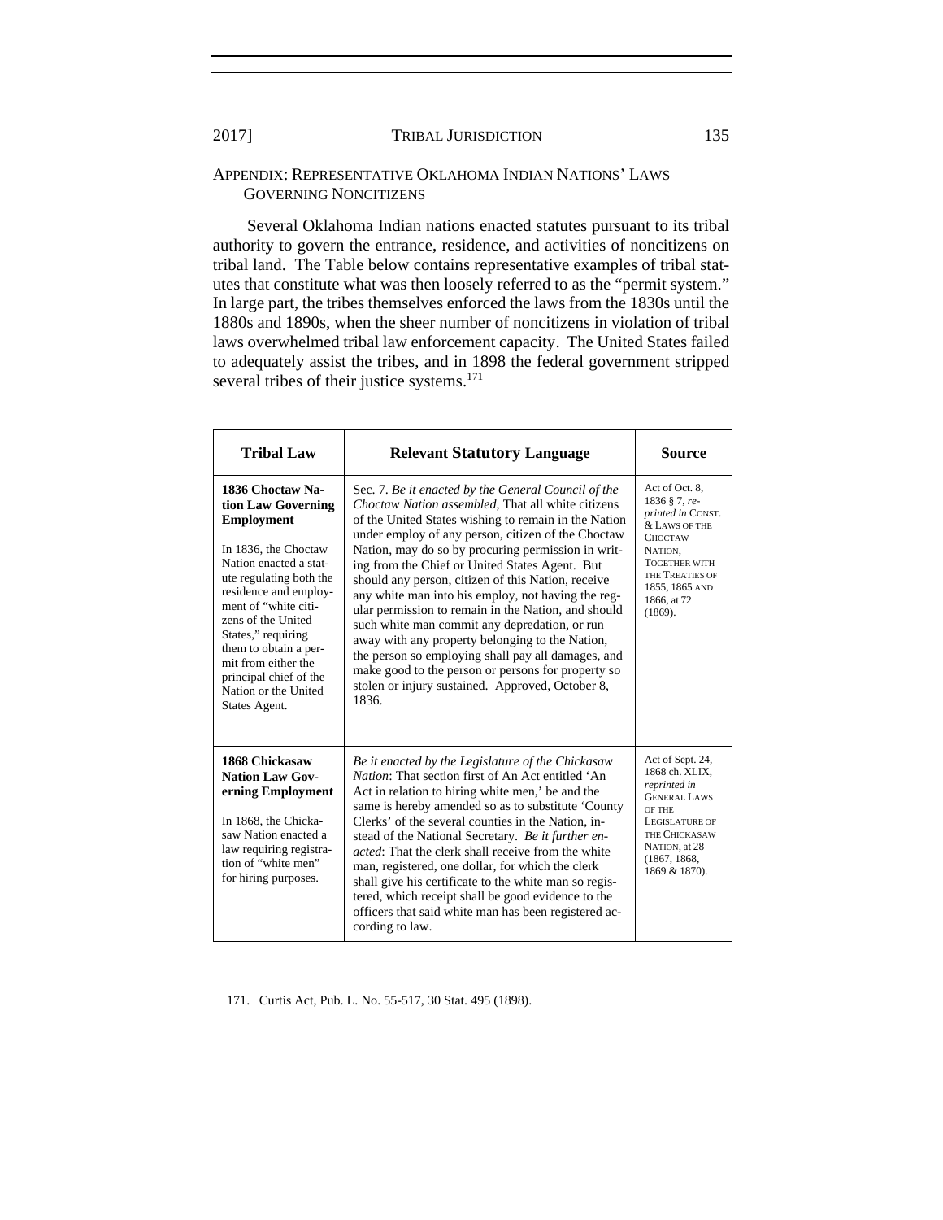## APPENDIX: REPRESENTATIVE OKLAHOMA INDIAN NATIONS' LAWS GOVERNING NONCITIZENS

Several Oklahoma Indian nations enacted statutes pursuant to its tribal authority to govern the entrance, residence, and activities of noncitizens on tribal land. The Table below contains representative examples of tribal statutes that constitute what was then loosely referred to as the "permit system." In large part, the tribes themselves enforced the laws from the 1830s until the 1880s and 1890s, when the sheer number of noncitizens in violation of tribal laws overwhelmed tribal law enforcement capacity. The United States failed to adequately assist the tribes, and in 1898 the federal government stripped several tribes of their justice systems.[171]

| Tribal Law | Relevant Statutory Language | Source |
|---|---|---|
| **1836 Choctaw Nation Law Governing Employment**<br><br>In 1836, the Choctaw Nation enacted a statute regulating both the residence and employment of "white citizens of the United States," requiring them to obtain a permit from either the principal chief of the Nation or the United States Agent. | Sec. 7. *Be it enacted by the General Council of the Choctaw Nation assembled,* That all white citizens of the United States wishing to remain in the Nation under employ of any person, citizen of the Choctaw Nation, may do so by procuring permission in writing from the Chief or United States Agent. But should any person, citizen of this Nation, receive any white man into his employ, not having the regular permission to remain in the Nation, and should such white man commit any depredation, or run away with any property belonging to the Nation, the person so employing shall pay all damages, and make good to the person or persons for property so stolen or injury sustained. Approved, October 8, 1836. | Act of Oct. 8, 1836 § 7, *reprinted in* CONST. & LAWS OF THE CHOCTAW NATION, TOGETHER WITH THE TREATIES OF 1855, 1865 AND 1866, at 72 (1869). |
| **1868 Chickasaw Nation Law Governing Employment**<br><br>In 1868, the Chickasaw Nation enacted a law requiring registration of "white men" for hiring purposes. | *Be it enacted by the Legislature of the Chickasaw Nation*: That section first of An Act entitled 'An Act in relation to hiring white men,' be and the same is hereby amended so as to substitute 'County Clerks' of the several counties in the Nation, instead of the National Secretary. *Be it further enacted*: That the clerk shall receive from the white man, registered, one dollar, for which the clerk shall give his certificate to the white man so registered, which receipt shall be good evidence to the officers that said white man has been registered according to law. | Act of Sept. 24, 1868 ch. XLIX, *reprinted in* GENERAL LAWS OF THE LEGISLATURE OF THE CHICKASAW NATION, at 28 (1867, 1868, 1869 & 1870). |

171. Curtis Act, Pub. L. No. 55-517, 30 Stat. 495 (1898).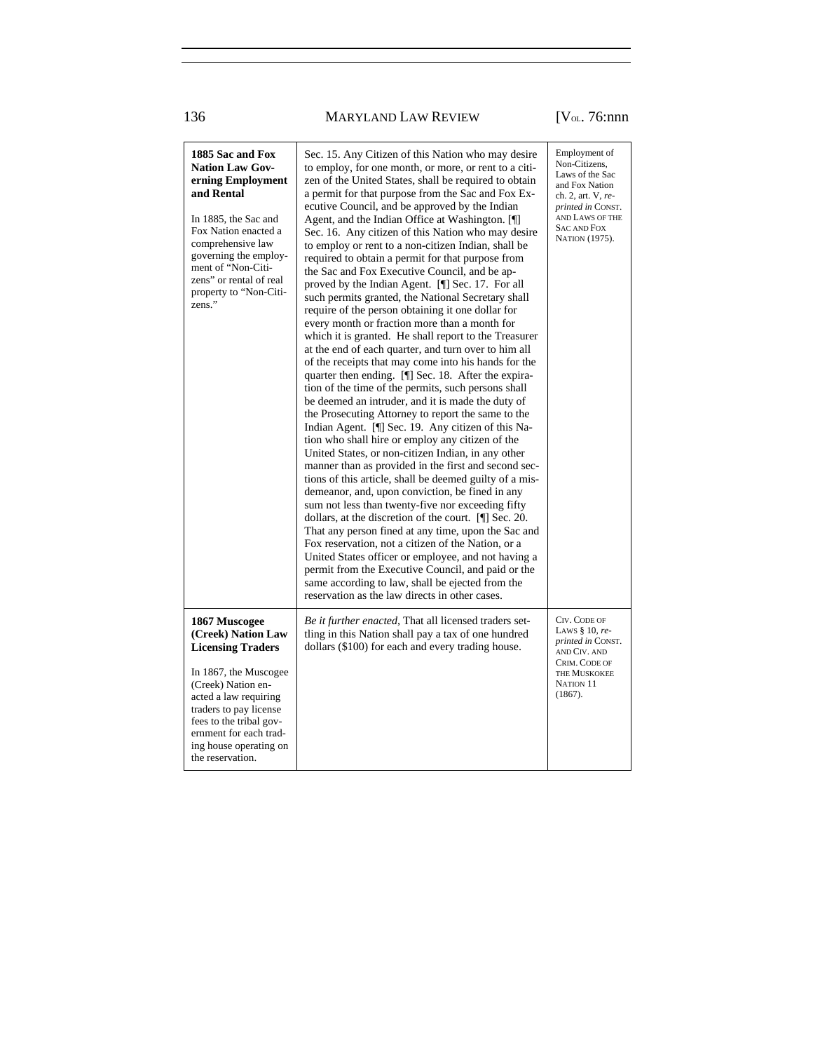| | | |
|---|---|---|
| **1885 Sac and Fox Nation Law Governing Employment and Rental**<br><br>In 1885, the Sac and Fox Nation enacted a comprehensive law governing the employment of "Non-Citizens" or rental of real property to "Non-Citizens." | Sec. 15. Any Citizen of this Nation who may desire to employ, for one month, or more, or rent to a citizen of the United States, shall be required to obtain a permit for that purpose from the Sac and Fox Executive Council, and be approved by the Indian Agent, and the Indian Office at Washington. [¶] Sec. 16. Any citizen of this Nation who may desire to employ or rent to a non-citizen Indian, shall be required to obtain a permit for that purpose from the Sac and Fox Executive Council, and be approved by the Indian Agent. [¶] Sec. 17. For all such permits granted, the National Secretary shall require of the person obtaining it one dollar for every month or fraction more than a month for which it is granted. He shall report to the Treasurer at the end of each quarter, and turn over to him all of the receipts that may come into his hands for the quarter then ending. [¶] Sec. 18. After the expiration of the time of the permits, such persons shall be deemed an intruder, and it is made the duty of the Prosecuting Attorney to report the same to the Indian Agent. [¶] Sec. 19. Any citizen of this Nation who shall hire or employ any citizen of the United States, or non-citizen Indian, in any other manner than as provided in the first and second sections of this article, shall be deemed guilty of a misdemeanor, and, upon conviction, be fined in any sum not less than twenty-five nor exceeding fifty dollars, at the discretion of the court. [¶] Sec. 20. That any person fined at any time, upon the Sac and Fox reservation, not a citizen of the Nation, or a United States officer or employee, and not having a permit from the Executive Council, and paid or the same according to law, shall be ejected from the reservation as the law directs in other cases. | Employment of Non-Citizens, Laws of the Sac and Fox Nation ch. 2, art. V, *reprinted in* CONST. AND LAWS OF THE SAC AND FOX NATION (1975). |
| **1867 Muscogee (Creek) Nation Law Licensing Traders**<br><br>In 1867, the Muscogee (Creek) Nation enacted a law requiring traders to pay license fees to the tribal government for each trading house operating on the reservation. | *Be it further enacted*, That all licensed traders settling in this Nation shall pay a tax of one hundred dollars ($100) for each and every trading house. | CIV. CODE OF LAWS § 10, *reprinted in* CONST. AND CIV. AND CRIM. CODE OF THE MUSKOKEE NATION 11 (1867). |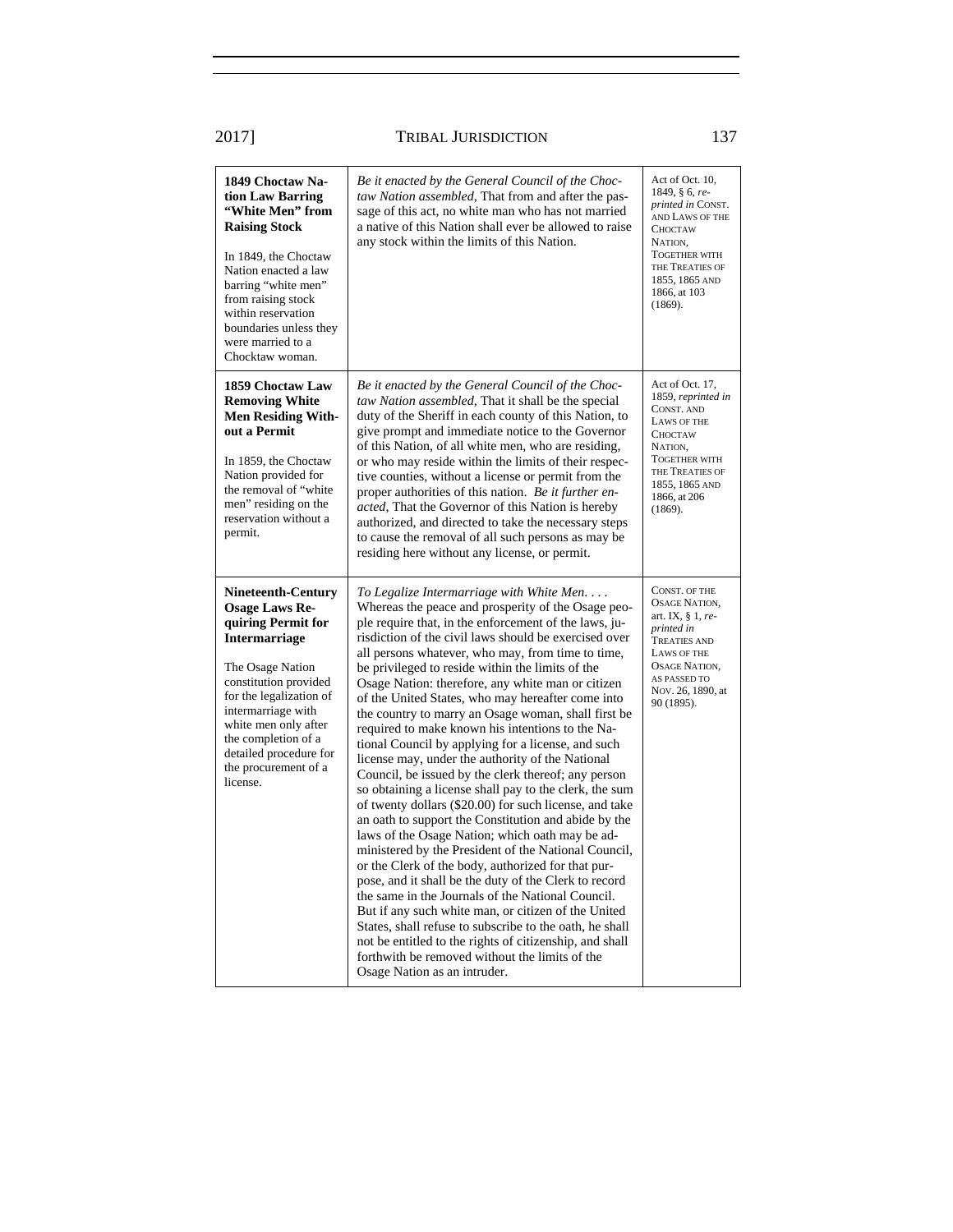| | | |
|---|---|---|
| **1849 Choctaw Nation Law Barring "White Men" from Raising Stock**<br><br>In 1849, the Choctaw Nation enacted a law barring "white men" from raising stock within reservation boundaries unless they were married to a Chocktaw woman. | *Be it enacted by the General Council of the Choctaw Nation assembled*, That from and after the passage of this act, no white man who has not married a native of this Nation shall ever be allowed to raise any stock within the limits of this Nation. | Act of Oct. 10, 1849, § 6, *reprinted in* CONST. AND LAWS OF THE CHOCTAW NATION, TOGETHER WITH THE TREATIES OF 1855, 1865 AND 1866, at 103 (1869). |
| **1859 Choctaw Law Removing White Men Residing Without a Permit**<br><br>In 1859, the Choctaw Nation provided for the removal of "white men" residing on the reservation without a permit. | *Be it enacted by the General Council of the Choctaw Nation assembled*, That it shall be the special duty of the Sheriff in each county of this Nation, to give prompt and immediate notice to the Governor of this Nation, of all white men, who are residing, or who may reside within the limits of their respective counties, without a license or permit from the proper authorities of this nation. *Be it further enacted*, That the Governor of this Nation is hereby authorized, and directed to take the necessary steps to cause the removal of all such persons as may be residing here without any license, or permit. | Act of Oct. 17, 1859, *reprinted in* CONST. AND LAWS OF THE CHOCTAW NATION, TOGETHER WITH THE TREATIES OF 1855, 1865 AND 1866, at 206 (1869). |
| **Nineteenth-Century Osage Laws Requiring Permit for Intermarriage**<br><br>The Osage Nation constitution provided for the legalization of intermarriage with white men only after the completion of a detailed procedure for the procurement of a license. | *To Legalize Intermarriage with White Men. . . .* Whereas the peace and prosperity of the Osage people require that, in the enforcement of the laws, jurisdiction of the civil laws should be exercised over all persons whatever, who may, from time to time, be privileged to reside within the limits of the Osage Nation: therefore, any white man or citizen of the United States, who may hereafter come into the country to marry an Osage woman, shall first be required to make known his intentions to the National Council by applying for a license, and such license may, under the authority of the National Council, be issued by the clerk thereof; any person so obtaining a license shall pay to the clerk, the sum of twenty dollars ($20.00) for such license, and take an oath to support the Constitution and abide by the laws of the Osage Nation; which oath may be administered by the President of the National Council, or the Clerk of the body, authorized for that purpose, and it shall be the duty of the Clerk to record the same in the Journals of the National Council. But if any such white man, or citizen of the United States, shall refuse to subscribe to the oath, he shall not be entitled to the rights of citizenship, and shall forthwith be removed without the limits of the Osage Nation as an intruder. | CONST. OF THE OSAGE NATION, art. IX, § 1, *reprinted in* TREATIES AND LAWS OF THE OSAGE NATION, AS PASSED TO NOV. 26, 1890, at 90 (1895). |